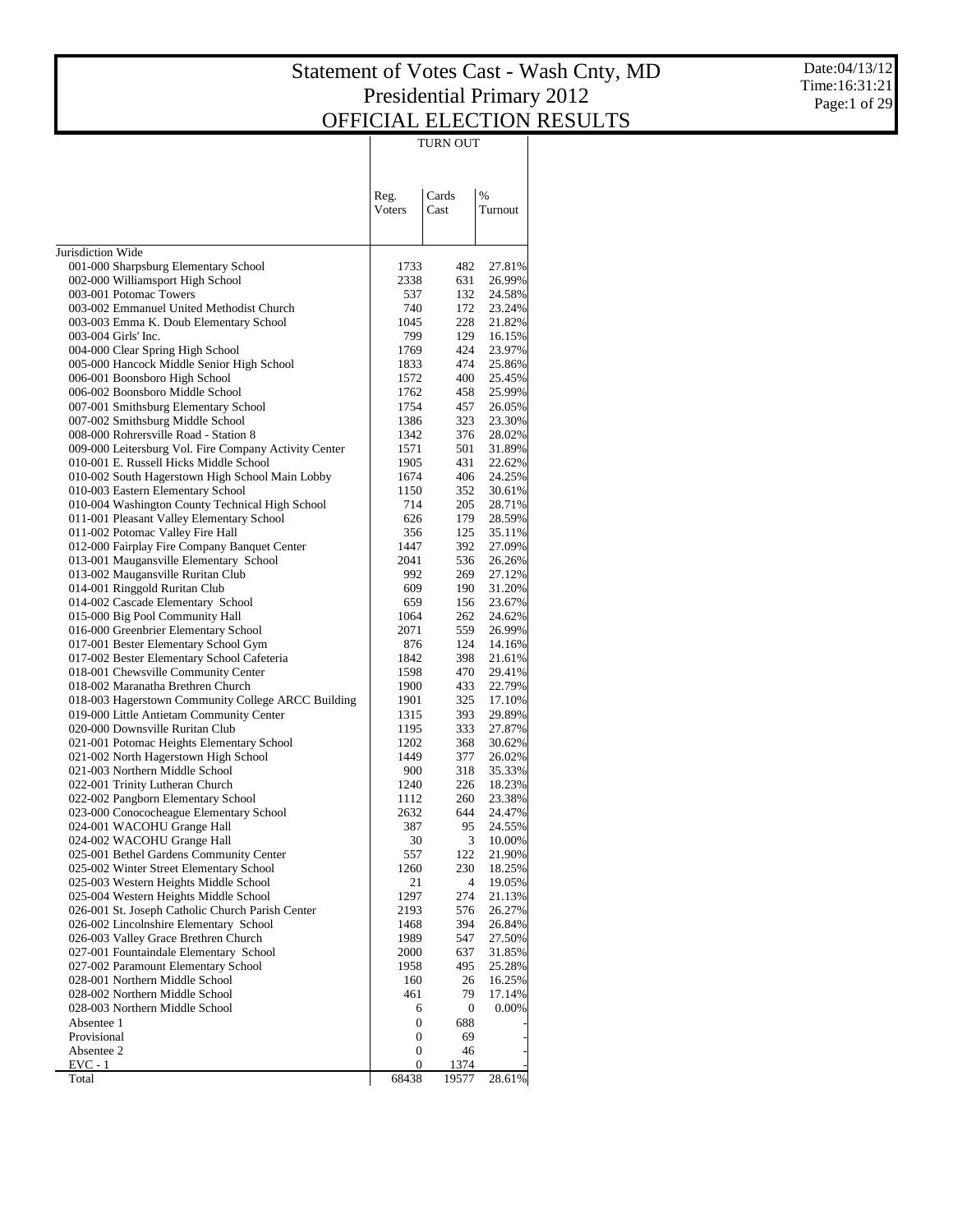# Statement of Votes Cast - Wash Cnty, MD
## Presidential Primary 2012
## OFFICIAL ELECTION RESULTS

Date:04/13/12
Time:16:31:21

| | TURN OUT | | |
|---|---|---|---|
| | Reg. Voters | Cards Cast | % Turnout |
| Jurisdiction Wide | | | |
| 001-000 Sharpsburg Elementary School | 1733 | 482 | 27.81% |
| 002-000 Williamsport High School | 2338 | 631 | 26.99% |
| 003-001 Potomac Towers | 537 | 132 | 24.58% |
| 003-002 Emmanuel United Methodist Church | 740 | 172 | 23.24% |
| 003-003 Emma K. Doub Elementary School | 1045 | 228 | 21.82% |
| 003-004 Girls' Inc. | 799 | 129 | 16.15% |
| 004-000 Clear Spring High School | 1769 | 424 | 23.97% |
| 005-000 Hancock Middle Senior High School | 1833 | 474 | 25.86% |
| 006-001 Boonsboro High School | 1572 | 400 | 25.45% |
| 006-002 Boonsboro Middle School | 1762 | 458 | 25.99% |
| 007-001 Smithsburg Elementary School | 1754 | 457 | 26.05% |
| 007-002 Smithsburg Middle School | 1386 | 323 | 23.30% |
| 008-000 Rohrersville Road - Station 8 | 1342 | 376 | 28.02% |
| 009-000 Leitersburg Vol. Fire Company Activity Center | 1571 | 501 | 31.89% |
| 010-001 E. Russell Hicks Middle School | 1905 | 431 | 22.62% |
| 010-002 South Hagerstown High School Main Lobby | 1674 | 406 | 24.25% |
| 010-003 Eastern Elementary School | 1150 | 352 | 30.61% |
| 010-004 Washington County Technical High School | 714 | 205 | 28.71% |
| 011-001 Pleasant Valley Elementary School | 626 | 179 | 28.59% |
| 011-002 Potomac Valley Fire Hall | 356 | 125 | 35.11% |
| 012-000 Fairplay Fire Company Banquet Center | 1447 | 392 | 27.09% |
| 013-001 Maugansville Elementary School | 2041 | 536 | 26.26% |
| 013-002 Maugansville Ruritan Club | 992 | 269 | 27.12% |
| 014-001 Ringgold Ruritan Club | 609 | 190 | 31.20% |
| 014-002 Cascade Elementary School | 659 | 156 | 23.67% |
| 015-000 Big Pool Community Hall | 1064 | 262 | 24.62% |
| 016-000 Greenbrier Elementary School | 2071 | 559 | 26.99% |
| 017-001 Bester Elementary School Gym | 876 | 124 | 14.16% |
| 017-002 Bester Elementary School Cafeteria | 1842 | 398 | 21.61% |
| 018-001 Chewsville Community Center | 1598 | 470 | 29.41% |
| 018-002 Maranatha Brethren Church | 1900 | 433 | 22.79% |
| 018-003 Hagerstown Community College ARCC Building | 1901 | 325 | 17.10% |
| 019-000 Little Antietam Community Center | 1315 | 393 | 29.89% |
| 020-000 Downsville Ruritan Club | 1195 | 333 | 27.87% |
| 021-001 Potomac Heights Elementary School | 1202 | 368 | 30.62% |
| 021-002 North Hagerstown High School | 1449 | 377 | 26.02% |
| 021-003 Northern Middle School | 900 | 318 | 35.33% |
| 022-001 Trinity Lutheran Church | 1240 | 226 | 18.23% |
| 022-002 Pangborn Elementary School | 1112 | 260 | 23.38% |
| 023-000 Conococheague Elementary School | 2632 | 644 | 24.47% |
| 024-001 WACOHU Grange Hall | 387 | 95 | 24.55% |
| 024-002 WACOHU Grange Hall | 30 | 3 | 10.00% |
| 025-001 Bethel Gardens Community Center | 557 | 122 | 21.90% |
| 025-002 Winter Street Elementary School | 1260 | 230 | 18.25% |
| 025-003 Western Heights Middle School | 21 | 4 | 19.05% |
| 025-004 Western Heights Middle School | 1297 | 274 | 21.13% |
| 026-001 St. Joseph Catholic Church Parish Center | 2193 | 576 | 26.27% |
| 026-002 Lincolnshire Elementary School | 1468 | 394 | 26.84% |
| 026-003 Valley Grace Brethren Church | 1989 | 547 | 27.50% |
| 027-001 Fountaindale Elementary School | 2000 | 637 | 31.85% |
| 027-002 Paramount Elementary School | 1958 | 495 | 25.28% |
| 028-001 Northern Middle School | 160 | 26 | 16.25% |
| 028-002 Northern Middle School | 461 | 79 | 17.14% |
| 028-003 Northern Middle School | 6 | 0 | 0.00% |
| Absentee 1 | 0 | 688 | - |
| Provisional | 0 | 69 | - |
| Absentee 2 | 0 | 46 | - |
| EVC - 1 | 0 | 1374 | - |
| Total | 68438 | 19577 | 28.61% |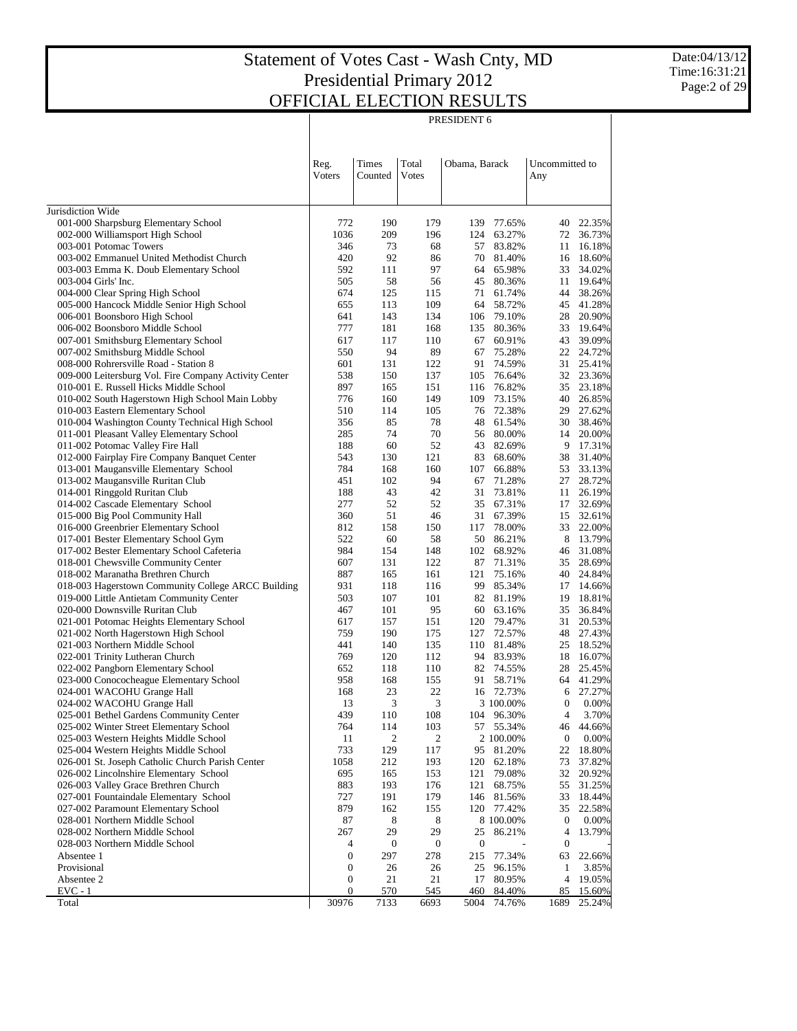# Statement of Votes Cast - Wash Cnty, MD
## Presidential Primary 2012
## OFFICIAL ELECTION RESULTS

Date:04/13/12
Time:16:31:21

PRESIDENT 6

| | Reg. Voters | Times Counted | Total Votes | Obama, Barack | | Uncommitted to Any | |
|---|---|---|---|---|---|---|---|
| Jurisdiction Wide | | | | | | | |
| 001-000 Sharpsburg Elementary School | 772 | 190 | 179 | 139 | 77.65% | 40 | 22.35% |
| 002-000 Williamsport High School | 1036 | 209 | 196 | 124 | 63.27% | 72 | 36.73% |
| 003-001 Potomac Towers | 346 | 73 | 68 | 57 | 83.82% | 11 | 16.18% |
| 003-002 Emmanuel United Methodist Church | 420 | 92 | 86 | 70 | 81.40% | 16 | 18.60% |
| 003-003 Emma K. Doub Elementary School | 592 | 111 | 97 | 64 | 65.98% | 33 | 34.02% |
| 003-004 Girls' Inc. | 505 | 58 | 56 | 45 | 80.36% | 11 | 19.64% |
| 004-000 Clear Spring High School | 674 | 125 | 115 | 71 | 61.74% | 44 | 38.26% |
| 005-000 Hancock Middle Senior High School | 655 | 113 | 109 | 64 | 58.72% | 45 | 41.28% |
| 006-001 Boonsboro High School | 641 | 143 | 134 | 106 | 79.10% | 28 | 20.90% |
| 006-002 Boonsboro Middle School | 777 | 181 | 168 | 135 | 80.36% | 33 | 19.64% |
| 007-001 Smithsburg Elementary School | 617 | 117 | 110 | 67 | 60.91% | 43 | 39.09% |
| 007-002 Smithsburg Middle School | 550 | 94 | 89 | 67 | 75.28% | 22 | 24.72% |
| 008-000 Rohrersville Road - Station 8 | 601 | 131 | 122 | 91 | 74.59% | 31 | 25.41% |
| 009-000 Leitersburg Vol. Fire Company Activity Center | 538 | 150 | 137 | 105 | 76.64% | 32 | 23.36% |
| 010-001 E. Russell Hicks Middle School | 897 | 165 | 151 | 116 | 76.82% | 35 | 23.18% |
| 010-002 South Hagerstown High School Main Lobby | 776 | 160 | 149 | 109 | 73.15% | 40 | 26.85% |
| 010-003 Eastern Elementary School | 510 | 114 | 105 | 76 | 72.38% | 29 | 27.62% |
| 010-004 Washington County Technical High School | 356 | 85 | 78 | 48 | 61.54% | 30 | 38.46% |
| 011-001 Pleasant Valley Elementary School | 285 | 74 | 70 | 56 | 80.00% | 14 | 20.00% |
| 011-002 Potomac Valley Fire Hall | 188 | 60 | 52 | 43 | 82.69% | 9 | 17.31% |
| 012-000 Fairplay Fire Company Banquet Center | 543 | 130 | 121 | 83 | 68.60% | 38 | 31.40% |
| 013-001 Maugansville Elementary School | 784 | 168 | 160 | 107 | 66.88% | 53 | 33.13% |
| 013-002 Maugansville Ruritan Club | 451 | 102 | 94 | 67 | 71.28% | 27 | 28.72% |
| 014-001 Ringgold Ruritan Club | 188 | 43 | 42 | 31 | 73.81% | 11 | 26.19% |
| 014-002 Cascade Elementary School | 277 | 52 | 52 | 35 | 67.31% | 17 | 32.69% |
| 015-000 Big Pool Community Hall | 360 | 51 | 46 | 31 | 67.39% | 15 | 32.61% |
| 016-000 Greenbrier Elementary School | 812 | 158 | 150 | 117 | 78.00% | 33 | 22.00% |
| 017-001 Bester Elementary School Gym | 522 | 60 | 58 | 50 | 86.21% | 8 | 13.79% |
| 017-002 Bester Elementary School Cafeteria | 984 | 154 | 148 | 102 | 68.92% | 46 | 31.08% |
| 018-001 Chewsville Community Center | 607 | 131 | 122 | 87 | 71.31% | 35 | 28.69% |
| 018-002 Maranatha Brethren Church | 887 | 165 | 161 | 121 | 75.16% | 40 | 24.84% |
| 018-003 Hagerstown Community College ARCC Building | 931 | 118 | 116 | 99 | 85.34% | 17 | 14.66% |
| 019-000 Little Antietam Community Center | 503 | 107 | 101 | 82 | 81.19% | 19 | 18.81% |
| 020-000 Downsville Ruritan Club | 467 | 101 | 95 | 60 | 63.16% | 35 | 36.84% |
| 021-001 Potomac Heights Elementary School | 617 | 157 | 151 | 120 | 79.47% | 31 | 20.53% |
| 021-002 North Hagerstown High School | 759 | 190 | 175 | 127 | 72.57% | 48 | 27.43% |
| 021-003 Northern Middle School | 441 | 140 | 135 | 110 | 81.48% | 25 | 18.52% |
| 022-001 Trinity Lutheran Church | 769 | 120 | 112 | 94 | 83.93% | 18 | 16.07% |
| 022-002 Pangborn Elementary School | 652 | 118 | 110 | 82 | 74.55% | 28 | 25.45% |
| 023-000 Conococheague Elementary School | 958 | 168 | 155 | 91 | 58.71% | 64 | 41.29% |
| 024-001 WACOHU Grange Hall | 168 | 23 | 22 | 16 | 72.73% | 6 | 27.27% |
| 024-002 WACOHU Grange Hall | 13 | 3 | 3 | 3 | 100.00% | 0 | 0.00% |
| 025-001 Bethel Gardens Community Center | 439 | 110 | 108 | 104 | 96.30% | 4 | 3.70% |
| 025-002 Winter Street Elementary School | 764 | 114 | 103 | 57 | 55.34% | 46 | 44.66% |
| 025-003 Western Heights Middle School | 11 | 2 | 2 | 2 | 100.00% | 0 | 0.00% |
| 025-004 Western Heights Middle School | 733 | 129 | 117 | 95 | 81.20% | 22 | 18.80% |
| 026-001 St. Joseph Catholic Church Parish Center | 1058 | 212 | 193 | 120 | 62.18% | 73 | 37.82% |
| 026-002 Lincolnshire Elementary School | 695 | 165 | 153 | 121 | 79.08% | 32 | 20.92% |
| 026-003 Valley Grace Brethren Church | 883 | 193 | 176 | 121 | 68.75% | 55 | 31.25% |
| 027-001 Fountaindale Elementary School | 727 | 191 | 179 | 146 | 81.56% | 33 | 18.44% |
| 027-002 Paramount Elementary School | 879 | 162 | 155 | 120 | 77.42% | 35 | 22.58% |
| 028-001 Northern Middle School | 87 | 8 | 8 | 8 | 100.00% | 0 | 0.00% |
| 028-002 Northern Middle School | 267 | 29 | 29 | 25 | 86.21% | 4 | 13.79% |
| 028-003 Northern Middle School | 4 | 0 | 0 | 0 | - | 0 | - |
| Absentee 1 | 0 | 297 | 278 | 215 | 77.34% | 63 | 22.66% |
| Provisional | 0 | 26 | 26 | 25 | 96.15% | 1 | 3.85% |
| Absentee 2 | 0 | 21 | 21 | 17 | 80.95% | 4 | 19.05% |
| EVC - 1 | 0 | 570 | 545 | 460 | 84.40% | 85 | 15.60% |
| Total | 30976 | 7133 | 6693 | 5004 | 74.76% | 1689 | 25.24% |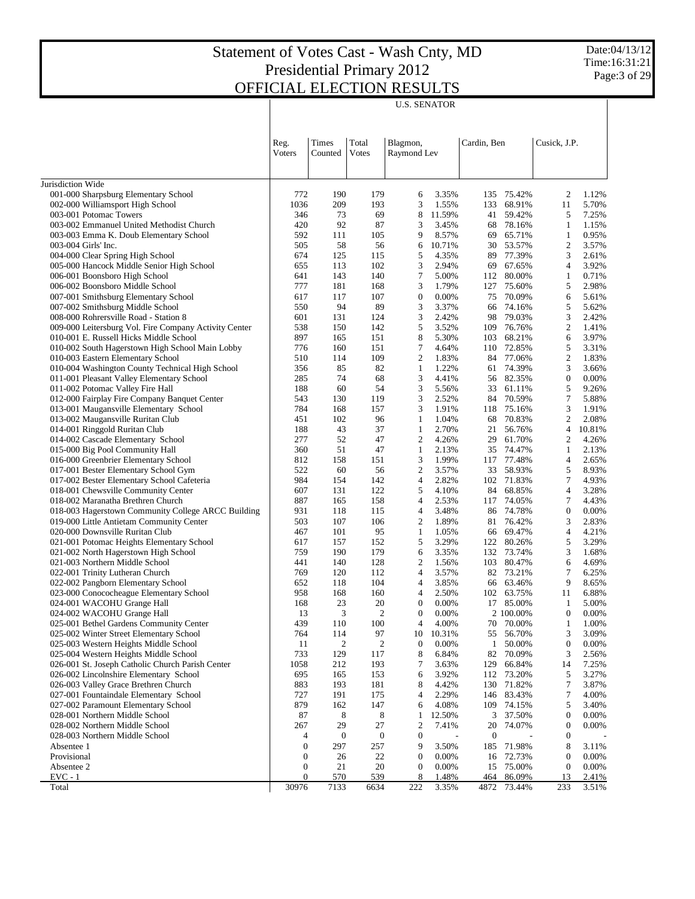# Statement of Votes Cast - Wash Cnty, MD
# Presidential Primary 2012
# OFFICIAL ELECTION RESULTS

Date:04/13/12
Time:16:31:21

## U.S. SENATOR

| | Reg. Voters | Times Counted | Total Votes | Blagmon, Raymond Lev | | Cardin, Ben | | Cusick, J.P. | |
|---|---|---|---|---|---|---|---|---|---|
| Jurisdiction Wide | | | | | | | | | |
| 001-000 Sharpsburg Elementary School | 772 | 190 | 179 | 6 | 3.35% | 135 | 75.42% | 2 | 1.12% |
| 002-000 Williamsport High School | 1036 | 209 | 193 | 3 | 1.55% | 133 | 68.91% | 11 | 5.70% |
| 003-001 Potomac Towers | 346 | 73 | 69 | 8 | 11.59% | 41 | 59.42% | 5 | 7.25% |
| 003-002 Emmanuel United Methodist Church | 420 | 92 | 87 | 3 | 3.45% | 68 | 78.16% | 1 | 1.15% |
| 003-003 Emma K. Doub Elementary School | 592 | 111 | 105 | 9 | 8.57% | 69 | 65.71% | 1 | 0.95% |
| 003-004 Girls' Inc. | 505 | 58 | 56 | 6 | 10.71% | 30 | 53.57% | 2 | 3.57% |
| 004-000 Clear Spring High School | 674 | 125 | 115 | 5 | 4.35% | 89 | 77.39% | 3 | 2.61% |
| 005-000 Hancock Middle Senior High School | 655 | 113 | 102 | 3 | 2.94% | 69 | 67.65% | 4 | 3.92% |
| 006-001 Boonsboro High School | 641 | 143 | 140 | 7 | 5.00% | 112 | 80.00% | 1 | 0.71% |
| 006-002 Boonsboro Middle School | 777 | 181 | 168 | 3 | 1.79% | 127 | 75.60% | 5 | 2.98% |
| 007-001 Smithsburg Elementary School | 617 | 117 | 107 | 0 | 0.00% | 75 | 70.09% | 6 | 5.61% |
| 007-002 Smithsburg Middle School | 550 | 94 | 89 | 3 | 3.37% | 66 | 74.16% | 5 | 5.62% |
| 008-000 Rohrersville Road - Station 8 | 601 | 131 | 124 | 3 | 2.42% | 98 | 79.03% | 3 | 2.42% |
| 009-000 Leitersburg Vol. Fire Company Activity Center | 538 | 150 | 142 | 5 | 3.52% | 109 | 76.76% | 2 | 1.41% |
| 010-001 E. Russell Hicks Middle School | 897 | 165 | 151 | 8 | 5.30% | 103 | 68.21% | 6 | 3.97% |
| 010-002 South Hagerstown High School Main Lobby | 776 | 160 | 151 | 7 | 4.64% | 110 | 72.85% | 5 | 3.31% |
| 010-003 Eastern Elementary School | 510 | 114 | 109 | 2 | 1.83% | 84 | 77.06% | 2 | 1.83% |
| 010-004 Washington County Technical High School | 356 | 85 | 82 | 1 | 1.22% | 61 | 74.39% | 3 | 3.66% |
| 011-001 Pleasant Valley Elementary School | 285 | 74 | 68 | 3 | 4.41% | 56 | 82.35% | 0 | 0.00% |
| 011-002 Potomac Valley Fire Hall | 188 | 60 | 54 | 3 | 5.56% | 33 | 61.11% | 5 | 9.26% |
| 012-000 Fairplay Fire Company Banquet Center | 543 | 130 | 119 | 3 | 2.52% | 84 | 70.59% | 7 | 5.88% |
| 013-001 Maugansville Elementary School | 784 | 168 | 157 | 3 | 1.91% | 118 | 75.16% | 3 | 1.91% |
| 013-002 Maugansville Ruritan Club | 451 | 102 | 96 | 1 | 1.04% | 68 | 70.83% | 2 | 2.08% |
| 014-001 Ringgold Ruritan Club | 188 | 43 | 37 | 1 | 2.70% | 21 | 56.76% | 4 | 10.81% |
| 014-002 Cascade Elementary School | 277 | 52 | 47 | 2 | 4.26% | 29 | 61.70% | 2 | 4.26% |
| 015-000 Big Pool Community Hall | 360 | 51 | 47 | 1 | 2.13% | 35 | 74.47% | 1 | 2.13% |
| 016-000 Greenbrier Elementary School | 812 | 158 | 151 | 3 | 1.99% | 117 | 77.48% | 4 | 2.65% |
| 017-001 Bester Elementary School Gym | 522 | 60 | 56 | 2 | 3.57% | 33 | 58.93% | 5 | 8.93% |
| 017-002 Bester Elementary School Cafeteria | 984 | 154 | 142 | 4 | 2.82% | 102 | 71.83% | 7 | 4.93% |
| 018-001 Chewsville Community Center | 607 | 131 | 122 | 5 | 4.10% | 84 | 68.85% | 4 | 3.28% |
| 018-002 Maranatha Brethren Church | 887 | 165 | 158 | 4 | 2.53% | 117 | 74.05% | 7 | 4.43% |
| 018-003 Hagerstown Community College ARCC Building | 931 | 118 | 115 | 4 | 3.48% | 86 | 74.78% | 0 | 0.00% |
| 019-000 Little Antietam Community Center | 503 | 107 | 106 | 2 | 1.89% | 81 | 76.42% | 3 | 2.83% |
| 020-000 Downsville Ruritan Club | 467 | 101 | 95 | 1 | 1.05% | 66 | 69.47% | 4 | 4.21% |
| 021-001 Potomac Heights Elementary School | 617 | 157 | 152 | 5 | 3.29% | 122 | 80.26% | 5 | 3.29% |
| 021-002 North Hagerstown High School | 759 | 190 | 179 | 6 | 3.35% | 132 | 73.74% | 3 | 1.68% |
| 021-003 Northern Middle School | 441 | 140 | 128 | 2 | 1.56% | 103 | 80.47% | 6 | 4.69% |
| 022-001 Trinity Lutheran Church | 769 | 120 | 112 | 4 | 3.57% | 82 | 73.21% | 7 | 6.25% |
| 022-002 Pangborn Elementary School | 652 | 118 | 104 | 4 | 3.85% | 66 | 63.46% | 9 | 8.65% |
| 023-000 Conococheague Elementary School | 958 | 168 | 160 | 4 | 2.50% | 102 | 63.75% | 11 | 6.88% |
| 024-001 WACOHU Grange Hall | 168 | 23 | 20 | 0 | 0.00% | 17 | 85.00% | 1 | 5.00% |
| 024-002 WACOHU Grange Hall | 13 | 3 | 2 | 0 | 0.00% | 2 | 100.00% | 0 | 0.00% |
| 025-001 Bethel Gardens Community Center | 439 | 110 | 100 | 4 | 4.00% | 70 | 70.00% | 1 | 1.00% |
| 025-002 Winter Street Elementary School | 764 | 114 | 97 | 10 | 10.31% | 55 | 56.70% | 3 | 3.09% |
| 025-003 Western Heights Middle School | 11 | 2 | 2 | 0 | 0.00% | 1 | 50.00% | 0 | 0.00% |
| 025-004 Western Heights Middle School | 733 | 129 | 117 | 8 | 6.84% | 82 | 70.09% | 3 | 2.56% |
| 026-001 St. Joseph Catholic Church Parish Center | 1058 | 212 | 193 | 7 | 3.63% | 129 | 66.84% | 14 | 7.25% |
| 026-002 Lincolnshire Elementary School | 695 | 165 | 153 | 6 | 3.92% | 112 | 73.20% | 5 | 3.27% |
| 026-003 Valley Grace Brethren Church | 883 | 193 | 181 | 8 | 4.42% | 130 | 71.82% | 7 | 3.87% |
| 027-001 Fountaindale Elementary School | 727 | 191 | 175 | 4 | 2.29% | 146 | 83.43% | 7 | 4.00% |
| 027-002 Paramount Elementary School | 879 | 162 | 147 | 6 | 4.08% | 109 | 74.15% | 5 | 3.40% |
| 028-001 Northern Middle School | 87 | 8 | 8 | 1 | 12.50% | 3 | 37.50% | 0 | 0.00% |
| 028-002 Northern Middle School | 267 | 29 | 27 | 2 | 7.41% | 20 | 74.07% | 0 | 0.00% |
| 028-003 Northern Middle School | 4 | 0 | 0 | 0 | - | 0 | - | 0 | - |
| Absentee 1 | 0 | 297 | 257 | 9 | 3.50% | 185 | 71.98% | 8 | 3.11% |
| Provisional | 0 | 26 | 22 | 0 | 0.00% | 16 | 72.73% | 0 | 0.00% |
| Absentee 2 | 0 | 21 | 20 | 0 | 0.00% | 15 | 75.00% | 0 | 0.00% |
| EVC - 1 | 0 | 570 | 539 | 8 | 1.48% | 464 | 86.09% | 13 | 2.41% |
| Total | 30976 | 7133 | 6634 | 222 | 3.35% | 4872 | 73.44% | 233 | 3.51% |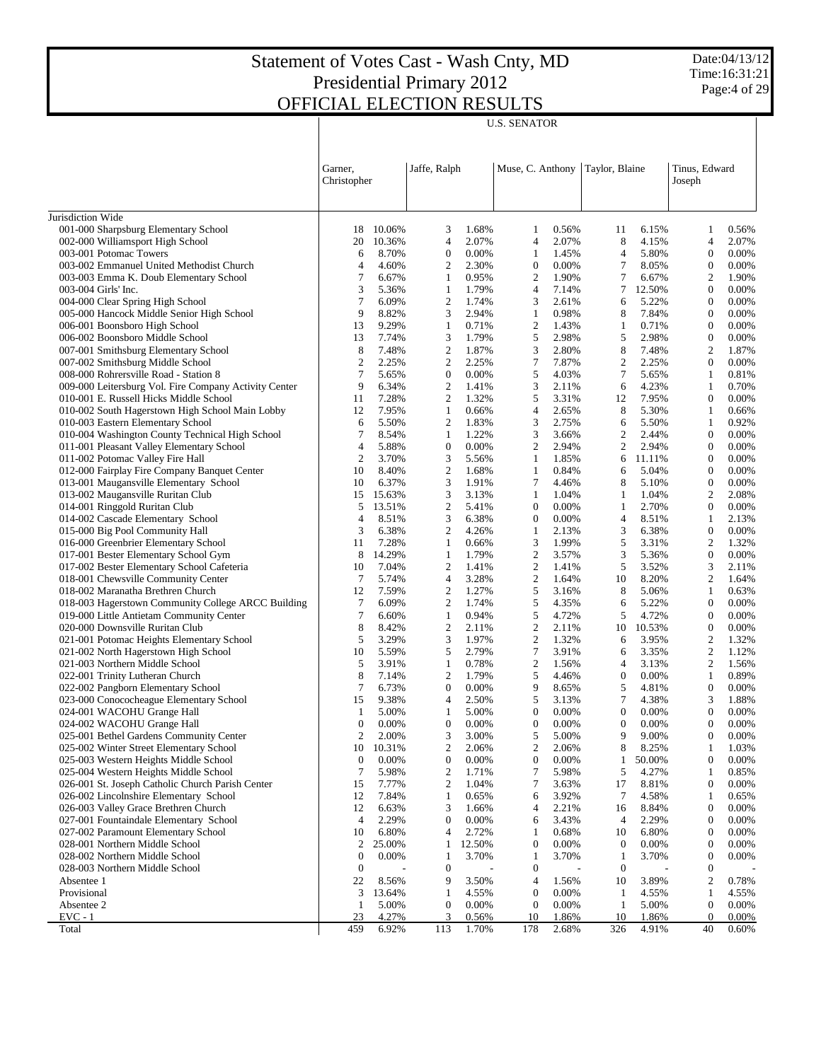# Statement of Votes Cast - Wash Cnty, MD
# Presidential Primary 2012
# OFFICIAL ELECTION RESULTS

Date:04/13/12
Time:16:31:21

## U.S. SENATOR

| | Garner, Christopher | | Jaffe, Ralph | | Muse, C. Anthony | | Taylor, Blaine | | Tinus, Edward Joseph | |
|---|---|---|---|---|---|---|---|---|---|---|
| Jurisdiction Wide | | | | | | | | | | |
| 001-000 Sharpsburg Elementary School | 18 | 10.06% | 3 | 1.68% | 1 | 0.56% | 11 | 6.15% | 1 | 0.56% |
| 002-000 Williamsport High School | 20 | 10.36% | 4 | 2.07% | 4 | 2.07% | 8 | 4.15% | 4 | 2.07% |
| 003-001 Potomac Towers | 6 | 8.70% | 0 | 0.00% | 1 | 1.45% | 4 | 5.80% | 0 | 0.00% |
| 003-002 Emmanuel United Methodist Church | 4 | 4.60% | 2 | 2.30% | 0 | 0.00% | 7 | 8.05% | 0 | 0.00% |
| 003-003 Emma K. Doub Elementary School | 7 | 6.67% | 1 | 0.95% | 2 | 1.90% | 7 | 6.67% | 2 | 1.90% |
| 003-004 Girls' Inc. | 3 | 5.36% | 1 | 1.79% | 4 | 7.14% | 7 | 12.50% | 0 | 0.00% |
| 004-000 Clear Spring High School | 7 | 6.09% | 2 | 1.74% | 3 | 2.61% | 6 | 5.22% | 0 | 0.00% |
| 005-000 Hancock Middle Senior High School | 9 | 8.82% | 3 | 2.94% | 1 | 0.98% | 8 | 7.84% | 0 | 0.00% |
| 006-001 Boonsboro High School | 13 | 9.29% | 1 | 0.71% | 2 | 1.43% | 1 | 0.71% | 0 | 0.00% |
| 006-002 Boonsboro Middle School | 13 | 7.74% | 3 | 1.79% | 5 | 2.98% | 5 | 2.98% | 0 | 0.00% |
| 007-001 Smithsburg Elementary School | 8 | 7.48% | 2 | 1.87% | 3 | 2.80% | 8 | 7.48% | 2 | 1.87% |
| 007-002 Smithsburg Middle School | 2 | 2.25% | 2 | 2.25% | 7 | 7.87% | 2 | 2.25% | 0 | 0.00% |
| 008-000 Rohrersville Road - Station 8 | 7 | 5.65% | 0 | 0.00% | 5 | 4.03% | 7 | 5.65% | 1 | 0.81% |
| 009-000 Leitersburg Vol. Fire Company Activity Center | 9 | 6.34% | 2 | 1.41% | 3 | 2.11% | 6 | 4.23% | 1 | 0.70% |
| 010-001 E. Russell Hicks Middle School | 11 | 7.28% | 2 | 1.32% | 5 | 3.31% | 12 | 7.95% | 0 | 0.00% |
| 010-002 South Hagerstown High School Main Lobby | 12 | 7.95% | 1 | 0.66% | 4 | 2.65% | 8 | 5.30% | 1 | 0.66% |
| 010-003 Eastern Elementary School | 6 | 5.50% | 2 | 1.83% | 3 | 2.75% | 6 | 5.50% | 1 | 0.92% |
| 010-004 Washington County Technical High School | 7 | 8.54% | 1 | 1.22% | 3 | 3.66% | 2 | 2.44% | 0 | 0.00% |
| 011-001 Pleasant Valley Elementary School | 4 | 5.88% | 0 | 0.00% | 2 | 2.94% | 2 | 2.94% | 0 | 0.00% |
| 011-002 Potomac Valley Fire Hall | 2 | 3.70% | 3 | 5.56% | 1 | 1.85% | 6 | 11.11% | 0 | 0.00% |
| 012-000 Fairplay Fire Company Banquet Center | 10 | 8.40% | 2 | 1.68% | 1 | 0.84% | 6 | 5.04% | 0 | 0.00% |
| 013-001 Maugansville Elementary School | 10 | 6.37% | 3 | 1.91% | 7 | 4.46% | 8 | 5.10% | 0 | 0.00% |
| 013-002 Maugansville Ruritan Club | 15 | 15.63% | 3 | 3.13% | 1 | 1.04% | 1 | 1.04% | 2 | 2.08% |
| 014-001 Ringgold Ruritan Club | 5 | 13.51% | 2 | 5.41% | 0 | 0.00% | 1 | 2.70% | 0 | 0.00% |
| 014-002 Cascade Elementary School | 4 | 8.51% | 3 | 6.38% | 0 | 0.00% | 4 | 8.51% | 1 | 2.13% |
| 015-000 Big Pool Community Hall | 3 | 6.38% | 2 | 4.26% | 1 | 2.13% | 3 | 6.38% | 0 | 0.00% |
| 016-000 Greenbrier Elementary School | 11 | 7.28% | 1 | 0.66% | 3 | 1.99% | 5 | 3.31% | 2 | 1.32% |
| 017-001 Bester Elementary School Gym | 8 | 14.29% | 1 | 1.79% | 2 | 3.57% | 3 | 5.36% | 0 | 0.00% |
| 017-002 Bester Elementary School Cafeteria | 10 | 7.04% | 2 | 1.41% | 2 | 1.41% | 5 | 3.52% | 3 | 2.11% |
| 018-001 Chewsville Community Center | 7 | 5.74% | 4 | 3.28% | 2 | 1.64% | 10 | 8.20% | 2 | 1.64% |
| 018-002 Maranatha Brethren Church | 12 | 7.59% | 2 | 1.27% | 5 | 3.16% | 8 | 5.06% | 1 | 0.63% |
| 018-003 Hagerstown Community College ARCC Building | 7 | 6.09% | 2 | 1.74% | 5 | 4.35% | 6 | 5.22% | 0 | 0.00% |
| 019-000 Little Antietam Community Center | 7 | 6.60% | 1 | 0.94% | 5 | 4.72% | 5 | 4.72% | 0 | 0.00% |
| 020-000 Downsville Ruritan Club | 8 | 8.42% | 2 | 2.11% | 2 | 2.11% | 10 | 10.53% | 0 | 0.00% |
| 021-001 Potomac Heights Elementary School | 5 | 3.29% | 3 | 1.97% | 2 | 1.32% | 6 | 3.95% | 2 | 1.32% |
| 021-002 North Hagerstown High School | 10 | 5.59% | 5 | 2.79% | 7 | 3.91% | 6 | 3.35% | 2 | 1.12% |
| 021-003 Northern Middle School | 5 | 3.91% | 1 | 0.78% | 2 | 1.56% | 4 | 3.13% | 2 | 1.56% |
| 022-001 Trinity Lutheran Church | 8 | 7.14% | 2 | 1.79% | 5 | 4.46% | 0 | 0.00% | 1 | 0.89% |
| 022-002 Pangborn Elementary School | 7 | 6.73% | 0 | 0.00% | 9 | 8.65% | 5 | 4.81% | 0 | 0.00% |
| 023-000 Conococheague Elementary School | 15 | 9.38% | 4 | 2.50% | 5 | 3.13% | 7 | 4.38% | 3 | 1.88% |
| 024-001 WACOHU Grange Hall | 1 | 5.00% | 1 | 5.00% | 0 | 0.00% | 0 | 0.00% | 0 | 0.00% |
| 024-002 WACOHU Grange Hall | 0 | 0.00% | 0 | 0.00% | 0 | 0.00% | 0 | 0.00% | 0 | 0.00% |
| 025-001 Bethel Gardens Community Center | 2 | 2.00% | 3 | 3.00% | 5 | 5.00% | 9 | 9.00% | 0 | 0.00% |
| 025-002 Winter Street Elementary School | 10 | 10.31% | 2 | 2.06% | 2 | 2.06% | 8 | 8.25% | 1 | 1.03% |
| 025-003 Western Heights Middle School | 0 | 0.00% | 0 | 0.00% | 0 | 0.00% | 1 | 50.00% | 0 | 0.00% |
| 025-004 Western Heights Middle School | 7 | 5.98% | 2 | 1.71% | 7 | 5.98% | 5 | 4.27% | 1 | 0.85% |
| 026-001 St. Joseph Catholic Church Parish Center | 15 | 7.77% | 2 | 1.04% | 7 | 3.63% | 17 | 8.81% | 0 | 0.00% |
| 026-002 Lincolnshire Elementary School | 12 | 7.84% | 1 | 0.65% | 6 | 3.92% | 7 | 4.58% | 1 | 0.65% |
| 026-003 Valley Grace Brethren Church | 12 | 6.63% | 3 | 1.66% | 4 | 2.21% | 16 | 8.84% | 0 | 0.00% |
| 027-001 Fountaindale Elementary School | 4 | 2.29% | 0 | 0.00% | 6 | 3.43% | 4 | 2.29% | 0 | 0.00% |
| 027-002 Paramount Elementary School | 10 | 6.80% | 4 | 2.72% | 1 | 0.68% | 10 | 6.80% | 0 | 0.00% |
| 028-001 Northern Middle School | 2 | 25.00% | 1 | 12.50% | 0 | 0.00% | 0 | 0.00% | 0 | 0.00% |
| 028-002 Northern Middle School | 0 | 0.00% | 1 | 3.70% | 1 | 3.70% | 1 | 3.70% | 0 | 0.00% |
| 028-003 Northern Middle School | 0 | - | 0 | - | 0 | - | 0 | - | 0 | - |
| Absentee 1 | 22 | 8.56% | 9 | 3.50% | 4 | 1.56% | 10 | 3.89% | 2 | 0.78% |
| Provisional | 3 | 13.64% | 1 | 4.55% | 0 | 0.00% | 1 | 4.55% | 1 | 4.55% |
| Absentee 2 | 1 | 5.00% | 0 | 0.00% | 0 | 0.00% | 1 | 5.00% | 0 | 0.00% |
| EVC - 1 | 23 | 4.27% | 3 | 0.56% | 10 | 1.86% | 10 | 1.86% | 0 | 0.00% |
| Total | 459 | 6.92% | 113 | 1.70% | 178 | 2.68% | 326 | 4.91% | 40 | 0.60% |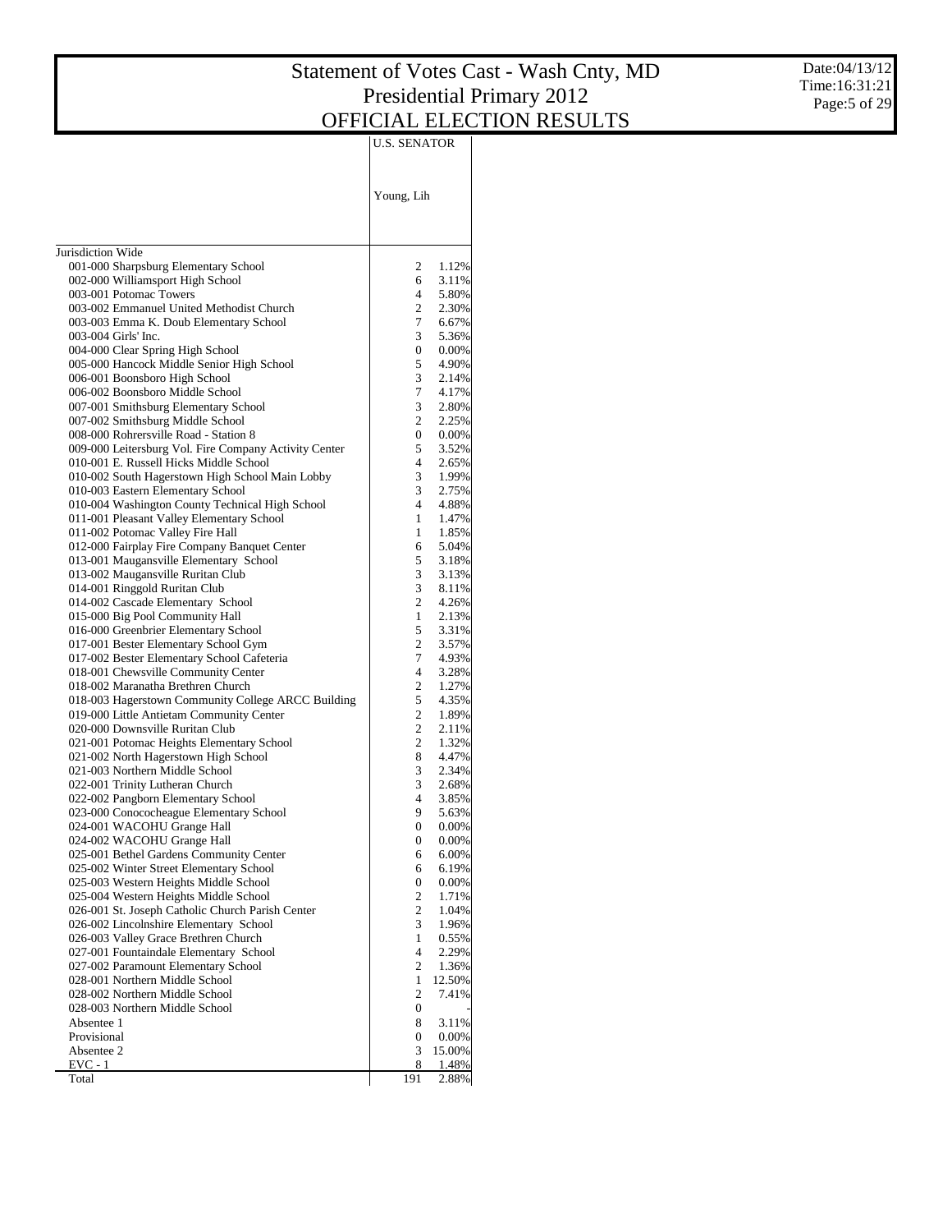# Statement of Votes Cast - Wash Cnty, MD
## Presidential Primary 2012
## OFFICIAL ELECTION RESULTS

Date:04/13/12
Time:16:31:21

| | U.S. SENATOR | |
|---|---|---|
| | Young, Lih | |
| Jurisdiction Wide | | |
| 001-000 Sharpsburg Elementary School | 2 | 1.12% |
| 002-000 Williamsport High School | 6 | 3.11% |
| 003-001 Potomac Towers | 4 | 5.80% |
| 003-002 Emmanuel United Methodist Church | 2 | 2.30% |
| 003-003 Emma K. Doub Elementary School | 7 | 6.67% |
| 003-004 Girls' Inc. | 3 | 5.36% |
| 004-000 Clear Spring High School | 0 | 0.00% |
| 005-000 Hancock Middle Senior High School | 5 | 4.90% |
| 006-001 Boonsboro High School | 3 | 2.14% |
| 006-002 Boonsboro Middle School | 7 | 4.17% |
| 007-001 Smithsburg Elementary School | 3 | 2.80% |
| 007-002 Smithsburg Middle School | 2 | 2.25% |
| 008-000 Rohrersville Road - Station 8 | 0 | 0.00% |
| 009-000 Leitersburg Vol. Fire Company Activity Center | 5 | 3.52% |
| 010-001 E. Russell Hicks Middle School | 4 | 2.65% |
| 010-002 South Hagerstown High School Main Lobby | 3 | 1.99% |
| 010-003 Eastern Elementary School | 3 | 2.75% |
| 010-004 Washington County Technical High School | 4 | 4.88% |
| 011-001 Pleasant Valley Elementary School | 1 | 1.47% |
| 011-002 Potomac Valley Fire Hall | 1 | 1.85% |
| 012-000 Fairplay Fire Company Banquet Center | 6 | 5.04% |
| 013-001 Maugansville Elementary School | 5 | 3.18% |
| 013-002 Maugansville Ruritan Club | 3 | 3.13% |
| 014-001 Ringgold Ruritan Club | 3 | 8.11% |
| 014-002 Cascade Elementary School | 2 | 4.26% |
| 015-000 Big Pool Community Hall | 1 | 2.13% |
| 016-000 Greenbrier Elementary School | 5 | 3.31% |
| 017-001 Bester Elementary School Gym | 2 | 3.57% |
| 017-002 Bester Elementary School Cafeteria | 7 | 4.93% |
| 018-001 Chewsville Community Center | 4 | 3.28% |
| 018-002 Maranatha Brethren Church | 2 | 1.27% |
| 018-003 Hagerstown Community College ARCC Building | 5 | 4.35% |
| 019-000 Little Antietam Community Center | 2 | 1.89% |
| 020-000 Downsville Ruritan Club | 2 | 2.11% |
| 021-001 Potomac Heights Elementary School | 2 | 1.32% |
| 021-002 North Hagerstown High School | 8 | 4.47% |
| 021-003 Northern Middle School | 3 | 2.34% |
| 022-001 Trinity Lutheran Church | 3 | 2.68% |
| 022-002 Pangborn Elementary School | 4 | 3.85% |
| 023-000 Conococheague Elementary School | 9 | 5.63% |
| 024-001 WACOHU Grange Hall | 0 | 0.00% |
| 024-002 WACOHU Grange Hall | 0 | 0.00% |
| 025-001 Bethel Gardens Community Center | 6 | 6.00% |
| 025-002 Winter Street Elementary School | 6 | 6.19% |
| 025-003 Western Heights Middle School | 0 | 0.00% |
| 025-004 Western Heights Middle School | 2 | 1.71% |
| 026-001 St. Joseph Catholic Church Parish Center | 2 | 1.04% |
| 026-002 Lincolnshire Elementary School | 3 | 1.96% |
| 026-003 Valley Grace Brethren Church | 1 | 0.55% |
| 027-001 Fountaindale Elementary School | 4 | 2.29% |
| 027-002 Paramount Elementary School | 2 | 1.36% |
| 028-001 Northern Middle School | 1 | 12.50% |
| 028-002 Northern Middle School | 2 | 7.41% |
| 028-003 Northern Middle School | 0 | - |
| Absentee 1 | 8 | 3.11% |
| Provisional | 0 | 0.00% |
| Absentee 2 | 3 | 15.00% |
| EVC - 1 | 8 | 1.48% |
| Total | 191 | 2.88% |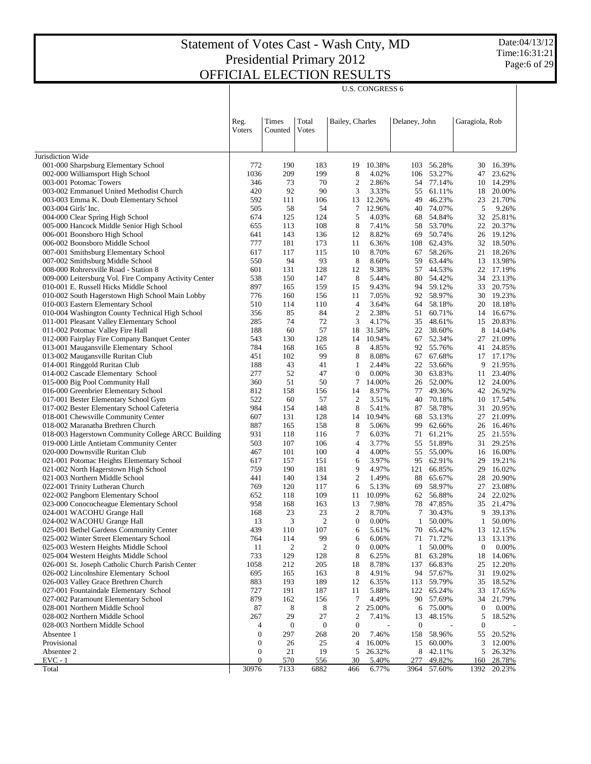# Statement of Votes Cast - Wash Cnty, MD
# Presidential Primary 2012
# OFFICIAL ELECTION RESULTS

Date:04/13/12
Time:16:31:21

## U.S. CONGRESS 6

| | Reg. Voters | Times Counted | Total Votes | Bailey, Charles | | Delaney, John | | Garagiola, Rob | |
|---|---|---|---|---|---|---|---|---|---|
| Jurisdiction Wide | | | | | | | | | |
| 001-000 Sharpsburg Elementary School | 772 | 190 | 183 | 19 | 10.38% | 103 | 56.28% | 30 | 16.39% |
| 002-000 Williamsport High School | 1036 | 209 | 199 | 8 | 4.02% | 106 | 53.27% | 47 | 23.62% |
| 003-001 Potomac Towers | 346 | 73 | 70 | 2 | 2.86% | 54 | 77.14% | 10 | 14.29% |
| 003-002 Emmanuel United Methodist Church | 420 | 92 | 90 | 3 | 3.33% | 55 | 61.11% | 18 | 20.00% |
| 003-003 Emma K. Doub Elementary School | 592 | 111 | 106 | 13 | 12.26% | 49 | 46.23% | 23 | 21.70% |
| 003-004 Girls' Inc. | 505 | 58 | 54 | 7 | 12.96% | 40 | 74.07% | 5 | 9.26% |
| 004-000 Clear Spring High School | 674 | 125 | 124 | 5 | 4.03% | 68 | 54.84% | 32 | 25.81% |
| 005-000 Hancock Middle Senior High School | 655 | 113 | 108 | 8 | 7.41% | 58 | 53.70% | 22 | 20.37% |
| 006-001 Boonsboro High School | 641 | 143 | 136 | 12 | 8.82% | 69 | 50.74% | 26 | 19.12% |
| 006-002 Boonsboro Middle School | 777 | 181 | 173 | 11 | 6.36% | 108 | 62.43% | 32 | 18.50% |
| 007-001 Smithsburg Elementary School | 617 | 117 | 115 | 10 | 8.70% | 67 | 58.26% | 21 | 18.26% |
| 007-002 Smithsburg Middle School | 550 | 94 | 93 | 8 | 8.60% | 59 | 63.44% | 13 | 13.98% |
| 008-000 Rohrersville Road - Station 8 | 601 | 131 | 128 | 12 | 9.38% | 57 | 44.53% | 22 | 17.19% |
| 009-000 Leitersburg Vol. Fire Company Activity Center | 538 | 150 | 147 | 8 | 5.44% | 80 | 54.42% | 34 | 23.13% |
| 010-001 E. Russell Hicks Middle School | 897 | 165 | 159 | 15 | 9.43% | 94 | 59.12% | 33 | 20.75% |
| 010-002 South Hagerstown High School Main Lobby | 776 | 160 | 156 | 11 | 7.05% | 92 | 58.97% | 30 | 19.23% |
| 010-003 Eastern Elementary School | 510 | 114 | 110 | 4 | 3.64% | 64 | 58.18% | 20 | 18.18% |
| 010-004 Washington County Technical High School | 356 | 85 | 84 | 2 | 2.38% | 51 | 60.71% | 14 | 16.67% |
| 011-001 Pleasant Valley Elementary School | 285 | 74 | 72 | 3 | 4.17% | 35 | 48.61% | 15 | 20.83% |
| 011-002 Potomac Valley Fire Hall | 188 | 60 | 57 | 18 | 31.58% | 22 | 38.60% | 8 | 14.04% |
| 012-000 Fairplay Fire Company Banquet Center | 543 | 130 | 128 | 14 | 10.94% | 67 | 52.34% | 27 | 21.09% |
| 013-001 Maugansville Elementary School | 784 | 168 | 165 | 8 | 4.85% | 92 | 55.76% | 41 | 24.85% |
| 013-002 Maugansville Ruritan Club | 451 | 102 | 99 | 8 | 8.08% | 67 | 67.68% | 17 | 17.17% |
| 014-001 Ringgold Ruritan Club | 188 | 43 | 41 | 1 | 2.44% | 22 | 53.66% | 9 | 21.95% |
| 014-002 Cascade Elementary School | 277 | 52 | 47 | 0 | 0.00% | 30 | 63.83% | 11 | 23.40% |
| 015-000 Big Pool Community Hall | 360 | 51 | 50 | 7 | 14.00% | 26 | 52.00% | 12 | 24.00% |
| 016-000 Greenbrier Elementary School | 812 | 158 | 156 | 14 | 8.97% | 77 | 49.36% | 42 | 26.92% |
| 017-001 Bester Elementary School Gym | 522 | 60 | 57 | 2 | 3.51% | 40 | 70.18% | 10 | 17.54% |
| 017-002 Bester Elementary School Cafeteria | 984 | 154 | 148 | 8 | 5.41% | 87 | 58.78% | 31 | 20.95% |
| 018-001 Chewsville Community Center | 607 | 131 | 128 | 14 | 10.94% | 68 | 53.13% | 27 | 21.09% |
| 018-002 Maranatha Brethren Church | 887 | 165 | 158 | 8 | 5.06% | 99 | 62.66% | 26 | 16.46% |
| 018-003 Hagerstown Community College ARCC Building | 931 | 118 | 116 | 7 | 6.03% | 71 | 61.21% | 25 | 21.55% |
| 019-000 Little Antietam Community Center | 503 | 107 | 106 | 4 | 3.77% | 55 | 51.89% | 31 | 29.25% |
| 020-000 Downsville Ruritan Club | 467 | 101 | 100 | 4 | 4.00% | 55 | 55.00% | 16 | 16.00% |
| 021-001 Potomac Heights Elementary School | 617 | 157 | 151 | 6 | 3.97% | 95 | 62.91% | 29 | 19.21% |
| 021-002 North Hagerstown High School | 759 | 190 | 181 | 9 | 4.97% | 121 | 66.85% | 29 | 16.02% |
| 021-003 Northern Middle School | 441 | 140 | 134 | 2 | 1.49% | 88 | 65.67% | 28 | 20.90% |
| 022-001 Trinity Lutheran Church | 769 | 120 | 117 | 6 | 5.13% | 69 | 58.97% | 27 | 23.08% |
| 022-002 Pangborn Elementary School | 652 | 118 | 109 | 11 | 10.09% | 62 | 56.88% | 24 | 22.02% |
| 023-000 Conococheague Elementary School | 958 | 168 | 163 | 13 | 7.98% | 78 | 47.85% | 35 | 21.47% |
| 024-001 WACOHU Grange Hall | 168 | 23 | 23 | 2 | 8.70% | 7 | 30.43% | 9 | 39.13% |
| 024-002 WACOHU Grange Hall | 13 | 3 | 2 | 0 | 0.00% | 1 | 50.00% | 1 | 50.00% |
| 025-001 Bethel Gardens Community Center | 439 | 110 | 107 | 6 | 5.61% | 70 | 65.42% | 13 | 12.15% |
| 025-002 Winter Street Elementary School | 764 | 114 | 99 | 6 | 6.06% | 71 | 71.72% | 13 | 13.13% |
| 025-003 Western Heights Middle School | 11 | 2 | 2 | 0 | 0.00% | 1 | 50.00% | 0 | 0.00% |
| 025-004 Western Heights Middle School | 733 | 129 | 128 | 8 | 6.25% | 81 | 63.28% | 18 | 14.06% |
| 026-001 St. Joseph Catholic Church Parish Center | 1058 | 212 | 205 | 18 | 8.78% | 137 | 66.83% | 25 | 12.20% |
| 026-002 Lincolnshire Elementary School | 695 | 165 | 163 | 8 | 4.91% | 94 | 57.67% | 31 | 19.02% |
| 026-003 Valley Grace Brethren Church | 883 | 193 | 189 | 12 | 6.35% | 113 | 59.79% | 35 | 18.52% |
| 027-001 Fountaindale Elementary School | 727 | 191 | 187 | 11 | 5.88% | 122 | 65.24% | 33 | 17.65% |
| 027-002 Paramount Elementary School | 879 | 162 | 156 | 7 | 4.49% | 90 | 57.69% | 34 | 21.79% |
| 028-001 Northern Middle School | 87 | 8 | 8 | 2 | 25.00% | 6 | 75.00% | 0 | 0.00% |
| 028-002 Northern Middle School | 267 | 29 | 27 | 2 | 7.41% | 13 | 48.15% | 5 | 18.52% |
| 028-003 Northern Middle School | 4 | 0 | 0 | 0 | - | 0 | - | 0 | - |
| Absentee 1 | 0 | 297 | 268 | 20 | 7.46% | 158 | 58.96% | 55 | 20.52% |
| Provisional | 0 | 26 | 25 | 4 | 16.00% | 15 | 60.00% | 3 | 12.00% |
| Absentee 2 | 0 | 21 | 19 | 5 | 26.32% | 8 | 42.11% | 5 | 26.32% |
| EVC - 1 | 0 | 570 | 556 | 30 | 5.40% | 277 | 49.82% | 160 | 28.78% |
| Total | 30976 | 7133 | 6882 | 466 | 6.77% | 3964 | 57.60% | 1392 | 20.23% |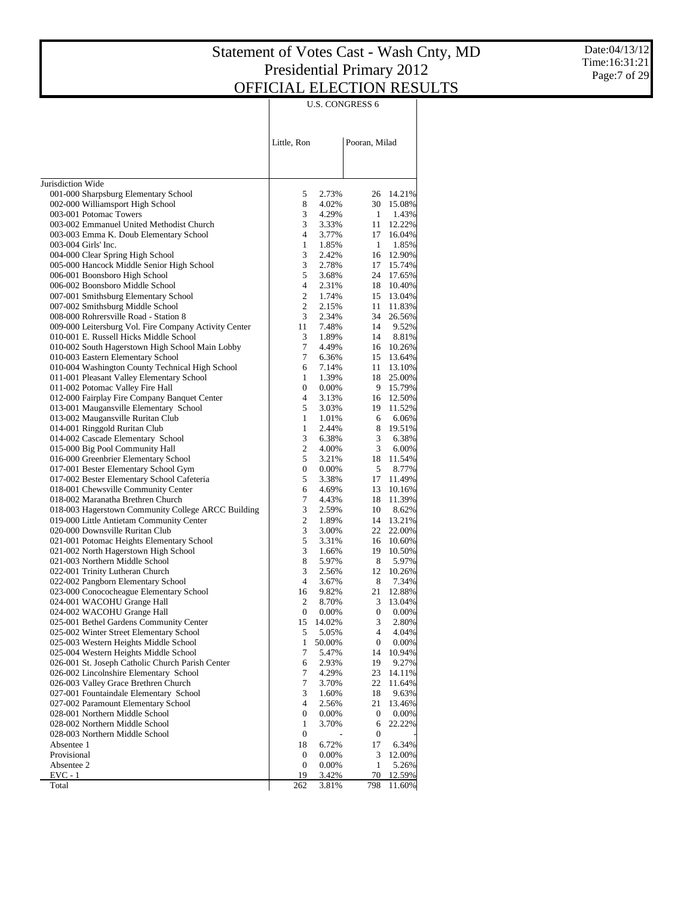# Statement of Votes Cast - Wash Cnty, MD
## Presidential Primary 2012
## OFFICIAL ELECTION RESULTS

Date:04/13/12
Time:16:31:21

| | U.S. CONGRESS 6 | | | |
|---|---|---|---|---|
| | Little, Ron | | Pooran, Milad | |
| Jurisdiction Wide | | | | |
| 001-000 Sharpsburg Elementary School | 5 | 2.73% | 26 | 14.21% |
| 002-000 Williamsport High School | 8 | 4.02% | 30 | 15.08% |
| 003-001 Potomac Towers | 3 | 4.29% | 1 | 1.43% |
| 003-002 Emmanuel United Methodist Church | 3 | 3.33% | 11 | 12.22% |
| 003-003 Emma K. Doub Elementary School | 4 | 3.77% | 17 | 16.04% |
| 003-004 Girls' Inc. | 1 | 1.85% | 1 | 1.85% |
| 004-000 Clear Spring High School | 3 | 2.42% | 16 | 12.90% |
| 005-000 Hancock Middle Senior High School | 3 | 2.78% | 17 | 15.74% |
| 006-001 Boonsboro High School | 5 | 3.68% | 24 | 17.65% |
| 006-002 Boonsboro Middle School | 4 | 2.31% | 18 | 10.40% |
| 007-001 Smithsburg Elementary School | 2 | 1.74% | 15 | 13.04% |
| 007-002 Smithsburg Middle School | 2 | 2.15% | 11 | 11.83% |
| 008-000 Rohrersville Road - Station 8 | 3 | 2.34% | 34 | 26.56% |
| 009-000 Leitersburg Vol. Fire Company Activity Center | 11 | 7.48% | 14 | 9.52% |
| 010-001 E. Russell Hicks Middle School | 3 | 1.89% | 14 | 8.81% |
| 010-002 South Hagerstown High School Main Lobby | 7 | 4.49% | 16 | 10.26% |
| 010-003 Eastern Elementary School | 7 | 6.36% | 15 | 13.64% |
| 010-004 Washington County Technical High School | 6 | 7.14% | 11 | 13.10% |
| 011-001 Pleasant Valley Elementary School | 1 | 1.39% | 18 | 25.00% |
| 011-002 Potomac Valley Fire Hall | 0 | 0.00% | 9 | 15.79% |
| 012-000 Fairplay Fire Company Banquet Center | 4 | 3.13% | 16 | 12.50% |
| 013-001 Maugansville Elementary School | 5 | 3.03% | 19 | 11.52% |
| 013-002 Maugansville Ruritan Club | 1 | 1.01% | 6 | 6.06% |
| 014-001 Ringgold Ruritan Club | 1 | 2.44% | 8 | 19.51% |
| 014-002 Cascade Elementary School | 3 | 6.38% | 3 | 6.38% |
| 015-000 Big Pool Community Hall | 2 | 4.00% | 3 | 6.00% |
| 016-000 Greenbrier Elementary School | 5 | 3.21% | 18 | 11.54% |
| 017-001 Bester Elementary School Gym | 0 | 0.00% | 5 | 8.77% |
| 017-002 Bester Elementary School Cafeteria | 5 | 3.38% | 17 | 11.49% |
| 018-001 Chewsville Community Center | 6 | 4.69% | 13 | 10.16% |
| 018-002 Maranatha Brethren Church | 7 | 4.43% | 18 | 11.39% |
| 018-003 Hagerstown Community College ARCC Building | 3 | 2.59% | 10 | 8.62% |
| 019-000 Little Antietam Community Center | 2 | 1.89% | 14 | 13.21% |
| 020-000 Downsville Ruritan Club | 3 | 3.00% | 22 | 22.00% |
| 021-001 Potomac Heights Elementary School | 5 | 3.31% | 16 | 10.60% |
| 021-002 North Hagerstown High School | 3 | 1.66% | 19 | 10.50% |
| 021-003 Northern Middle School | 8 | 5.97% | 8 | 5.97% |
| 022-001 Trinity Lutheran Church | 3 | 2.56% | 12 | 10.26% |
| 022-002 Pangborn Elementary School | 4 | 3.67% | 8 | 7.34% |
| 023-000 Conococheague Elementary School | 16 | 9.82% | 21 | 12.88% |
| 024-001 WACOHU Grange Hall | 2 | 8.70% | 3 | 13.04% |
| 024-002 WACOHU Grange Hall | 0 | 0.00% | 0 | 0.00% |
| 025-001 Bethel Gardens Community Center | 15 | 14.02% | 3 | 2.80% |
| 025-002 Winter Street Elementary School | 5 | 5.05% | 4 | 4.04% |
| 025-003 Western Heights Middle School | 1 | 50.00% | 0 | 0.00% |
| 025-004 Western Heights Middle School | 7 | 5.47% | 14 | 10.94% |
| 026-001 St. Joseph Catholic Church Parish Center | 6 | 2.93% | 19 | 9.27% |
| 026-002 Lincolnshire Elementary School | 7 | 4.29% | 23 | 14.11% |
| 026-003 Valley Grace Brethren Church | 7 | 3.70% | 22 | 11.64% |
| 027-001 Fountaindale Elementary School | 3 | 1.60% | 18 | 9.63% |
| 027-002 Paramount Elementary School | 4 | 2.56% | 21 | 13.46% |
| 028-001 Northern Middle School | 0 | 0.00% | 0 | 0.00% |
| 028-002 Northern Middle School | 1 | 3.70% | 6 | 22.22% |
| 028-003 Northern Middle School | 0 | - | 0 | - |
| Absentee 1 | 18 | 6.72% | 17 | 6.34% |
| Provisional | 0 | 0.00% | 3 | 12.00% |
| Absentee 2 | 0 | 0.00% | 1 | 5.26% |
| EVC - 1 | 19 | 3.42% | 70 | 12.59% |
| Total | 262 | 3.81% | 798 | 11.60% |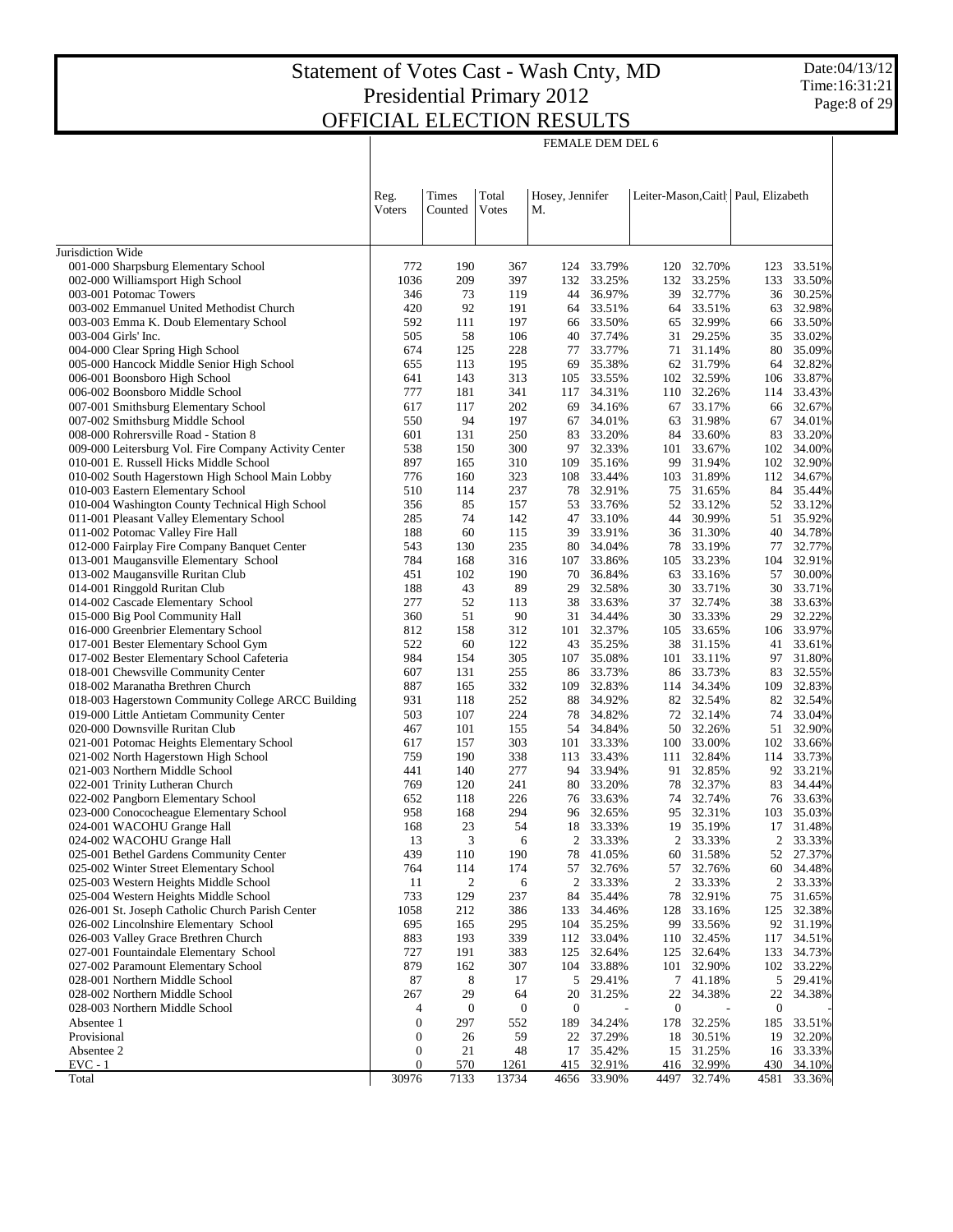# Statement of Votes Cast - Wash Cnty, MD
## Presidential Primary 2012
## OFFICIAL ELECTION RESULTS

Date:04/13/12
Time:16:31:21

FEMALE DEM DEL 6

| | Reg. Voters | Times Counted | Total Votes | Hosey, Jennifer M. | | Leiter-Mason,Caitl | | Paul, Elizabeth | |
|---|---|---|---|---|---|---|---|---|---|
| Jurisdiction Wide | | | | | | | | | |
| 001-000 Sharpsburg Elementary School | 772 | 190 | 367 | 124 | 33.79% | 120 | 32.70% | 123 | 33.51% |
| 002-000 Williamsport High School | 1036 | 209 | 397 | 132 | 33.25% | 132 | 33.25% | 133 | 33.50% |
| 003-001 Potomac Towers | 346 | 73 | 119 | 44 | 36.97% | 39 | 32.77% | 36 | 30.25% |
| 003-002 Emmanuel United Methodist Church | 420 | 92 | 191 | 64 | 33.51% | 64 | 33.51% | 63 | 32.98% |
| 003-003 Emma K. Doub Elementary School | 592 | 111 | 197 | 66 | 33.50% | 65 | 32.99% | 66 | 33.50% |
| 003-004 Girls' Inc. | 505 | 58 | 106 | 40 | 37.74% | 31 | 29.25% | 35 | 33.02% |
| 004-000 Clear Spring High School | 674 | 125 | 228 | 77 | 33.77% | 71 | 31.14% | 80 | 35.09% |
| 005-000 Hancock Middle Senior High School | 655 | 113 | 195 | 69 | 35.38% | 62 | 31.79% | 64 | 32.82% |
| 006-001 Boonsboro High School | 641 | 143 | 313 | 105 | 33.55% | 102 | 32.59% | 106 | 33.87% |
| 006-002 Boonsboro Middle School | 777 | 181 | 341 | 117 | 34.31% | 110 | 32.26% | 114 | 33.43% |
| 007-001 Smithsburg Elementary School | 617 | 117 | 202 | 69 | 34.16% | 67 | 33.17% | 66 | 32.67% |
| 007-002 Smithsburg Middle School | 550 | 94 | 197 | 67 | 34.01% | 63 | 31.98% | 67 | 34.01% |
| 008-000 Rohrersville Road - Station 8 | 601 | 131 | 250 | 83 | 33.20% | 84 | 33.60% | 83 | 33.20% |
| 009-000 Leitersburg Vol. Fire Company Activity Center | 538 | 150 | 300 | 97 | 32.33% | 101 | 33.67% | 102 | 34.00% |
| 010-001 E. Russell Hicks Middle School | 897 | 165 | 310 | 109 | 35.16% | 99 | 31.94% | 102 | 32.90% |
| 010-002 South Hagerstown High School Main Lobby | 776 | 160 | 323 | 108 | 33.44% | 103 | 31.89% | 112 | 34.67% |
| 010-003 Eastern Elementary School | 510 | 114 | 237 | 78 | 32.91% | 75 | 31.65% | 84 | 35.44% |
| 010-004 Washington County Technical High School | 356 | 85 | 157 | 53 | 33.76% | 52 | 33.12% | 52 | 33.12% |
| 011-001 Pleasant Valley Elementary School | 285 | 74 | 142 | 47 | 33.10% | 44 | 30.99% | 51 | 35.92% |
| 011-002 Potomac Valley Fire Hall | 188 | 60 | 115 | 39 | 33.91% | 36 | 31.30% | 40 | 34.78% |
| 012-000 Fairplay Fire Company Banquet Center | 543 | 130 | 235 | 80 | 34.04% | 78 | 33.19% | 77 | 32.77% |
| 013-001 Maugansville Elementary School | 784 | 168 | 316 | 107 | 33.86% | 105 | 33.23% | 104 | 32.91% |
| 013-002 Maugansville Ruritan Club | 451 | 102 | 190 | 70 | 36.84% | 63 | 33.16% | 57 | 30.00% |
| 014-001 Ringgold Ruritan Club | 188 | 43 | 89 | 29 | 32.58% | 30 | 33.71% | 30 | 33.71% |
| 014-002 Cascade Elementary School | 277 | 52 | 113 | 38 | 33.63% | 37 | 32.74% | 38 | 33.63% |
| 015-000 Big Pool Community Hall | 360 | 51 | 90 | 31 | 34.44% | 30 | 33.33% | 29 | 32.22% |
| 016-000 Greenbrier Elementary School | 812 | 158 | 312 | 101 | 32.37% | 105 | 33.65% | 106 | 33.97% |
| 017-001 Bester Elementary School Gym | 522 | 60 | 122 | 43 | 35.25% | 38 | 31.15% | 41 | 33.61% |
| 017-002 Bester Elementary School Cafeteria | 984 | 154 | 305 | 107 | 35.08% | 101 | 33.11% | 97 | 31.80% |
| 018-001 Chewsville Community Center | 607 | 131 | 255 | 86 | 33.73% | 86 | 33.73% | 83 | 32.55% |
| 018-002 Maranatha Brethren Church | 887 | 165 | 332 | 109 | 32.83% | 114 | 34.34% | 109 | 32.83% |
| 018-003 Hagerstown Community College ARCC Building | 931 | 118 | 252 | 88 | 34.92% | 82 | 32.54% | 82 | 32.54% |
| 019-000 Little Antietam Community Center | 503 | 107 | 224 | 78 | 34.82% | 72 | 32.14% | 74 | 33.04% |
| 020-000 Downsville Ruritan Club | 467 | 101 | 155 | 54 | 34.84% | 50 | 32.26% | 51 | 32.90% |
| 021-001 Potomac Heights Elementary School | 617 | 157 | 303 | 101 | 33.33% | 100 | 33.00% | 102 | 33.66% |
| 021-002 North Hagerstown High School | 759 | 190 | 338 | 113 | 33.43% | 111 | 32.84% | 114 | 33.73% |
| 021-003 Northern Middle School | 441 | 140 | 277 | 94 | 33.94% | 91 | 32.85% | 92 | 33.21% |
| 022-001 Trinity Lutheran Church | 769 | 120 | 241 | 80 | 33.20% | 78 | 32.37% | 83 | 34.44% |
| 022-002 Pangborn Elementary School | 652 | 118 | 226 | 76 | 33.63% | 74 | 32.74% | 76 | 33.63% |
| 023-000 Conococheague Elementary School | 958 | 168 | 294 | 96 | 32.65% | 95 | 32.31% | 103 | 35.03% |
| 024-001 WACOHU Grange Hall | 168 | 23 | 54 | 18 | 33.33% | 19 | 35.19% | 17 | 31.48% |
| 024-002 WACOHU Grange Hall | 13 | 3 | 6 | 2 | 33.33% | 2 | 33.33% | 2 | 33.33% |
| 025-001 Bethel Gardens Community Center | 439 | 110 | 190 | 78 | 41.05% | 60 | 31.58% | 52 | 27.37% |
| 025-002 Winter Street Elementary School | 764 | 114 | 174 | 57 | 32.76% | 57 | 32.76% | 60 | 34.48% |
| 025-003 Western Heights Middle School | 11 | 2 | 6 | 2 | 33.33% | 2 | 33.33% | 2 | 33.33% |
| 025-004 Western Heights Middle School | 733 | 129 | 237 | 84 | 35.44% | 78 | 32.91% | 75 | 31.65% |
| 026-001 St. Joseph Catholic Church Parish Center | 1058 | 212 | 386 | 133 | 34.46% | 128 | 33.16% | 125 | 32.38% |
| 026-002 Lincolnshire Elementary School | 695 | 165 | 295 | 104 | 35.25% | 99 | 33.56% | 92 | 31.19% |
| 026-003 Valley Grace Brethren Church | 883 | 193 | 339 | 112 | 33.04% | 110 | 32.45% | 117 | 34.51% |
| 027-001 Fountaindale Elementary School | 727 | 191 | 383 | 125 | 32.64% | 125 | 32.64% | 133 | 34.73% |
| 027-002 Paramount Elementary School | 879 | 162 | 307 | 104 | 33.88% | 101 | 32.90% | 102 | 33.22% |
| 028-001 Northern Middle School | 87 | 8 | 17 | 5 | 29.41% | 7 | 41.18% | 5 | 29.41% |
| 028-002 Northern Middle School | 267 | 29 | 64 | 20 | 31.25% | 22 | 34.38% | 22 | 34.38% |
| 028-003 Northern Middle School | 4 | 0 | 0 | 0 | - | 0 | - | 0 | - |
| Absentee 1 | 0 | 297 | 552 | 189 | 34.24% | 178 | 32.25% | 185 | 33.51% |
| Provisional | 0 | 26 | 59 | 22 | 37.29% | 18 | 30.51% | 19 | 32.20% |
| Absentee 2 | 0 | 21 | 48 | 17 | 35.42% | 15 | 31.25% | 16 | 33.33% |
| EVC - 1 | 0 | 570 | 1261 | 415 | 32.91% | 416 | 32.99% | 430 | 34.10% |
| Total | 30976 | 7133 | 13734 | 4656 | 33.90% | 4497 | 32.74% | 4581 | 33.36% |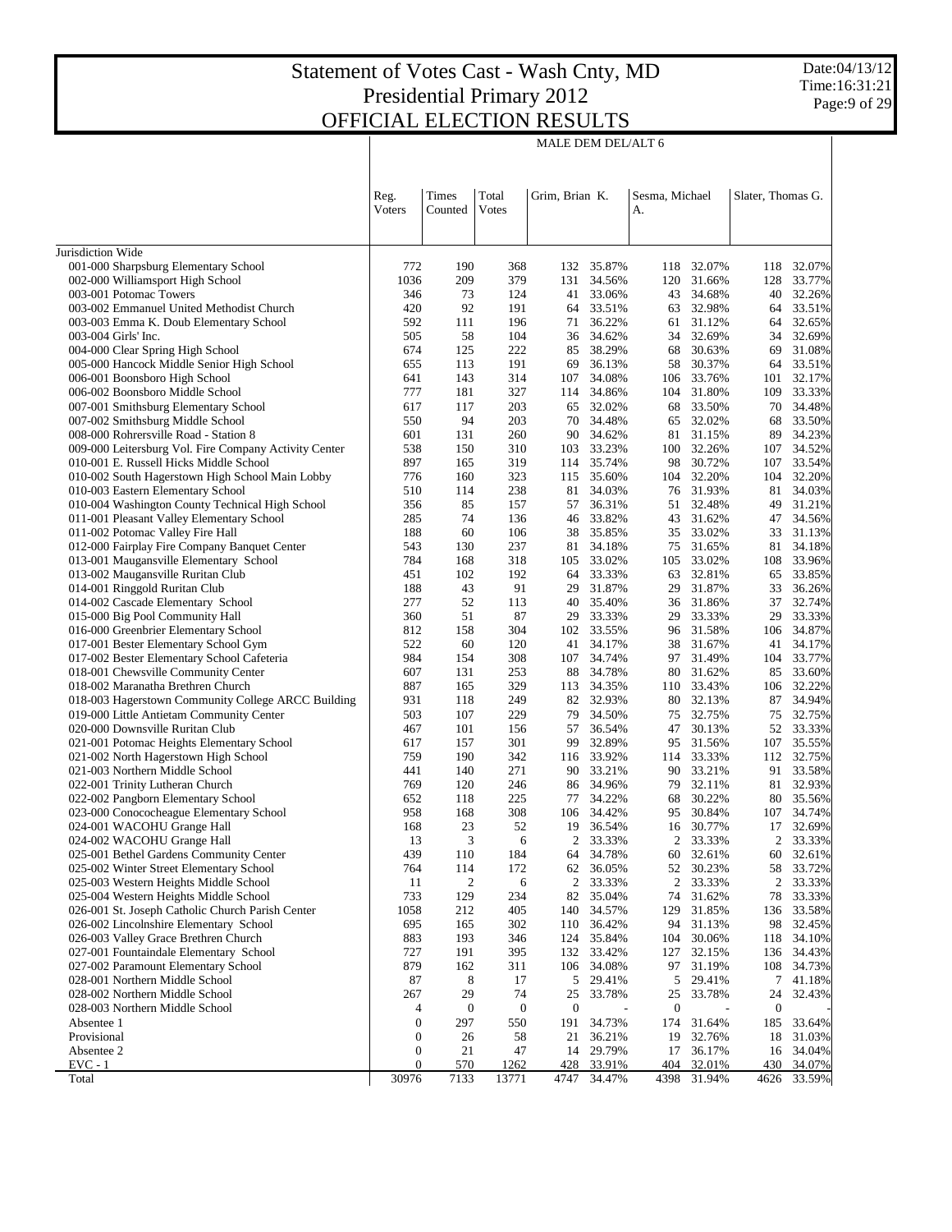# Statement of Votes Cast - Wash Cnty, MD
# Presidential Primary 2012
# OFFICIAL ELECTION RESULTS

Date:04/13/12
Time:16:31:21

MALE DEM DEL/ALT 6

| | Reg. Voters | Times Counted | Total Votes | Grim, Brian K. | | Sesma, Michael A. | | Slater, Thomas G. | |
|---|---|---|---|---|---|---|---|---|---|
| Jurisdiction Wide | | | | | | | | | |
| 001-000 Sharpsburg Elementary School | 772 | 190 | 368 | 132 | 35.87% | 118 | 32.07% | 118 | 32.07% |
| 002-000 Williamsport High School | 1036 | 209 | 379 | 131 | 34.56% | 120 | 31.66% | 128 | 33.77% |
| 003-001 Potomac Towers | 346 | 73 | 124 | 41 | 33.06% | 43 | 34.68% | 40 | 32.26% |
| 003-002 Emmanuel United Methodist Church | 420 | 92 | 191 | 64 | 33.51% | 63 | 32.98% | 64 | 33.51% |
| 003-003 Emma K. Doub Elementary School | 592 | 111 | 196 | 71 | 36.22% | 61 | 31.12% | 64 | 32.65% |
| 003-004 Girls' Inc. | 505 | 58 | 104 | 36 | 34.62% | 34 | 32.69% | 34 | 32.69% |
| 004-000 Clear Spring High School | 674 | 125 | 222 | 85 | 38.29% | 68 | 30.63% | 69 | 31.08% |
| 005-000 Hancock Middle Senior High School | 655 | 113 | 191 | 69 | 36.13% | 58 | 30.37% | 64 | 33.51% |
| 006-001 Boonsboro High School | 641 | 143 | 314 | 107 | 34.08% | 106 | 33.76% | 101 | 32.17% |
| 006-002 Boonsboro Middle School | 777 | 181 | 327 | 114 | 34.86% | 104 | 31.80% | 109 | 33.33% |
| 007-001 Smithsburg Elementary School | 617 | 117 | 203 | 65 | 32.02% | 68 | 33.50% | 70 | 34.48% |
| 007-002 Smithsburg Middle School | 550 | 94 | 203 | 70 | 34.48% | 65 | 32.02% | 68 | 33.50% |
| 008-000 Rohrersville Road - Station 8 | 601 | 131 | 260 | 90 | 34.62% | 81 | 31.15% | 89 | 34.23% |
| 009-000 Leitersburg Vol. Fire Company Activity Center | 538 | 150 | 310 | 103 | 33.23% | 100 | 32.26% | 107 | 34.52% |
| 010-001 E. Russell Hicks Middle School | 897 | 165 | 319 | 114 | 35.74% | 98 | 30.72% | 107 | 33.54% |
| 010-002 South Hagerstown High School Main Lobby | 776 | 160 | 323 | 115 | 35.60% | 104 | 32.20% | 104 | 32.20% |
| 010-003 Eastern Elementary School | 510 | 114 | 238 | 81 | 34.03% | 76 | 31.93% | 81 | 34.03% |
| 010-004 Washington County Technical High School | 356 | 85 | 157 | 57 | 36.31% | 51 | 32.48% | 49 | 31.21% |
| 011-001 Pleasant Valley Elementary School | 285 | 74 | 136 | 46 | 33.82% | 43 | 31.62% | 47 | 34.56% |
| 011-002 Potomac Valley Fire Hall | 188 | 60 | 106 | 38 | 35.85% | 35 | 33.02% | 33 | 31.13% |
| 012-000 Fairplay Fire Company Banquet Center | 543 | 130 | 237 | 81 | 34.18% | 75 | 31.65% | 81 | 34.18% |
| 013-001 Maugansville Elementary School | 784 | 168 | 318 | 105 | 33.02% | 105 | 33.02% | 108 | 33.96% |
| 013-002 Maugansville Ruritan Club | 451 | 102 | 192 | 64 | 33.33% | 63 | 32.81% | 65 | 33.85% |
| 014-001 Ringgold Ruritan Club | 188 | 43 | 91 | 29 | 31.87% | 29 | 31.87% | 33 | 36.26% |
| 014-002 Cascade Elementary School | 277 | 52 | 113 | 40 | 35.40% | 36 | 31.86% | 37 | 32.74% |
| 015-000 Big Pool Community Hall | 360 | 51 | 87 | 29 | 33.33% | 29 | 33.33% | 29 | 33.33% |
| 016-000 Greenbrier Elementary School | 812 | 158 | 304 | 102 | 33.55% | 96 | 31.58% | 106 | 34.87% |
| 017-001 Bester Elementary School Gym | 522 | 60 | 120 | 41 | 34.17% | 38 | 31.67% | 41 | 34.17% |
| 017-002 Bester Elementary School Cafeteria | 984 | 154 | 308 | 107 | 34.74% | 97 | 31.49% | 104 | 33.77% |
| 018-001 Chewsville Community Center | 607 | 131 | 253 | 88 | 34.78% | 80 | 31.62% | 85 | 33.60% |
| 018-002 Maranatha Brethren Church | 887 | 165 | 329 | 113 | 34.35% | 110 | 33.43% | 106 | 32.22% |
| 018-003 Hagerstown Community College ARCC Building | 931 | 118 | 249 | 82 | 32.93% | 80 | 32.13% | 87 | 34.94% |
| 019-000 Little Antietam Community Center | 503 | 107 | 229 | 79 | 34.50% | 75 | 32.75% | 75 | 32.75% |
| 020-000 Downsville Ruritan Club | 467 | 101 | 156 | 57 | 36.54% | 47 | 30.13% | 52 | 33.33% |
| 021-001 Potomac Heights Elementary School | 617 | 157 | 301 | 99 | 32.89% | 95 | 31.56% | 107 | 35.55% |
| 021-002 North Hagerstown High School | 759 | 190 | 342 | 116 | 33.92% | 114 | 33.33% | 112 | 32.75% |
| 021-003 Northern Middle School | 441 | 140 | 271 | 90 | 33.21% | 90 | 33.21% | 91 | 33.58% |
| 022-001 Trinity Lutheran Church | 769 | 120 | 246 | 86 | 34.96% | 79 | 32.11% | 81 | 32.93% |
| 022-002 Pangborn Elementary School | 652 | 118 | 225 | 77 | 34.22% | 68 | 30.22% | 80 | 35.56% |
| 023-000 Conococheague Elementary School | 958 | 168 | 308 | 106 | 34.42% | 95 | 30.84% | 107 | 34.74% |
| 024-001 WACOHU Grange Hall | 168 | 23 | 52 | 19 | 36.54% | 16 | 30.77% | 17 | 32.69% |
| 024-002 WACOHU Grange Hall | 13 | 3 | 6 | 2 | 33.33% | 2 | 33.33% | 2 | 33.33% |
| 025-001 Bethel Gardens Community Center | 439 | 110 | 184 | 64 | 34.78% | 60 | 32.61% | 60 | 32.61% |
| 025-002 Winter Street Elementary School | 764 | 114 | 172 | 62 | 36.05% | 52 | 30.23% | 58 | 33.72% |
| 025-003 Western Heights Middle School | 11 | 2 | 6 | 2 | 33.33% | 2 | 33.33% | 2 | 33.33% |
| 025-004 Western Heights Middle School | 733 | 129 | 234 | 82 | 35.04% | 74 | 31.62% | 78 | 33.33% |
| 026-001 St. Joseph Catholic Church Parish Center | 1058 | 212 | 405 | 140 | 34.57% | 129 | 31.85% | 136 | 33.58% |
| 026-002 Lincolnshire Elementary School | 695 | 165 | 302 | 110 | 36.42% | 94 | 31.13% | 98 | 32.45% |
| 026-003 Valley Grace Brethren Church | 883 | 193 | 346 | 124 | 35.84% | 104 | 30.06% | 118 | 34.10% |
| 027-001 Fountaindale Elementary School | 727 | 191 | 395 | 132 | 33.42% | 127 | 32.15% | 136 | 34.43% |
| 027-002 Paramount Elementary School | 879 | 162 | 311 | 106 | 34.08% | 97 | 31.19% | 108 | 34.73% |
| 028-001 Northern Middle School | 87 | 8 | 17 | 5 | 29.41% | 5 | 29.41% | 7 | 41.18% |
| 028-002 Northern Middle School | 267 | 29 | 74 | 25 | 33.78% | 25 | 33.78% | 24 | 32.43% |
| 028-003 Northern Middle School | 4 | 0 | 0 | 0 | - | 0 | - | 0 | - |
| Absentee 1 | 0 | 297 | 550 | 191 | 34.73% | 174 | 31.64% | 185 | 33.64% |
| Provisional | 0 | 26 | 58 | 21 | 36.21% | 19 | 32.76% | 18 | 31.03% |
| Absentee 2 | 0 | 21 | 47 | 14 | 29.79% | 17 | 36.17% | 16 | 34.04% |
| EVC - 1 | 0 | 570 | 1262 | 428 | 33.91% | 404 | 32.01% | 430 | 34.07% |
| Total | 30976 | 7133 | 13771 | 4747 | 34.47% | 4398 | 31.94% | 4626 | 33.59% |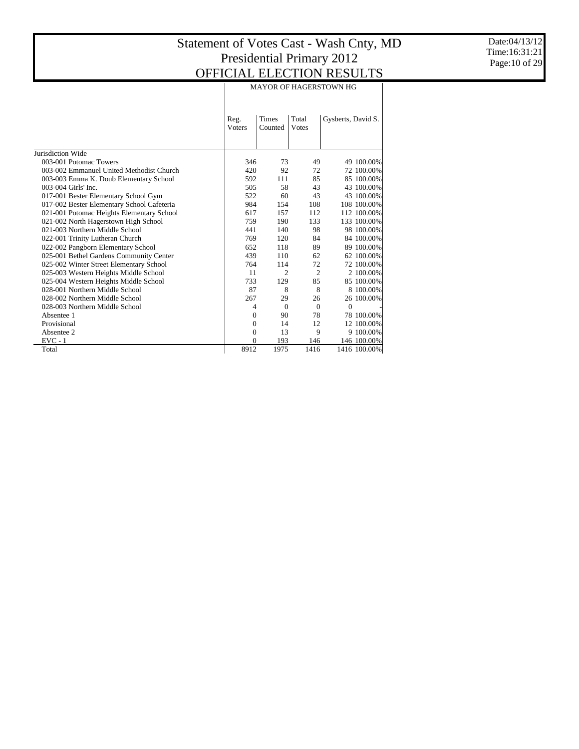# Statement of Votes Cast - Wash Cnty, MD
## Presidential Primary 2012
## OFFICIAL ELECTION RESULTS

Date:04/13/12
Time:16:31:21

| | MAYOR OF HAGERSTOWN HG | | | | |
|---|---|---|---|---|---|
| | Reg. Voters | Times Counted | Total Votes | Gysberts, David S. | |
| Jurisdiction Wide | | | | | |
| 003-001 Potomac Towers | 346 | 73 | 49 | 49 | 100.00% |
| 003-002 Emmanuel United Methodist Church | 420 | 92 | 72 | 72 | 100.00% |
| 003-003 Emma K. Doub Elementary School | 592 | 111 | 85 | 85 | 100.00% |
| 003-004 Girls' Inc. | 505 | 58 | 43 | 43 | 100.00% |
| 017-001 Bester Elementary School Gym | 522 | 60 | 43 | 43 | 100.00% |
| 017-002 Bester Elementary School Cafeteria | 984 | 154 | 108 | 108 | 100.00% |
| 021-001 Potomac Heights Elementary School | 617 | 157 | 112 | 112 | 100.00% |
| 021-002 North Hagerstown High School | 759 | 190 | 133 | 133 | 100.00% |
| 021-003 Northern Middle School | 441 | 140 | 98 | 98 | 100.00% |
| 022-001 Trinity Lutheran Church | 769 | 120 | 84 | 84 | 100.00% |
| 022-002 Pangborn Elementary School | 652 | 118 | 89 | 89 | 100.00% |
| 025-001 Bethel Gardens Community Center | 439 | 110 | 62 | 62 | 100.00% |
| 025-002 Winter Street Elementary School | 764 | 114 | 72 | 72 | 100.00% |
| 025-003 Western Heights Middle School | 11 | 2 | 2 | 2 | 100.00% |
| 025-004 Western Heights Middle School | 733 | 129 | 85 | 85 | 100.00% |
| 028-001 Northern Middle School | 87 | 8 | 8 | 8 | 100.00% |
| 028-002 Northern Middle School | 267 | 29 | 26 | 26 | 100.00% |
| 028-003 Northern Middle School | 4 | 0 | 0 | 0 | - |
| Absentee 1 | 0 | 90 | 78 | 78 | 100.00% |
| Provisional | 0 | 14 | 12 | 12 | 100.00% |
| Absentee 2 | 0 | 13 | 9 | 9 | 100.00% |
| EVC - 1 | 0 | 193 | 146 | 146 | 100.00% |
| Total | 8912 | 1975 | 1416 | 1416 | 100.00% |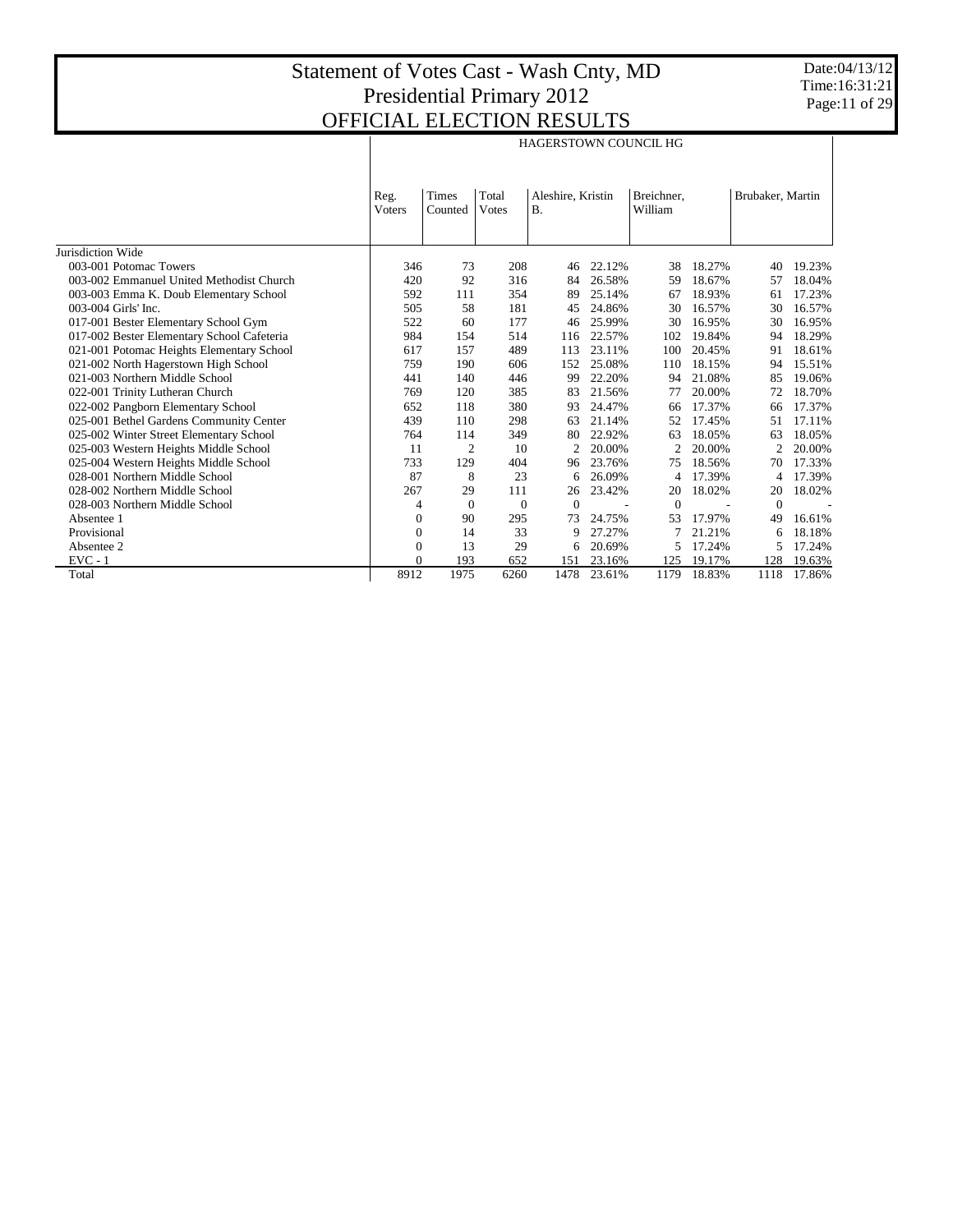# Statement of Votes Cast - Wash Cnty, MD
## Presidential Primary 2012
## OFFICIAL ELECTION RESULTS

Date:04/13/12
Time:16:31:21

| | HAGERSTOWN COUNCIL HG | | | | | | | | |
|---|---|---|---|---|---|---|---|---|---|
| | Reg. Voters | Times Counted | Total Votes | Aleshire, Kristin B. | | Breichner, William | | Brubaker, Martin | |
| Jurisdiction Wide | | | | | | | | | |
| 003-001 Potomac Towers | 346 | 73 | 208 | 46 | 22.12% | 38 | 18.27% | 40 | 19.23% |
| 003-002 Emmanuel United Methodist Church | 420 | 92 | 316 | 84 | 26.58% | 59 | 18.67% | 57 | 18.04% |
| 003-003 Emma K. Doub Elementary School | 592 | 111 | 354 | 89 | 25.14% | 67 | 18.93% | 61 | 17.23% |
| 003-004 Girls' Inc. | 505 | 58 | 181 | 45 | 24.86% | 30 | 16.57% | 30 | 16.57% |
| 017-001 Bester Elementary School Gym | 522 | 60 | 177 | 46 | 25.99% | 30 | 16.95% | 30 | 16.95% |
| 017-002 Bester Elementary School Cafeteria | 984 | 154 | 514 | 116 | 22.57% | 102 | 19.84% | 94 | 18.29% |
| 021-001 Potomac Heights Elementary School | 617 | 157 | 489 | 113 | 23.11% | 100 | 20.45% | 91 | 18.61% |
| 021-002 North Hagerstown High School | 759 | 190 | 606 | 152 | 25.08% | 110 | 18.15% | 94 | 15.51% |
| 021-003 Northern Middle School | 441 | 140 | 446 | 99 | 22.20% | 94 | 21.08% | 85 | 19.06% |
| 022-001 Trinity Lutheran Church | 769 | 120 | 385 | 83 | 21.56% | 77 | 20.00% | 72 | 18.70% |
| 022-002 Pangborn Elementary School | 652 | 118 | 380 | 93 | 24.47% | 66 | 17.37% | 66 | 17.37% |
| 025-001 Bethel Gardens Community Center | 439 | 110 | 298 | 63 | 21.14% | 52 | 17.45% | 51 | 17.11% |
| 025-002 Winter Street Elementary School | 764 | 114 | 349 | 80 | 22.92% | 63 | 18.05% | 63 | 18.05% |
| 025-003 Western Heights Middle School | 11 | 2 | 10 | 2 | 20.00% | 2 | 20.00% | 2 | 20.00% |
| 025-004 Western Heights Middle School | 733 | 129 | 404 | 96 | 23.76% | 75 | 18.56% | 70 | 17.33% |
| 028-001 Northern Middle School | 87 | 8 | 23 | 6 | 26.09% | 4 | 17.39% | 4 | 17.39% |
| 028-002 Northern Middle School | 267 | 29 | 111 | 26 | 23.42% | 20 | 18.02% | 20 | 18.02% |
| 028-003 Northern Middle School | 4 | 0 | 0 | 0 | - | 0 | - | 0 | - |
| Absentee 1 | 0 | 90 | 295 | 73 | 24.75% | 53 | 17.97% | 49 | 16.61% |
| Provisional | 0 | 14 | 33 | 9 | 27.27% | 7 | 21.21% | 6 | 18.18% |
| Absentee 2 | 0 | 13 | 29 | 6 | 20.69% | 5 | 17.24% | 5 | 17.24% |
| EVC - 1 | 0 | 193 | 652 | 151 | 23.16% | 125 | 19.17% | 128 | 19.63% |
| Total | 8912 | 1975 | 6260 | 1478 | 23.61% | 1179 | 18.83% | 1118 | 17.86% |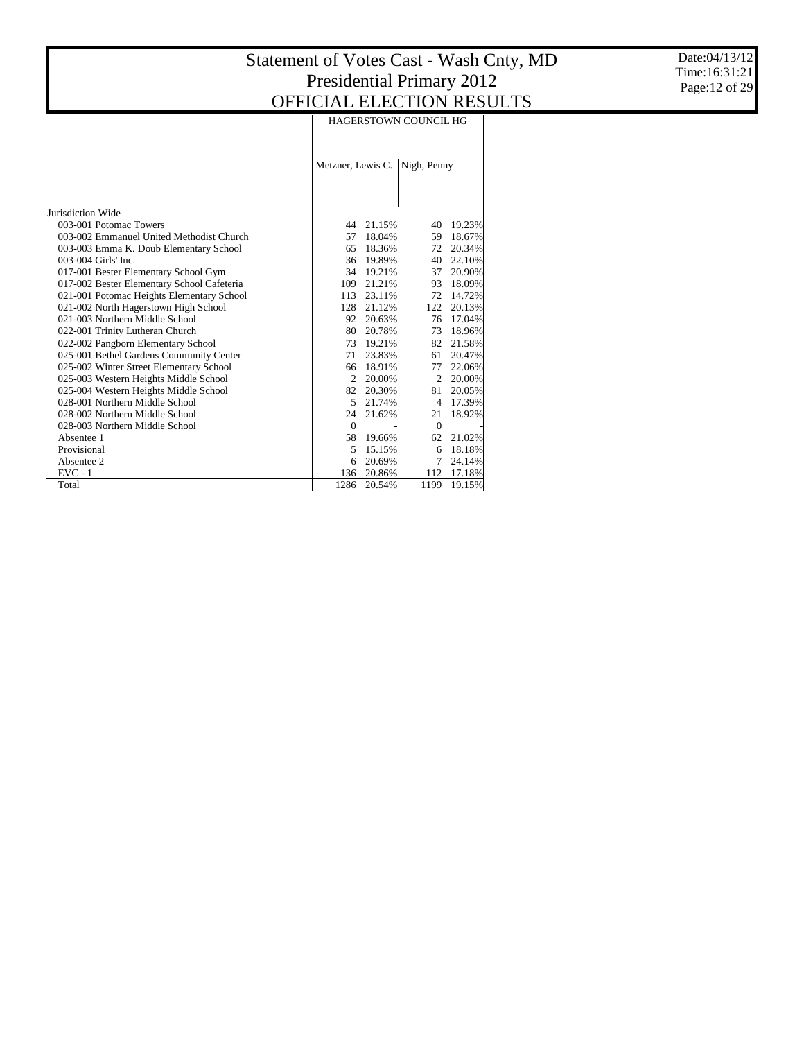# Statement of Votes Cast - Wash Cnty, MD
## Presidential Primary 2012
## OFFICIAL ELECTION RESULTS

Date:04/13/12
Time:16:31:21

| | HAGERSTOWN COUNCIL HG | | | |
|---|---|---|---|---|
| | Metzner, Lewis C. | | Nigh, Penny | |
| Jurisdiction Wide | | | | |
| 003-001 Potomac Towers | 44 | 21.15% | 40 | 19.23% |
| 003-002 Emmanuel United Methodist Church | 57 | 18.04% | 59 | 18.67% |
| 003-003 Emma K. Doub Elementary School | 65 | 18.36% | 72 | 20.34% |
| 003-004 Girls' Inc. | 36 | 19.89% | 40 | 22.10% |
| 017-001 Bester Elementary School Gym | 34 | 19.21% | 37 | 20.90% |
| 017-002 Bester Elementary School Cafeteria | 109 | 21.21% | 93 | 18.09% |
| 021-001 Potomac Heights Elementary School | 113 | 23.11% | 72 | 14.72% |
| 021-002 North Hagerstown High School | 128 | 21.12% | 122 | 20.13% |
| 021-003 Northern Middle School | 92 | 20.63% | 76 | 17.04% |
| 022-001 Trinity Lutheran Church | 80 | 20.78% | 73 | 18.96% |
| 022-002 Pangborn Elementary School | 73 | 19.21% | 82 | 21.58% |
| 025-001 Bethel Gardens Community Center | 71 | 23.83% | 61 | 20.47% |
| 025-002 Winter Street Elementary School | 66 | 18.91% | 77 | 22.06% |
| 025-003 Western Heights Middle School | 2 | 20.00% | 2 | 20.00% |
| 025-004 Western Heights Middle School | 82 | 20.30% | 81 | 20.05% |
| 028-001 Northern Middle School | 5 | 21.74% | 4 | 17.39% |
| 028-002 Northern Middle School | 24 | 21.62% | 21 | 18.92% |
| 028-003 Northern Middle School | 0 | - | 0 | - |
| Absentee 1 | 58 | 19.66% | 62 | 21.02% |
| Provisional | 5 | 15.15% | 6 | 18.18% |
| Absentee 2 | 6 | 20.69% | 7 | 24.14% |
| EVC - 1 | 136 | 20.86% | 112 | 17.18% |
| Total | 1286 | 20.54% | 1199 | 19.15% |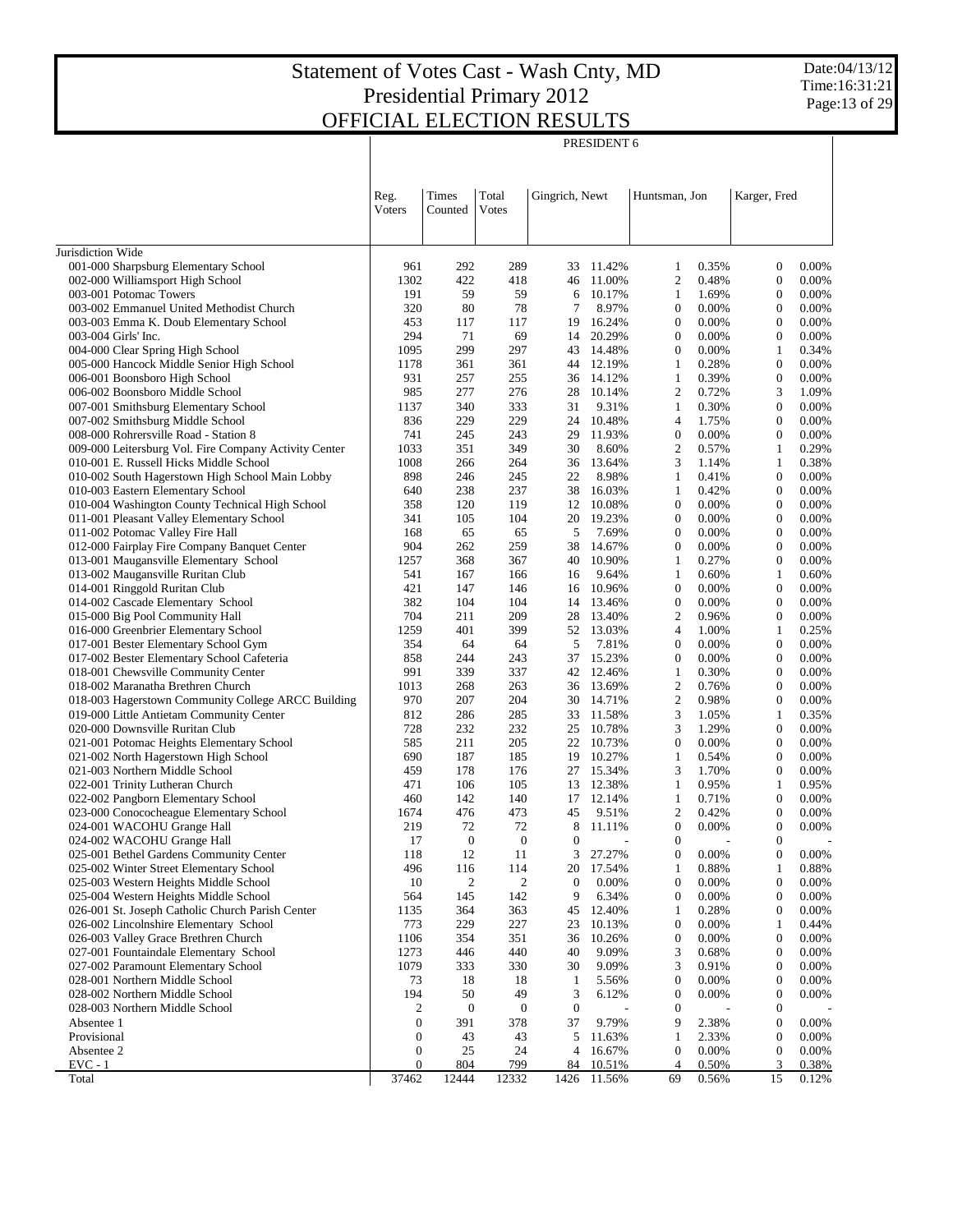# Statement of Votes Cast - Wash Cnty, MD
# Presidential Primary 2012
# OFFICIAL ELECTION RESULTS

Date:04/13/12
Time:16:31:21

PRESIDENT 6

| | Reg. Voters | Times Counted | Total Votes | Gingrich, Newt | | Huntsman, Jon | | Karger, Fred | |
|---|---|---|---|---|---|---|---|---|---|
| Jurisdiction Wide | | | | | | | | | |
| 001-000 Sharpsburg Elementary School | 961 | 292 | 289 | 33 | 11.42% | 1 | 0.35% | 0 | 0.00% |
| 002-000 Williamsport High School | 1302 | 422 | 418 | 46 | 11.00% | 2 | 0.48% | 0 | 0.00% |
| 003-001 Potomac Towers | 191 | 59 | 59 | 6 | 10.17% | 1 | 1.69% | 0 | 0.00% |
| 003-002 Emmanuel United Methodist Church | 320 | 80 | 78 | 7 | 8.97% | 0 | 0.00% | 0 | 0.00% |
| 003-003 Emma K. Doub Elementary School | 453 | 117 | 117 | 19 | 16.24% | 0 | 0.00% | 0 | 0.00% |
| 003-004 Girls' Inc. | 294 | 71 | 69 | 14 | 20.29% | 0 | 0.00% | 0 | 0.00% |
| 004-000 Clear Spring High School | 1095 | 299 | 297 | 43 | 14.48% | 0 | 0.00% | 1 | 0.34% |
| 005-000 Hancock Middle Senior High School | 1178 | 361 | 361 | 44 | 12.19% | 1 | 0.28% | 0 | 0.00% |
| 006-001 Boonsboro High School | 931 | 257 | 255 | 36 | 14.12% | 1 | 0.39% | 0 | 0.00% |
| 006-002 Boonsboro Middle School | 985 | 277 | 276 | 28 | 10.14% | 2 | 0.72% | 3 | 1.09% |
| 007-001 Smithsburg Elementary School | 1137 | 340 | 333 | 31 | 9.31% | 1 | 0.30% | 0 | 0.00% |
| 007-002 Smithsburg Middle School | 836 | 229 | 229 | 24 | 10.48% | 4 | 1.75% | 0 | 0.00% |
| 008-000 Rohrersville Road - Station 8 | 741 | 245 | 243 | 29 | 11.93% | 0 | 0.00% | 0 | 0.00% |
| 009-000 Leitersburg Vol. Fire Company Activity Center | 1033 | 351 | 349 | 30 | 8.60% | 2 | 0.57% | 1 | 0.29% |
| 010-001 E. Russell Hicks Middle School | 1008 | 266 | 264 | 36 | 13.64% | 3 | 1.14% | 1 | 0.38% |
| 010-002 South Hagerstown High School Main Lobby | 898 | 246 | 245 | 22 | 8.98% | 1 | 0.41% | 0 | 0.00% |
| 010-003 Eastern Elementary School | 640 | 238 | 237 | 38 | 16.03% | 1 | 0.42% | 0 | 0.00% |
| 010-004 Washington County Technical High School | 358 | 120 | 119 | 12 | 10.08% | 0 | 0.00% | 0 | 0.00% |
| 011-001 Pleasant Valley Elementary School | 341 | 105 | 104 | 20 | 19.23% | 0 | 0.00% | 0 | 0.00% |
| 011-002 Potomac Valley Fire Hall | 168 | 65 | 65 | 5 | 7.69% | 0 | 0.00% | 0 | 0.00% |
| 012-000 Fairplay Fire Company Banquet Center | 904 | 262 | 259 | 38 | 14.67% | 0 | 0.00% | 0 | 0.00% |
| 013-001 Maugansville Elementary School | 1257 | 368 | 367 | 40 | 10.90% | 1 | 0.27% | 0 | 0.00% |
| 013-002 Maugansville Ruritan Club | 541 | 167 | 166 | 16 | 9.64% | 1 | 0.60% | 1 | 0.60% |
| 014-001 Ringgold Ruritan Club | 421 | 147 | 146 | 16 | 10.96% | 0 | 0.00% | 0 | 0.00% |
| 014-002 Cascade Elementary School | 382 | 104 | 104 | 14 | 13.46% | 0 | 0.00% | 0 | 0.00% |
| 015-000 Big Pool Community Hall | 704 | 211 | 209 | 28 | 13.40% | 2 | 0.96% | 0 | 0.00% |
| 016-000 Greenbrier Elementary School | 1259 | 401 | 399 | 52 | 13.03% | 4 | 1.00% | 1 | 0.25% |
| 017-001 Bester Elementary School Gym | 354 | 64 | 64 | 5 | 7.81% | 0 | 0.00% | 0 | 0.00% |
| 017-002 Bester Elementary School Cafeteria | 858 | 244 | 243 | 37 | 15.23% | 0 | 0.00% | 0 | 0.00% |
| 018-001 Chewsville Community Center | 991 | 339 | 337 | 42 | 12.46% | 1 | 0.30% | 0 | 0.00% |
| 018-002 Maranatha Brethren Church | 1013 | 268 | 263 | 36 | 13.69% | 2 | 0.76% | 0 | 0.00% |
| 018-003 Hagerstown Community College ARCC Building | 970 | 207 | 204 | 30 | 14.71% | 2 | 0.98% | 0 | 0.00% |
| 019-000 Little Antietam Community Center | 812 | 286 | 285 | 33 | 11.58% | 3 | 1.05% | 1 | 0.35% |
| 020-000 Downsville Ruritan Club | 728 | 232 | 232 | 25 | 10.78% | 3 | 1.29% | 0 | 0.00% |
| 021-001 Potomac Heights Elementary School | 585 | 211 | 205 | 22 | 10.73% | 0 | 0.00% | 0 | 0.00% |
| 021-002 North Hagerstown High School | 690 | 187 | 185 | 19 | 10.27% | 1 | 0.54% | 0 | 0.00% |
| 021-003 Northern Middle School | 459 | 178 | 176 | 27 | 15.34% | 3 | 1.70% | 0 | 0.00% |
| 022-001 Trinity Lutheran Church | 471 | 106 | 105 | 13 | 12.38% | 1 | 0.95% | 1 | 0.95% |
| 022-002 Pangborn Elementary School | 460 | 142 | 140 | 17 | 12.14% | 1 | 0.71% | 0 | 0.00% |
| 023-000 Conococheague Elementary School | 1674 | 476 | 473 | 45 | 9.51% | 2 | 0.42% | 0 | 0.00% |
| 024-001 WACOHU Grange Hall | 219 | 72 | 72 | 8 | 11.11% | 0 | 0.00% | 0 | 0.00% |
| 024-002 WACOHU Grange Hall | 17 | 0 | 0 | 0 | - | 0 | - | 0 | - |
| 025-001 Bethel Gardens Community Center | 118 | 12 | 11 | 3 | 27.27% | 0 | 0.00% | 0 | 0.00% |
| 025-002 Winter Street Elementary School | 496 | 116 | 114 | 20 | 17.54% | 1 | 0.88% | 1 | 0.88% |
| 025-003 Western Heights Middle School | 10 | 2 | 2 | 0 | 0.00% | 0 | 0.00% | 0 | 0.00% |
| 025-004 Western Heights Middle School | 564 | 145 | 142 | 9 | 6.34% | 0 | 0.00% | 0 | 0.00% |
| 026-001 St. Joseph Catholic Church Parish Center | 1135 | 364 | 363 | 45 | 12.40% | 1 | 0.28% | 0 | 0.00% |
| 026-002 Lincolnshire Elementary School | 773 | 229 | 227 | 23 | 10.13% | 0 | 0.00% | 1 | 0.44% |
| 026-003 Valley Grace Brethren Church | 1106 | 354 | 351 | 36 | 10.26% | 0 | 0.00% | 0 | 0.00% |
| 027-001 Fountaindale Elementary School | 1273 | 446 | 440 | 40 | 9.09% | 3 | 0.68% | 0 | 0.00% |
| 027-002 Paramount Elementary School | 1079 | 333 | 330 | 30 | 9.09% | 3 | 0.91% | 0 | 0.00% |
| 028-001 Northern Middle School | 73 | 18 | 18 | 1 | 5.56% | 0 | 0.00% | 0 | 0.00% |
| 028-002 Northern Middle School | 194 | 50 | 49 | 3 | 6.12% | 0 | 0.00% | 0 | 0.00% |
| 028-003 Northern Middle School | 2 | 0 | 0 | 0 | - | 0 | - | 0 | - |
| Absentee 1 | 0 | 391 | 378 | 37 | 9.79% | 9 | 2.38% | 0 | 0.00% |
| Provisional | 0 | 43 | 43 | 5 | 11.63% | 1 | 2.33% | 0 | 0.00% |
| Absentee 2 | 0 | 25 | 24 | 4 | 16.67% | 0 | 0.00% | 0 | 0.00% |
| EVC - 1 | 0 | 804 | 799 | 84 | 10.51% | 4 | 0.50% | 3 | 0.38% |
| Total | 37462 | 12444 | 12332 | 1426 | 11.56% | 69 | 0.56% | 15 | 0.12% |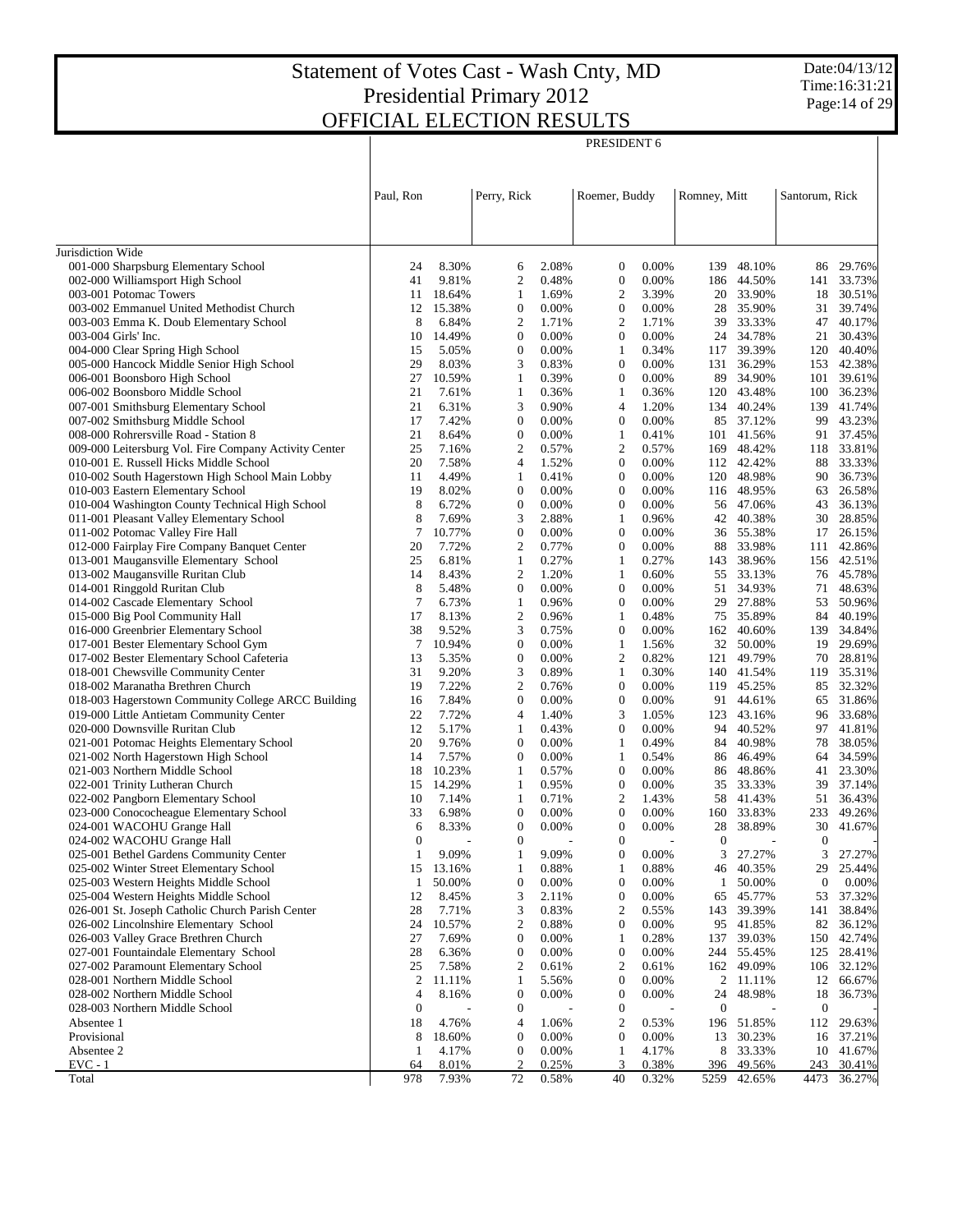# Statement of Votes Cast - Wash Cnty, MD
# Presidential Primary 2012
# OFFICIAL ELECTION RESULTS

Date:04/13/12
Time:16:31:21

| | PRESIDENT 6 | | | | | | | | | |
|---|---|---|---|---|---|---|---|---|---|---|
| | Paul, Ron | | Perry, Rick | | Roemer, Buddy | | Romney, Mitt | | Santorum, Rick | |
| Jurisdiction Wide | | | | | | | | | | |
| 001-000 Sharpsburg Elementary School | 24 | 8.30% | 6 | 2.08% | 0 | 0.00% | 139 | 48.10% | 86 | 29.76% |
| 002-000 Williamsport High School | 41 | 9.81% | 2 | 0.48% | 0 | 0.00% | 186 | 44.50% | 141 | 33.73% |
| 003-001 Potomac Towers | 11 | 18.64% | 1 | 1.69% | 2 | 3.39% | 20 | 33.90% | 18 | 30.51% |
| 003-002 Emmanuel United Methodist Church | 12 | 15.38% | 0 | 0.00% | 0 | 0.00% | 28 | 35.90% | 31 | 39.74% |
| 003-003 Emma K. Doub Elementary School | 8 | 6.84% | 2 | 1.71% | 2 | 1.71% | 39 | 33.33% | 47 | 40.17% |
| 003-004 Girls' Inc. | 10 | 14.49% | 0 | 0.00% | 0 | 0.00% | 24 | 34.78% | 21 | 30.43% |
| 004-000 Clear Spring High School | 15 | 5.05% | 0 | 0.00% | 1 | 0.34% | 117 | 39.39% | 120 | 40.40% |
| 005-000 Hancock Middle Senior High School | 29 | 8.03% | 3 | 0.83% | 0 | 0.00% | 131 | 36.29% | 153 | 42.38% |
| 006-001 Boonsboro High School | 27 | 10.59% | 1 | 0.39% | 0 | 0.00% | 89 | 34.90% | 101 | 39.61% |
| 006-002 Boonsboro Middle School | 21 | 7.61% | 1 | 0.36% | 1 | 0.36% | 120 | 43.48% | 100 | 36.23% |
| 007-001 Smithsburg Elementary School | 21 | 6.31% | 3 | 0.90% | 4 | 1.20% | 134 | 40.24% | 139 | 41.74% |
| 007-002 Smithsburg Middle School | 17 | 7.42% | 0 | 0.00% | 0 | 0.00% | 85 | 37.12% | 99 | 43.23% |
| 008-000 Rohrersville Road - Station 8 | 21 | 8.64% | 0 | 0.00% | 1 | 0.41% | 101 | 41.56% | 91 | 37.45% |
| 009-000 Leitersburg Vol. Fire Company Activity Center | 25 | 7.16% | 2 | 0.57% | 2 | 0.57% | 169 | 48.42% | 118 | 33.81% |
| 010-001 E. Russell Hicks Middle School | 20 | 7.58% | 4 | 1.52% | 0 | 0.00% | 112 | 42.42% | 88 | 33.33% |
| 010-002 South Hagerstown High School Main Lobby | 11 | 4.49% | 1 | 0.41% | 0 | 0.00% | 120 | 48.98% | 90 | 36.73% |
| 010-003 Eastern Elementary School | 19 | 8.02% | 0 | 0.00% | 0 | 0.00% | 116 | 48.95% | 63 | 26.58% |
| 010-004 Washington County Technical High School | 8 | 6.72% | 0 | 0.00% | 0 | 0.00% | 56 | 47.06% | 43 | 36.13% |
| 011-001 Pleasant Valley Elementary School | 8 | 7.69% | 3 | 2.88% | 1 | 0.96% | 42 | 40.38% | 30 | 28.85% |
| 011-002 Potomac Valley Fire Hall | 7 | 10.77% | 0 | 0.00% | 0 | 0.00% | 36 | 55.38% | 17 | 26.15% |
| 012-000 Fairplay Fire Company Banquet Center | 20 | 7.72% | 2 | 0.77% | 0 | 0.00% | 88 | 33.98% | 111 | 42.86% |
| 013-001 Maugansville Elementary School | 25 | 6.81% | 1 | 0.27% | 1 | 0.27% | 143 | 38.96% | 156 | 42.51% |
| 013-002 Maugansville Ruritan Club | 14 | 8.43% | 2 | 1.20% | 1 | 0.60% | 55 | 33.13% | 76 | 45.78% |
| 014-001 Ringgold Ruritan Club | 8 | 5.48% | 0 | 0.00% | 0 | 0.00% | 51 | 34.93% | 71 | 48.63% |
| 014-002 Cascade Elementary School | 7 | 6.73% | 1 | 0.96% | 0 | 0.00% | 29 | 27.88% | 53 | 50.96% |
| 015-000 Big Pool Community Hall | 17 | 8.13% | 2 | 0.96% | 1 | 0.48% | 75 | 35.89% | 84 | 40.19% |
| 016-000 Greenbrier Elementary School | 38 | 9.52% | 3 | 0.75% | 0 | 0.00% | 162 | 40.60% | 139 | 34.84% |
| 017-001 Bester Elementary School Gym | 7 | 10.94% | 0 | 0.00% | 1 | 1.56% | 32 | 50.00% | 19 | 29.69% |
| 017-002 Bester Elementary School Cafeteria | 13 | 5.35% | 0 | 0.00% | 2 | 0.82% | 121 | 49.79% | 70 | 28.81% |
| 018-001 Chewsville Community Center | 31 | 9.20% | 3 | 0.89% | 1 | 0.30% | 140 | 41.54% | 119 | 35.31% |
| 018-002 Maranatha Brethren Church | 19 | 7.22% | 2 | 0.76% | 0 | 0.00% | 119 | 45.25% | 85 | 32.32% |
| 018-003 Hagerstown Community College ARCC Building | 16 | 7.84% | 0 | 0.00% | 0 | 0.00% | 91 | 44.61% | 65 | 31.86% |
| 019-000 Little Antietam Community Center | 22 | 7.72% | 4 | 1.40% | 3 | 1.05% | 123 | 43.16% | 96 | 33.68% |
| 020-000 Downsville Ruritan Club | 12 | 5.17% | 1 | 0.43% | 0 | 0.00% | 94 | 40.52% | 97 | 41.81% |
| 021-001 Potomac Heights Elementary School | 20 | 9.76% | 0 | 0.00% | 1 | 0.49% | 84 | 40.98% | 78 | 38.05% |
| 021-002 North Hagerstown High School | 14 | 7.57% | 0 | 0.00% | 1 | 0.54% | 86 | 46.49% | 64 | 34.59% |
| 021-003 Northern Middle School | 18 | 10.23% | 1 | 0.57% | 0 | 0.00% | 86 | 48.86% | 41 | 23.30% |
| 022-001 Trinity Lutheran Church | 15 | 14.29% | 1 | 0.95% | 0 | 0.00% | 35 | 33.33% | 39 | 37.14% |
| 022-002 Pangborn Elementary School | 10 | 7.14% | 1 | 0.71% | 2 | 1.43% | 58 | 41.43% | 51 | 36.43% |
| 023-000 Conococheague Elementary School | 33 | 6.98% | 0 | 0.00% | 0 | 0.00% | 160 | 33.83% | 233 | 49.26% |
| 024-001 WACOHU Grange Hall | 6 | 8.33% | 0 | 0.00% | 0 | 0.00% | 28 | 38.89% | 30 | 41.67% |
| 024-002 WACOHU Grange Hall | 0 | - | 0 | - | 0 | - | 0 | - | 0 | - |
| 025-001 Bethel Gardens Community Center | 1 | 9.09% | 1 | 9.09% | 0 | 0.00% | 3 | 27.27% | 3 | 27.27% |
| 025-002 Winter Street Elementary School | 15 | 13.16% | 1 | 0.88% | 1 | 0.88% | 46 | 40.35% | 29 | 25.44% |
| 025-003 Western Heights Middle School | 1 | 50.00% | 0 | 0.00% | 0 | 0.00% | 1 | 50.00% | 0 | 0.00% |
| 025-004 Western Heights Middle School | 12 | 8.45% | 3 | 2.11% | 0 | 0.00% | 65 | 45.77% | 53 | 37.32% |
| 026-001 St. Joseph Catholic Church Parish Center | 28 | 7.71% | 3 | 0.83% | 2 | 0.55% | 143 | 39.39% | 141 | 38.84% |
| 026-002 Lincolnshire Elementary School | 24 | 10.57% | 2 | 0.88% | 0 | 0.00% | 95 | 41.85% | 82 | 36.12% |
| 026-003 Valley Grace Brethren Church | 27 | 7.69% | 0 | 0.00% | 1 | 0.28% | 137 | 39.03% | 150 | 42.74% |
| 027-001 Fountaindale Elementary School | 28 | 6.36% | 0 | 0.00% | 0 | 0.00% | 244 | 55.45% | 125 | 28.41% |
| 027-002 Paramount Elementary School | 25 | 7.58% | 2 | 0.61% | 2 | 0.61% | 162 | 49.09% | 106 | 32.12% |
| 028-001 Northern Middle School | 2 | 11.11% | 1 | 5.56% | 0 | 0.00% | 2 | 11.11% | 12 | 66.67% |
| 028-002 Northern Middle School | 4 | 8.16% | 0 | 0.00% | 0 | 0.00% | 24 | 48.98% | 18 | 36.73% |
| 028-003 Northern Middle School | 0 | - | 0 | - | 0 | - | 0 | - | 0 | - |
| Absentee 1 | 18 | 4.76% | 4 | 1.06% | 2 | 0.53% | 196 | 51.85% | 112 | 29.63% |
| Provisional | 8 | 18.60% | 0 | 0.00% | 0 | 0.00% | 13 | 30.23% | 16 | 37.21% |
| Absentee 2 | 1 | 4.17% | 0 | 0.00% | 1 | 4.17% | 8 | 33.33% | 10 | 41.67% |
| EVC - 1 | 64 | 8.01% | 2 | 0.25% | 3 | 0.38% | 396 | 49.56% | 243 | 30.41% |
| Total | 978 | 7.93% | 72 | 0.58% | 40 | 0.32% | 5259 | 42.65% | 4473 | 36.27% |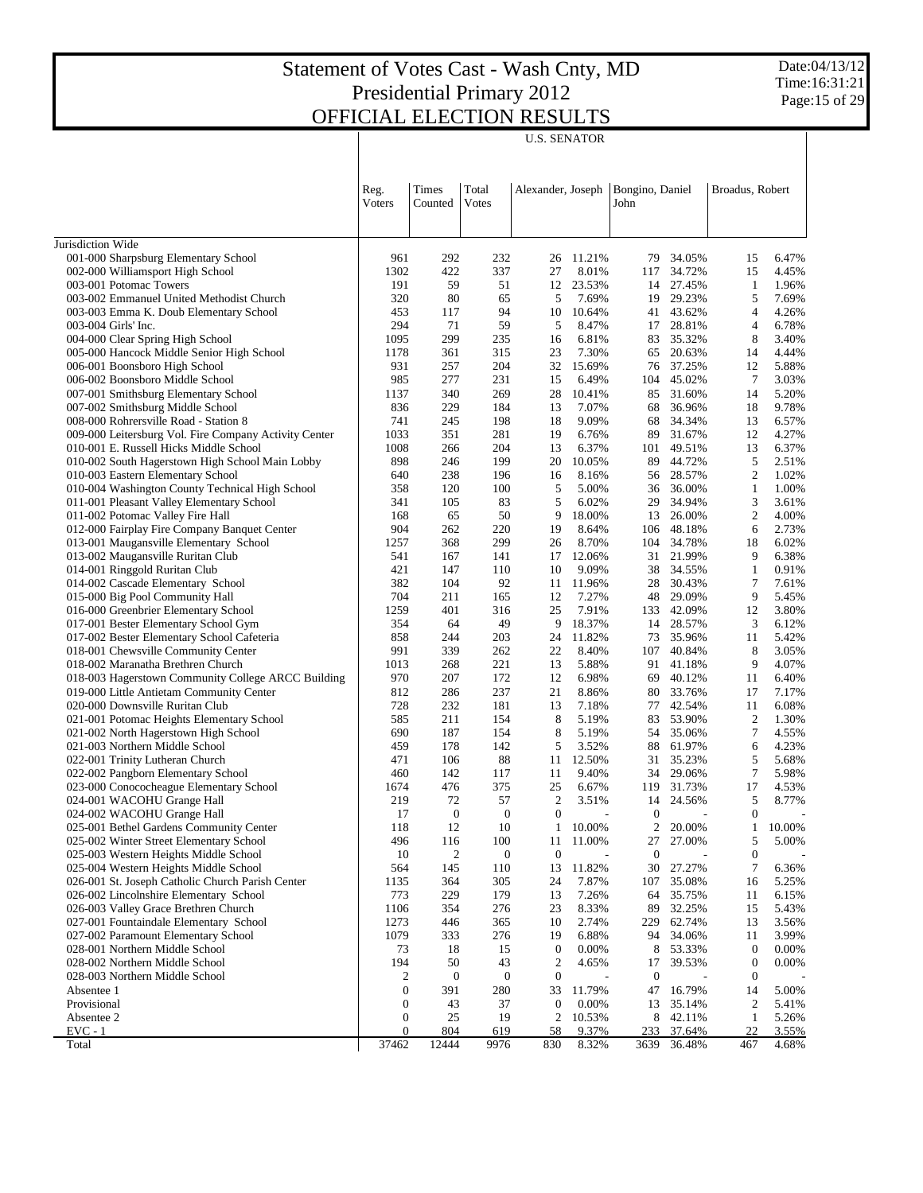# Statement of Votes Cast - Wash Cnty, MD
## Presidential Primary 2012
## OFFICIAL ELECTION RESULTS

Date:04/13/12
Time:16:31:21

U.S. SENATOR

| | Reg. Voters | Times Counted | Total Votes | Alexander, Joseph | | Bongino, Daniel John | | Broadus, Robert | |
|---|---|---|---|---|---|---|---|---|---|
| Jurisdiction Wide | | | | | | | | | |
| 001-000 Sharpsburg Elementary School | 961 | 292 | 232 | 26 | 11.21% | 79 | 34.05% | 15 | 6.47% |
| 002-000 Williamsport High School | 1302 | 422 | 337 | 27 | 8.01% | 117 | 34.72% | 15 | 4.45% |
| 003-001 Potomac Towers | 191 | 59 | 51 | 12 | 23.53% | 14 | 27.45% | 1 | 1.96% |
| 003-002 Emmanuel United Methodist Church | 320 | 80 | 65 | 5 | 7.69% | 19 | 29.23% | 5 | 7.69% |
| 003-003 Emma K. Doub Elementary School | 453 | 117 | 94 | 10 | 10.64% | 41 | 43.62% | 4 | 4.26% |
| 003-004 Girls' Inc. | 294 | 71 | 59 | 5 | 8.47% | 17 | 28.81% | 4 | 6.78% |
| 004-000 Clear Spring High School | 1095 | 299 | 235 | 16 | 6.81% | 83 | 35.32% | 8 | 3.40% |
| 005-000 Hancock Middle Senior High School | 1178 | 361 | 315 | 23 | 7.30% | 65 | 20.63% | 14 | 4.44% |
| 006-001 Boonsboro High School | 931 | 257 | 204 | 32 | 15.69% | 76 | 37.25% | 12 | 5.88% |
| 006-002 Boonsboro Middle School | 985 | 277 | 231 | 15 | 6.49% | 104 | 45.02% | 7 | 3.03% |
| 007-001 Smithsburg Elementary School | 1137 | 340 | 269 | 28 | 10.41% | 85 | 31.60% | 14 | 5.20% |
| 007-002 Smithsburg Middle School | 836 | 229 | 184 | 13 | 7.07% | 68 | 36.96% | 18 | 9.78% |
| 008-000 Rohrersville Road - Station 8 | 741 | 245 | 198 | 18 | 9.09% | 68 | 34.34% | 13 | 6.57% |
| 009-000 Leitersburg Vol. Fire Company Activity Center | 1033 | 351 | 281 | 19 | 6.76% | 89 | 31.67% | 12 | 4.27% |
| 010-001 E. Russell Hicks Middle School | 1008 | 266 | 204 | 13 | 6.37% | 101 | 49.51% | 13 | 6.37% |
| 010-002 South Hagerstown High School Main Lobby | 898 | 246 | 199 | 20 | 10.05% | 89 | 44.72% | 5 | 2.51% |
| 010-003 Eastern Elementary School | 640 | 238 | 196 | 16 | 8.16% | 56 | 28.57% | 2 | 1.02% |
| 010-004 Washington County Technical High School | 358 | 120 | 100 | 5 | 5.00% | 36 | 36.00% | 1 | 1.00% |
| 011-001 Pleasant Valley Elementary School | 341 | 105 | 83 | 5 | 6.02% | 29 | 34.94% | 3 | 3.61% |
| 011-002 Potomac Valley Fire Hall | 168 | 65 | 50 | 9 | 18.00% | 13 | 26.00% | 2 | 4.00% |
| 012-000 Fairplay Fire Company Banquet Center | 904 | 262 | 220 | 19 | 8.64% | 106 | 48.18% | 6 | 2.73% |
| 013-001 Maugansville Elementary School | 1257 | 368 | 299 | 26 | 8.70% | 104 | 34.78% | 18 | 6.02% |
| 013-002 Maugansville Ruritan Club | 541 | 167 | 141 | 17 | 12.06% | 31 | 21.99% | 9 | 6.38% |
| 014-001 Ringgold Ruritan Club | 421 | 147 | 110 | 10 | 9.09% | 38 | 34.55% | 1 | 0.91% |
| 014-002 Cascade Elementary School | 382 | 104 | 92 | 11 | 11.96% | 28 | 30.43% | 7 | 7.61% |
| 015-000 Big Pool Community Hall | 704 | 211 | 165 | 12 | 7.27% | 48 | 29.09% | 9 | 5.45% |
| 016-000 Greenbrier Elementary School | 1259 | 401 | 316 | 25 | 7.91% | 133 | 42.09% | 12 | 3.80% |
| 017-001 Bester Elementary School Gym | 354 | 64 | 49 | 9 | 18.37% | 14 | 28.57% | 3 | 6.12% |
| 017-002 Bester Elementary School Cafeteria | 858 | 244 | 203 | 24 | 11.82% | 73 | 35.96% | 11 | 5.42% |
| 018-001 Chewsville Community Center | 991 | 339 | 262 | 22 | 8.40% | 107 | 40.84% | 8 | 3.05% |
| 018-002 Maranatha Brethren Church | 1013 | 268 | 221 | 13 | 5.88% | 91 | 41.18% | 9 | 4.07% |
| 018-003 Hagerstown Community College ARCC Building | 970 | 207 | 172 | 12 | 6.98% | 69 | 40.12% | 11 | 6.40% |
| 019-000 Little Antietam Community Center | 812 | 286 | 237 | 21 | 8.86% | 80 | 33.76% | 17 | 7.17% |
| 020-000 Downsville Ruritan Club | 728 | 232 | 181 | 13 | 7.18% | 77 | 42.54% | 11 | 6.08% |
| 021-001 Potomac Heights Elementary School | 585 | 211 | 154 | 8 | 5.19% | 83 | 53.90% | 2 | 1.30% |
| 021-002 North Hagerstown High School | 690 | 187 | 154 | 8 | 5.19% | 54 | 35.06% | 7 | 4.55% |
| 021-003 Northern Middle School | 459 | 178 | 142 | 5 | 3.52% | 88 | 61.97% | 6 | 4.23% |
| 022-001 Trinity Lutheran Church | 471 | 106 | 88 | 11 | 12.50% | 31 | 35.23% | 5 | 5.68% |
| 022-002 Pangborn Elementary School | 460 | 142 | 117 | 11 | 9.40% | 34 | 29.06% | 7 | 5.98% |
| 023-000 Conococheague Elementary School | 1674 | 476 | 375 | 25 | 6.67% | 119 | 31.73% | 17 | 4.53% |
| 024-001 WACOHU Grange Hall | 219 | 72 | 57 | 2 | 3.51% | 14 | 24.56% | 5 | 8.77% |
| 024-002 WACOHU Grange Hall | 17 | 0 | 0 | 0 | - | 0 | - | 0 | - |
| 025-001 Bethel Gardens Community Center | 118 | 12 | 10 | 1 | 10.00% | 2 | 20.00% | 1 | 10.00% |
| 025-002 Winter Street Elementary School | 496 | 116 | 100 | 11 | 11.00% | 27 | 27.00% | 5 | 5.00% |
| 025-003 Western Heights Middle School | 10 | 2 | 0 | 0 | - | 0 | - | 0 | - |
| 025-004 Western Heights Middle School | 564 | 145 | 110 | 13 | 11.82% | 30 | 27.27% | 7 | 6.36% |
| 026-001 St. Joseph Catholic Church Parish Center | 1135 | 364 | 305 | 24 | 7.87% | 107 | 35.08% | 16 | 5.25% |
| 026-002 Lincolnshire Elementary School | 773 | 229 | 179 | 13 | 7.26% | 64 | 35.75% | 11 | 6.15% |
| 026-003 Valley Grace Brethren Church | 1106 | 354 | 276 | 23 | 8.33% | 89 | 32.25% | 15 | 5.43% |
| 027-001 Fountaindale Elementary School | 1273 | 446 | 365 | 10 | 2.74% | 229 | 62.74% | 13 | 3.56% |
| 027-002 Paramount Elementary School | 1079 | 333 | 276 | 19 | 6.88% | 94 | 34.06% | 11 | 3.99% |
| 028-001 Northern Middle School | 73 | 18 | 15 | 0 | 0.00% | 8 | 53.33% | 0 | 0.00% |
| 028-002 Northern Middle School | 194 | 50 | 43 | 2 | 4.65% | 17 | 39.53% | 0 | 0.00% |
| 028-003 Northern Middle School | 2 | 0 | 0 | 0 | - | 0 | - | 0 | - |
| Absentee 1 | 0 | 391 | 280 | 33 | 11.79% | 47 | 16.79% | 14 | 5.00% |
| Provisional | 0 | 43 | 37 | 0 | 0.00% | 13 | 35.14% | 2 | 5.41% |
| Absentee 2 | 0 | 25 | 19 | 2 | 10.53% | 8 | 42.11% | 1 | 5.26% |
| EVC - 1 | 0 | 804 | 619 | 58 | 9.37% | 233 | 37.64% | 22 | 3.55% |
| Total | 37462 | 12444 | 9976 | 830 | 8.32% | 3639 | 36.48% | 467 | 4.68% |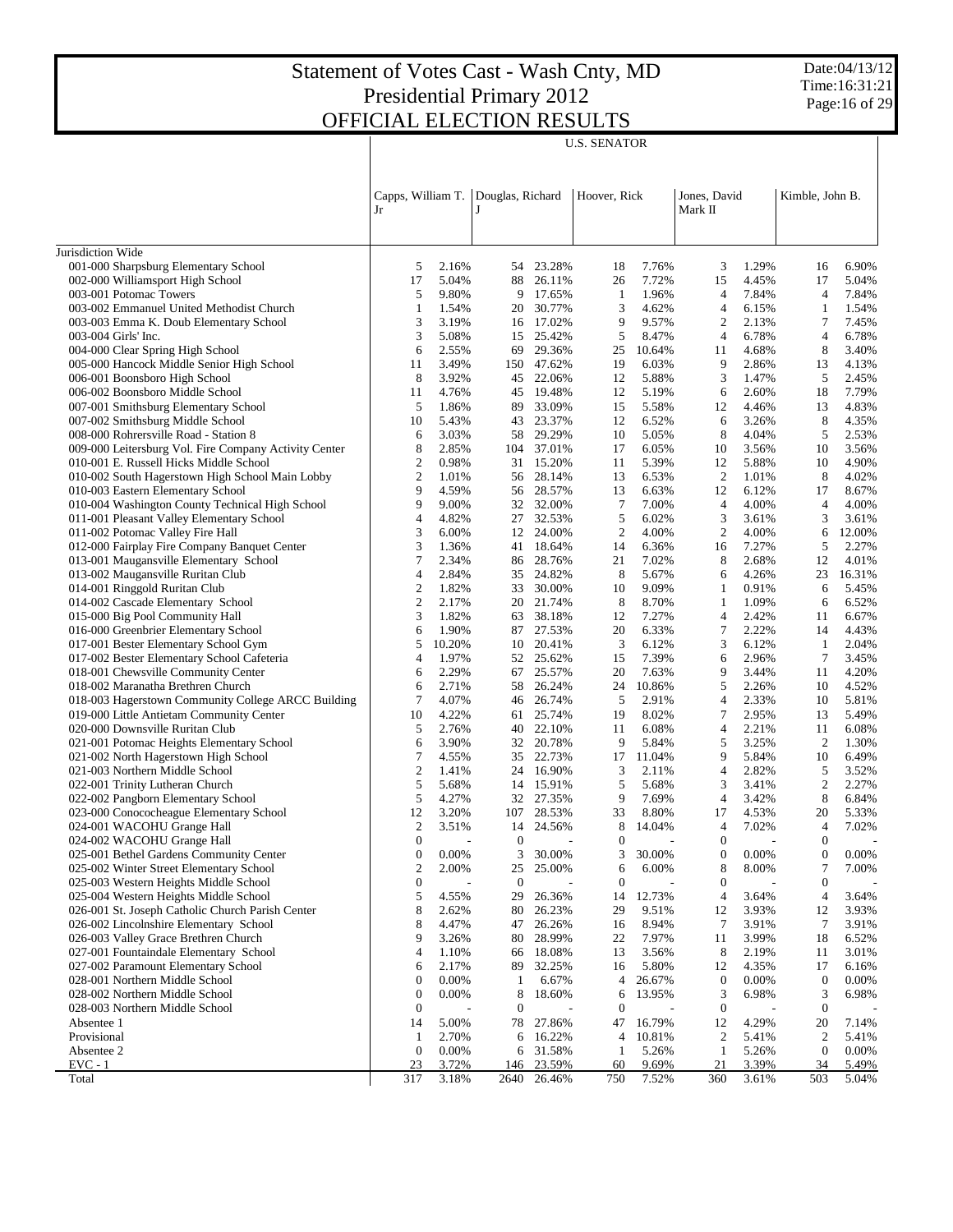# Statement of Votes Cast - Wash Cnty, MD
# Presidential Primary 2012
# OFFICIAL ELECTION RESULTS

Date:04/13/12
Time:16:31:21

U.S. SENATOR

| | Capps, William T. Jr | | Douglas, Richard J | | Hoover, Rick | | Jones, David Mark II | | Kimble, John B. | |
|---|---|---|---|---|---|---|---|---|---|---|
| Jurisdiction Wide | | | | | | | | | | |
| 001-000 Sharpsburg Elementary School | 5 | 2.16% | 54 | 23.28% | 18 | 7.76% | 3 | 1.29% | 16 | 6.90% |
| 002-000 Williamsport High School | 17 | 5.04% | 88 | 26.11% | 26 | 7.72% | 15 | 4.45% | 17 | 5.04% |
| 003-001 Potomac Towers | 5 | 9.80% | 9 | 17.65% | 1 | 1.96% | 4 | 7.84% | 4 | 7.84% |
| 003-002 Emmanuel United Methodist Church | 1 | 1.54% | 20 | 30.77% | 3 | 4.62% | 4 | 6.15% | 1 | 1.54% |
| 003-003 Emma K. Doub Elementary School | 3 | 3.19% | 16 | 17.02% | 9 | 9.57% | 2 | 2.13% | 7 | 7.45% |
| 003-004 Girls' Inc. | 3 | 5.08% | 15 | 25.42% | 5 | 8.47% | 4 | 6.78% | 4 | 6.78% |
| 004-000 Clear Spring High School | 6 | 2.55% | 69 | 29.36% | 25 | 10.64% | 11 | 4.68% | 8 | 3.40% |
| 005-000 Hancock Middle Senior High School | 11 | 3.49% | 150 | 47.62% | 19 | 6.03% | 9 | 2.86% | 13 | 4.13% |
| 006-001 Boonsboro High School | 8 | 3.92% | 45 | 22.06% | 12 | 5.88% | 3 | 1.47% | 5 | 2.45% |
| 006-002 Boonsboro Middle School | 11 | 4.76% | 45 | 19.48% | 12 | 5.19% | 6 | 2.60% | 18 | 7.79% |
| 007-001 Smithsburg Elementary School | 5 | 1.86% | 89 | 33.09% | 15 | 5.58% | 12 | 4.46% | 13 | 4.83% |
| 007-002 Smithsburg Middle School | 10 | 5.43% | 43 | 23.37% | 12 | 6.52% | 6 | 3.26% | 8 | 4.35% |
| 008-000 Rohrersville Road - Station 8 | 6 | 3.03% | 58 | 29.29% | 10 | 5.05% | 8 | 4.04% | 5 | 2.53% |
| 009-000 Leitersburg Vol. Fire Company Activity Center | 8 | 2.85% | 104 | 37.01% | 17 | 6.05% | 10 | 3.56% | 10 | 3.56% |
| 010-001 E. Russell Hicks Middle School | 2 | 0.98% | 31 | 15.20% | 11 | 5.39% | 12 | 5.88% | 10 | 4.90% |
| 010-002 South Hagerstown High School Main Lobby | 2 | 1.01% | 56 | 28.14% | 13 | 6.53% | 2 | 1.01% | 8 | 4.02% |
| 010-003 Eastern Elementary School | 9 | 4.59% | 56 | 28.57% | 13 | 6.63% | 12 | 6.12% | 17 | 8.67% |
| 010-004 Washington County Technical High School | 9 | 9.00% | 32 | 32.00% | 7 | 7.00% | 4 | 4.00% | 4 | 4.00% |
| 011-001 Pleasant Valley Elementary School | 4 | 4.82% | 27 | 32.53% | 5 | 6.02% | 3 | 3.61% | 3 | 3.61% |
| 011-002 Potomac Valley Fire Hall | 3 | 6.00% | 12 | 24.00% | 2 | 4.00% | 2 | 4.00% | 6 | 12.00% |
| 012-000 Fairplay Fire Company Banquet Center | 3 | 1.36% | 41 | 18.64% | 14 | 6.36% | 16 | 7.27% | 5 | 2.27% |
| 013-001 Maugansville Elementary School | 7 | 2.34% | 86 | 28.76% | 21 | 7.02% | 8 | 2.68% | 12 | 4.01% |
| 013-002 Maugansville Ruritan Club | 4 | 2.84% | 35 | 24.82% | 8 | 5.67% | 6 | 4.26% | 23 | 16.31% |
| 014-001 Ringgold Ruritan Club | 2 | 1.82% | 33 | 30.00% | 10 | 9.09% | 1 | 0.91% | 6 | 5.45% |
| 014-002 Cascade Elementary School | 2 | 2.17% | 20 | 21.74% | 8 | 8.70% | 1 | 1.09% | 6 | 6.52% |
| 015-000 Big Pool Community Hall | 3 | 1.82% | 63 | 38.18% | 12 | 7.27% | 4 | 2.42% | 11 | 6.67% |
| 016-000 Greenbrier Elementary School | 6 | 1.90% | 87 | 27.53% | 20 | 6.33% | 7 | 2.22% | 14 | 4.43% |
| 017-001 Bester Elementary School Gym | 5 | 10.20% | 10 | 20.41% | 3 | 6.12% | 3 | 6.12% | 1 | 2.04% |
| 017-002 Bester Elementary School Cafeteria | 4 | 1.97% | 52 | 25.62% | 15 | 7.39% | 6 | 2.96% | 7 | 3.45% |
| 018-001 Chewsville Community Center | 6 | 2.29% | 67 | 25.57% | 20 | 7.63% | 9 | 3.44% | 11 | 4.20% |
| 018-002 Maranatha Brethren Church | 6 | 2.71% | 58 | 26.24% | 24 | 10.86% | 5 | 2.26% | 10 | 4.52% |
| 018-003 Hagerstown Community College ARCC Building | 7 | 4.07% | 46 | 26.74% | 5 | 2.91% | 4 | 2.33% | 10 | 5.81% |
| 019-000 Little Antietam Community Center | 10 | 4.22% | 61 | 25.74% | 19 | 8.02% | 7 | 2.95% | 13 | 5.49% |
| 020-000 Downsville Ruritan Club | 5 | 2.76% | 40 | 22.10% | 11 | 6.08% | 4 | 2.21% | 11 | 6.08% |
| 021-001 Potomac Heights Elementary School | 6 | 3.90% | 32 | 20.78% | 9 | 5.84% | 5 | 3.25% | 2 | 1.30% |
| 021-002 North Hagerstown High School | 7 | 4.55% | 35 | 22.73% | 17 | 11.04% | 9 | 5.84% | 10 | 6.49% |
| 021-003 Northern Middle School | 2 | 1.41% | 24 | 16.90% | 3 | 2.11% | 4 | 2.82% | 5 | 3.52% |
| 022-001 Trinity Lutheran Church | 5 | 5.68% | 14 | 15.91% | 5 | 5.68% | 3 | 3.41% | 2 | 2.27% |
| 022-002 Pangborn Elementary School | 5 | 4.27% | 32 | 27.35% | 9 | 7.69% | 4 | 3.42% | 8 | 6.84% |
| 023-000 Conococheague Elementary School | 12 | 3.20% | 107 | 28.53% | 33 | 8.80% | 17 | 4.53% | 20 | 5.33% |
| 024-001 WACOHU Grange Hall | 2 | 3.51% | 14 | 24.56% | 8 | 14.04% | 4 | 7.02% | 4 | 7.02% |
| 024-002 WACOHU Grange Hall | 0 | - | 0 | - | 0 | - | 0 | - | 0 | - |
| 025-001 Bethel Gardens Community Center | 0 | 0.00% | 3 | 30.00% | 3 | 30.00% | 0 | 0.00% | 0 | 0.00% |
| 025-002 Winter Street Elementary School | 2 | 2.00% | 25 | 25.00% | 6 | 6.00% | 8 | 8.00% | 7 | 7.00% |
| 025-003 Western Heights Middle School | 0 | - | 0 | - | 0 | - | 0 | - | 0 | - |
| 025-004 Western Heights Middle School | 5 | 4.55% | 29 | 26.36% | 14 | 12.73% | 4 | 3.64% | 4 | 3.64% |
| 026-001 St. Joseph Catholic Church Parish Center | 8 | 2.62% | 80 | 26.23% | 29 | 9.51% | 12 | 3.93% | 12 | 3.93% |
| 026-002 Lincolnshire Elementary School | 8 | 4.47% | 47 | 26.26% | 16 | 8.94% | 7 | 3.91% | 7 | 3.91% |
| 026-003 Valley Grace Brethren Church | 9 | 3.26% | 80 | 28.99% | 22 | 7.97% | 11 | 3.99% | 18 | 6.52% |
| 027-001 Fountaindale Elementary School | 4 | 1.10% | 66 | 18.08% | 13 | 3.56% | 8 | 2.19% | 11 | 3.01% |
| 027-002 Paramount Elementary School | 6 | 2.17% | 89 | 32.25% | 16 | 5.80% | 12 | 4.35% | 17 | 6.16% |
| 028-001 Northern Middle School | 0 | 0.00% | 1 | 6.67% | 4 | 26.67% | 0 | 0.00% | 0 | 0.00% |
| 028-002 Northern Middle School | 0 | 0.00% | 8 | 18.60% | 6 | 13.95% | 3 | 6.98% | 3 | 6.98% |
| 028-003 Northern Middle School | 0 | - | 0 | - | 0 | - | 0 | - | 0 | - |
| Absentee 1 | 14 | 5.00% | 78 | 27.86% | 47 | 16.79% | 12 | 4.29% | 20 | 7.14% |
| Provisional | 1 | 2.70% | 6 | 16.22% | 4 | 10.81% | 2 | 5.41% | 2 | 5.41% |
| Absentee 2 | 0 | 0.00% | 6 | 31.58% | 1 | 5.26% | 1 | 5.26% | 0 | 0.00% |
| EVC - 1 | 23 | 3.72% | 146 | 23.59% | 60 | 9.69% | 21 | 3.39% | 34 | 5.49% |
| Total | 317 | 3.18% | 2640 | 26.46% | 750 | 7.52% | 360 | 3.61% | 503 | 5.04% |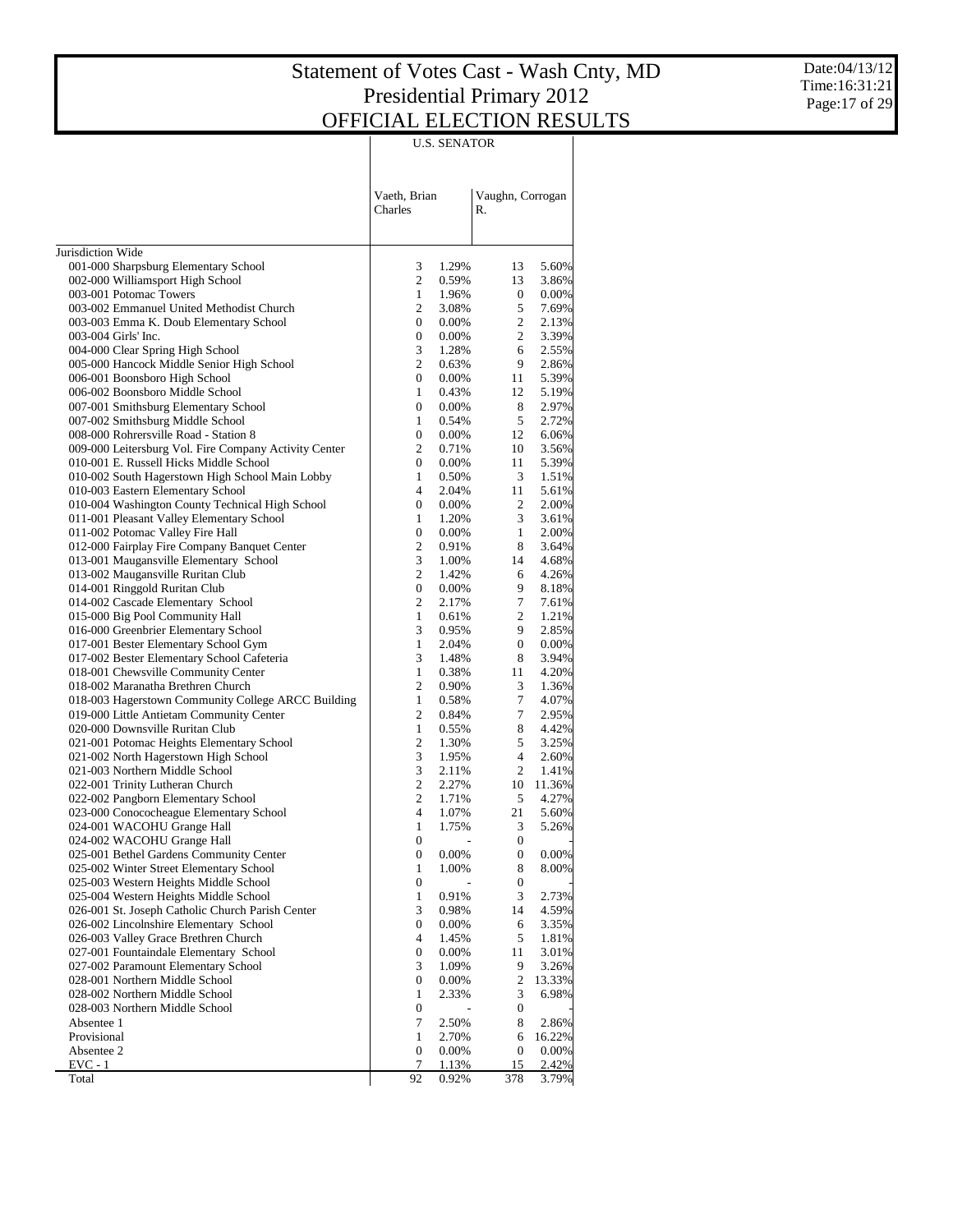# Statement of Votes Cast - Wash Cnty, MD
## Presidential Primary 2012
## OFFICIAL ELECTION RESULTS

Date:04/13/12
Time:16:31:21

| | U.S. SENATOR | | | |
|---|---|---|---|---|
| | Vaeth, Brian Charles | | Vaughn, Corrogan R. | |
| Jurisdiction Wide | | | | |
| 001-000 Sharpsburg Elementary School | 3 | 1.29% | 13 | 5.60% |
| 002-000 Williamsport High School | 2 | 0.59% | 13 | 3.86% |
| 003-001 Potomac Towers | 1 | 1.96% | 0 | 0.00% |
| 003-002 Emmanuel United Methodist Church | 2 | 3.08% | 5 | 7.69% |
| 003-003 Emma K. Doub Elementary School | 0 | 0.00% | 2 | 2.13% |
| 003-004 Girls' Inc. | 0 | 0.00% | 2 | 3.39% |
| 004-000 Clear Spring High School | 3 | 1.28% | 6 | 2.55% |
| 005-000 Hancock Middle Senior High School | 2 | 0.63% | 9 | 2.86% |
| 006-001 Boonsboro High School | 0 | 0.00% | 11 | 5.39% |
| 006-002 Boonsboro Middle School | 1 | 0.43% | 12 | 5.19% |
| 007-001 Smithsburg Elementary School | 0 | 0.00% | 8 | 2.97% |
| 007-002 Smithsburg Middle School | 1 | 0.54% | 5 | 2.72% |
| 008-000 Rohrersville Road - Station 8 | 0 | 0.00% | 12 | 6.06% |
| 009-000 Leitersburg Vol. Fire Company Activity Center | 2 | 0.71% | 10 | 3.56% |
| 010-001 E. Russell Hicks Middle School | 0 | 0.00% | 11 | 5.39% |
| 010-002 South Hagerstown High School Main Lobby | 1 | 0.50% | 3 | 1.51% |
| 010-003 Eastern Elementary School | 4 | 2.04% | 11 | 5.61% |
| 010-004 Washington County Technical High School | 0 | 0.00% | 2 | 2.00% |
| 011-001 Pleasant Valley Elementary School | 1 | 1.20% | 3 | 3.61% |
| 011-002 Potomac Valley Fire Hall | 0 | 0.00% | 1 | 2.00% |
| 012-000 Fairplay Fire Company Banquet Center | 2 | 0.91% | 8 | 3.64% |
| 013-001 Maugansville Elementary School | 3 | 1.00% | 14 | 4.68% |
| 013-002 Maugansville Ruritan Club | 2 | 1.42% | 6 | 4.26% |
| 014-001 Ringgold Ruritan Club | 0 | 0.00% | 9 | 8.18% |
| 014-002 Cascade Elementary School | 2 | 2.17% | 7 | 7.61% |
| 015-000 Big Pool Community Hall | 1 | 0.61% | 2 | 1.21% |
| 016-000 Greenbrier Elementary School | 3 | 0.95% | 9 | 2.85% |
| 017-001 Bester Elementary School Gym | 1 | 2.04% | 0 | 0.00% |
| 017-002 Bester Elementary School Cafeteria | 3 | 1.48% | 8 | 3.94% |
| 018-001 Chewsville Community Center | 1 | 0.38% | 11 | 4.20% |
| 018-002 Maranatha Brethren Church | 2 | 0.90% | 3 | 1.36% |
| 018-003 Hagerstown Community College ARCC Building | 1 | 0.58% | 7 | 4.07% |
| 019-000 Little Antietam Community Center | 2 | 0.84% | 7 | 2.95% |
| 020-000 Downsville Ruritan Club | 1 | 0.55% | 8 | 4.42% |
| 021-001 Potomac Heights Elementary School | 2 | 1.30% | 5 | 3.25% |
| 021-002 North Hagerstown High School | 3 | 1.95% | 4 | 2.60% |
| 021-003 Northern Middle School | 3 | 2.11% | 2 | 1.41% |
| 022-001 Trinity Lutheran Church | 2 | 2.27% | 10 | 11.36% |
| 022-002 Pangborn Elementary School | 2 | 1.71% | 5 | 4.27% |
| 023-000 Conococheague Elementary School | 4 | 1.07% | 21 | 5.60% |
| 024-001 WACOHU Grange Hall | 1 | 1.75% | 3 | 5.26% |
| 024-002 WACOHU Grange Hall | 0 | - | 0 | - |
| 025-001 Bethel Gardens Community Center | 0 | 0.00% | 0 | 0.00% |
| 025-002 Winter Street Elementary School | 1 | 1.00% | 8 | 8.00% |
| 025-003 Western Heights Middle School | 0 | - | 0 | - |
| 025-004 Western Heights Middle School | 1 | 0.91% | 3 | 2.73% |
| 026-001 St. Joseph Catholic Church Parish Center | 3 | 0.98% | 14 | 4.59% |
| 026-002 Lincolnshire Elementary School | 0 | 0.00% | 6 | 3.35% |
| 026-003 Valley Grace Brethren Church | 4 | 1.45% | 5 | 1.81% |
| 027-001 Fountaindale Elementary School | 0 | 0.00% | 11 | 3.01% |
| 027-002 Paramount Elementary School | 3 | 1.09% | 9 | 3.26% |
| 028-001 Northern Middle School | 0 | 0.00% | 2 | 13.33% |
| 028-002 Northern Middle School | 1 | 2.33% | 3 | 6.98% |
| 028-003 Northern Middle School | 0 | - | 0 | - |
| Absentee 1 | 7 | 2.50% | 8 | 2.86% |
| Provisional | 1 | 2.70% | 6 | 16.22% |
| Absentee 2 | 0 | 0.00% | 0 | 0.00% |
| EVC - 1 | 7 | 1.13% | 15 | 2.42% |
| Total | 92 | 0.92% | 378 | 3.79% |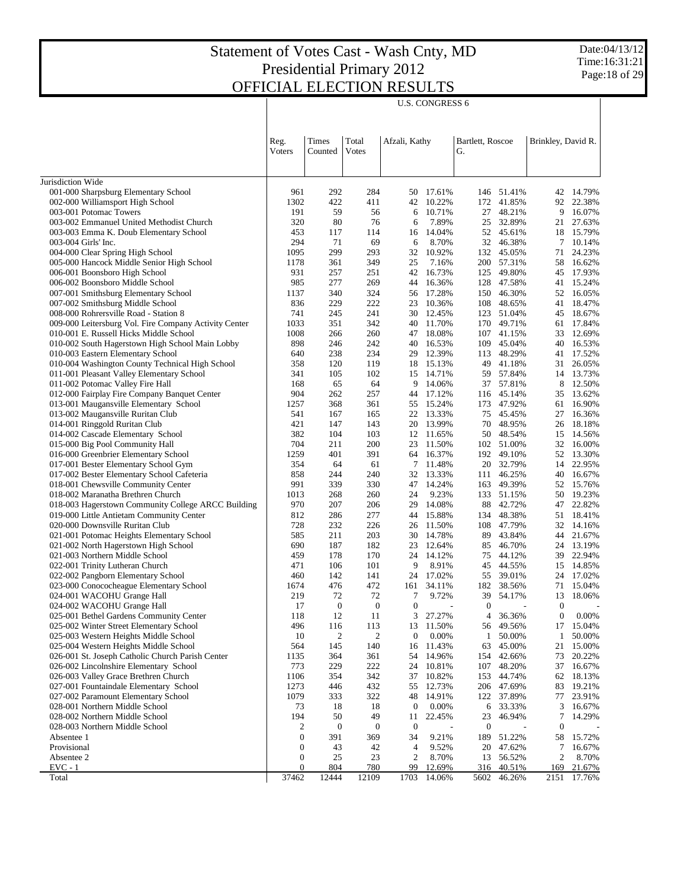# Statement of Votes Cast - Wash Cnty, MD
# Presidential Primary 2012
# OFFICIAL ELECTION RESULTS

Date:04/13/12
Time:16:31:21

U.S. CONGRESS 6

| | Reg. Voters | Times Counted | Total Votes | Afzali, Kathy | | Bartlett, Roscoe G. | | Brinkley, David R. | |
|---|---|---|---|---|---|---|---|---|---|
| Jurisdiction Wide | | | | | | | | | |
| 001-000 Sharpsburg Elementary School | 961 | 292 | 284 | 50 | 17.61% | 146 | 51.41% | 42 | 14.79% |
| 002-000 Williamsport High School | 1302 | 422 | 411 | 42 | 10.22% | 172 | 41.85% | 92 | 22.38% |
| 003-001 Potomac Towers | 191 | 59 | 56 | 6 | 10.71% | 27 | 48.21% | 9 | 16.07% |
| 003-002 Emmanuel United Methodist Church | 320 | 80 | 76 | 6 | 7.89% | 25 | 32.89% | 21 | 27.63% |
| 003-003 Emma K. Doub Elementary School | 453 | 117 | 114 | 16 | 14.04% | 52 | 45.61% | 18 | 15.79% |
| 003-004 Girls' Inc. | 294 | 71 | 69 | 6 | 8.70% | 32 | 46.38% | 7 | 10.14% |
| 004-000 Clear Spring High School | 1095 | 299 | 293 | 32 | 10.92% | 132 | 45.05% | 71 | 24.23% |
| 005-000 Hancock Middle Senior High School | 1178 | 361 | 349 | 25 | 7.16% | 200 | 57.31% | 58 | 16.62% |
| 006-001 Boonsboro High School | 931 | 257 | 251 | 42 | 16.73% | 125 | 49.80% | 45 | 17.93% |
| 006-002 Boonsboro Middle School | 985 | 277 | 269 | 44 | 16.36% | 128 | 47.58% | 41 | 15.24% |
| 007-001 Smithsburg Elementary School | 1137 | 340 | 324 | 56 | 17.28% | 150 | 46.30% | 52 | 16.05% |
| 007-002 Smithsburg Middle School | 836 | 229 | 222 | 23 | 10.36% | 108 | 48.65% | 41 | 18.47% |
| 008-000 Rohrersville Road - Station 8 | 741 | 245 | 241 | 30 | 12.45% | 123 | 51.04% | 45 | 18.67% |
| 009-000 Leitersburg Vol. Fire Company Activity Center | 1033 | 351 | 342 | 40 | 11.70% | 170 | 49.71% | 61 | 17.84% |
| 010-001 E. Russell Hicks Middle School | 1008 | 266 | 260 | 47 | 18.08% | 107 | 41.15% | 33 | 12.69% |
| 010-002 South Hagerstown High School Main Lobby | 898 | 246 | 242 | 40 | 16.53% | 109 | 45.04% | 40 | 16.53% |
| 010-003 Eastern Elementary School | 640 | 238 | 234 | 29 | 12.39% | 113 | 48.29% | 41 | 17.52% |
| 010-004 Washington County Technical High School | 358 | 120 | 119 | 18 | 15.13% | 49 | 41.18% | 31 | 26.05% |
| 011-001 Pleasant Valley Elementary School | 341 | 105 | 102 | 15 | 14.71% | 59 | 57.84% | 14 | 13.73% |
| 011-002 Potomac Valley Fire Hall | 168 | 65 | 64 | 9 | 14.06% | 37 | 57.81% | 8 | 12.50% |
| 012-000 Fairplay Fire Company Banquet Center | 904 | 262 | 257 | 44 | 17.12% | 116 | 45.14% | 35 | 13.62% |
| 013-001 Maugansville Elementary School | 1257 | 368 | 361 | 55 | 15.24% | 173 | 47.92% | 61 | 16.90% |
| 013-002 Maugansville Ruritan Club | 541 | 167 | 165 | 22 | 13.33% | 75 | 45.45% | 27 | 16.36% |
| 014-001 Ringgold Ruritan Club | 421 | 147 | 143 | 20 | 13.99% | 70 | 48.95% | 26 | 18.18% |
| 014-002 Cascade Elementary School | 382 | 104 | 103 | 12 | 11.65% | 50 | 48.54% | 15 | 14.56% |
| 015-000 Big Pool Community Hall | 704 | 211 | 200 | 23 | 11.50% | 102 | 51.00% | 32 | 16.00% |
| 016-000 Greenbrier Elementary School | 1259 | 401 | 391 | 64 | 16.37% | 192 | 49.10% | 52 | 13.30% |
| 017-001 Bester Elementary School Gym | 354 | 64 | 61 | 7 | 11.48% | 20 | 32.79% | 14 | 22.95% |
| 017-002 Bester Elementary School Cafeteria | 858 | 244 | 240 | 32 | 13.33% | 111 | 46.25% | 40 | 16.67% |
| 018-001 Chewsville Community Center | 991 | 339 | 330 | 47 | 14.24% | 163 | 49.39% | 52 | 15.76% |
| 018-002 Maranatha Brethren Church | 1013 | 268 | 260 | 24 | 9.23% | 133 | 51.15% | 50 | 19.23% |
| 018-003 Hagerstown Community College ARCC Building | 970 | 207 | 206 | 29 | 14.08% | 88 | 42.72% | 47 | 22.82% |
| 019-000 Little Antietam Community Center | 812 | 286 | 277 | 44 | 15.88% | 134 | 48.38% | 51 | 18.41% |
| 020-000 Downsville Ruritan Club | 728 | 232 | 226 | 26 | 11.50% | 108 | 47.79% | 32 | 14.16% |
| 021-001 Potomac Heights Elementary School | 585 | 211 | 203 | 30 | 14.78% | 89 | 43.84% | 44 | 21.67% |
| 021-002 North Hagerstown High School | 690 | 187 | 182 | 23 | 12.64% | 85 | 46.70% | 24 | 13.19% |
| 021-003 Northern Middle School | 459 | 178 | 170 | 24 | 14.12% | 75 | 44.12% | 39 | 22.94% |
| 022-001 Trinity Lutheran Church | 471 | 106 | 101 | 9 | 8.91% | 45 | 44.55% | 15 | 14.85% |
| 022-002 Pangborn Elementary School | 460 | 142 | 141 | 24 | 17.02% | 55 | 39.01% | 24 | 17.02% |
| 023-000 Conococheague Elementary School | 1674 | 476 | 472 | 161 | 34.11% | 182 | 38.56% | 71 | 15.04% |
| 024-001 WACOHU Grange Hall | 219 | 72 | 72 | 7 | 9.72% | 39 | 54.17% | 13 | 18.06% |
| 024-002 WACOHU Grange Hall | 17 | 0 | 0 | 0 | - | 0 | - | 0 | - |
| 025-001 Bethel Gardens Community Center | 118 | 12 | 11 | 3 | 27.27% | 4 | 36.36% | 0 | 0.00% |
| 025-002 Winter Street Elementary School | 496 | 116 | 113 | 13 | 11.50% | 56 | 49.56% | 17 | 15.04% |
| 025-003 Western Heights Middle School | 10 | 2 | 2 | 0 | 0.00% | 1 | 50.00% | 1 | 50.00% |
| 025-004 Western Heights Middle School | 564 | 145 | 140 | 16 | 11.43% | 63 | 45.00% | 21 | 15.00% |
| 026-001 St. Joseph Catholic Church Parish Center | 1135 | 364 | 361 | 54 | 14.96% | 154 | 42.66% | 73 | 20.22% |
| 026-002 Lincolnshire Elementary School | 773 | 229 | 222 | 24 | 10.81% | 107 | 48.20% | 37 | 16.67% |
| 026-003 Valley Grace Brethren Church | 1106 | 354 | 342 | 37 | 10.82% | 153 | 44.74% | 62 | 18.13% |
| 027-001 Fountaindale Elementary School | 1273 | 446 | 432 | 55 | 12.73% | 206 | 47.69% | 83 | 19.21% |
| 027-002 Paramount Elementary School | 1079 | 333 | 322 | 48 | 14.91% | 122 | 37.89% | 77 | 23.91% |
| 028-001 Northern Middle School | 73 | 18 | 18 | 0 | 0.00% | 6 | 33.33% | 3 | 16.67% |
| 028-002 Northern Middle School | 194 | 50 | 49 | 11 | 22.45% | 23 | 46.94% | 7 | 14.29% |
| 028-003 Northern Middle School | 2 | 0 | 0 | 0 | - | 0 | - | 0 | - |
| Absentee 1 | 0 | 391 | 369 | 34 | 9.21% | 189 | 51.22% | 58 | 15.72% |
| Provisional | 0 | 43 | 42 | 4 | 9.52% | 20 | 47.62% | 7 | 16.67% |
| Absentee 2 | 0 | 25 | 23 | 2 | 8.70% | 13 | 56.52% | 2 | 8.70% |
| EVC - 1 | 0 | 804 | 780 | 99 | 12.69% | 316 | 40.51% | 169 | 21.67% |
| Total | 37462 | 12444 | 12109 | 1703 | 14.06% | 5602 | 46.26% | 2151 | 17.76% |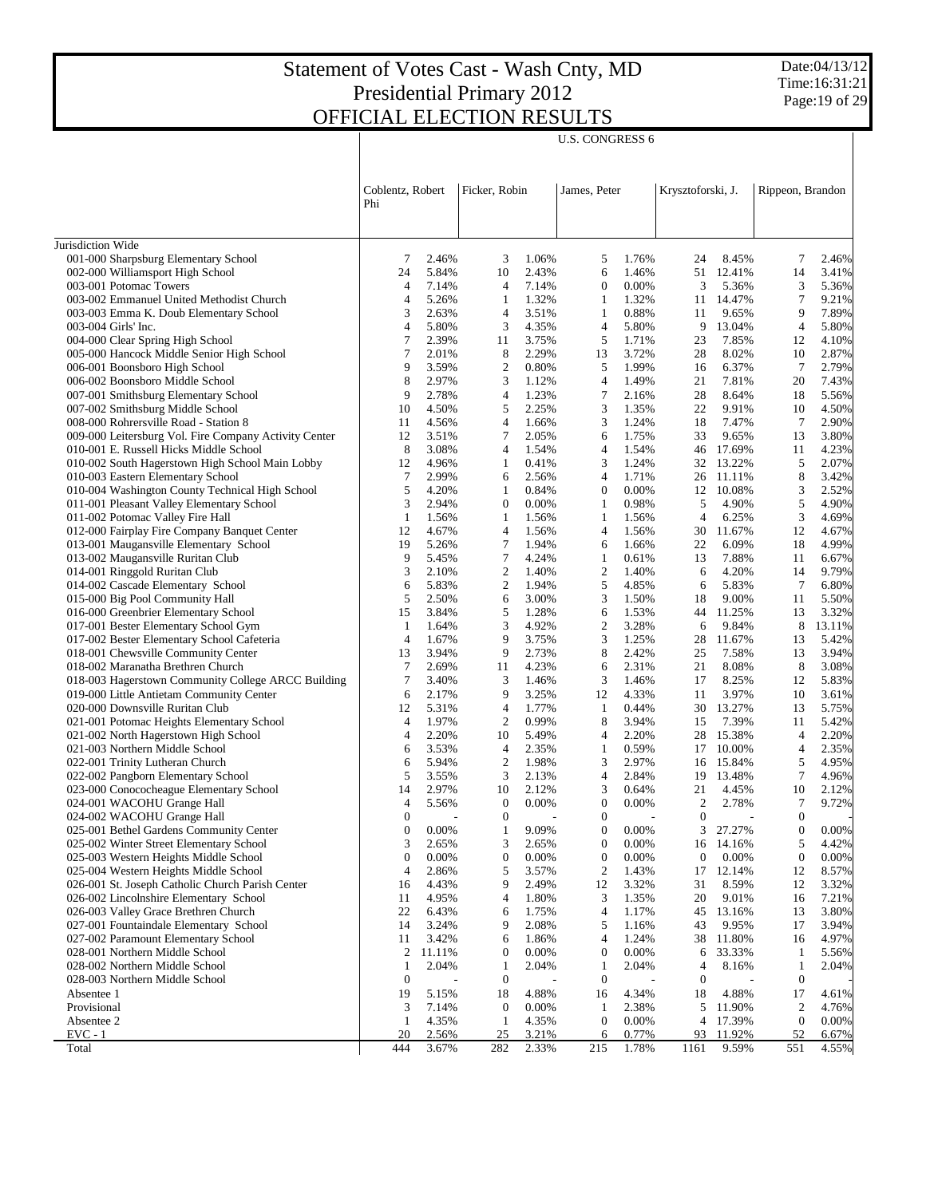# Statement of Votes Cast - Wash Cnty, MD
## Presidential Primary 2012
## OFFICIAL ELECTION RESULTS

Date:04/13/12
Time:16:31:21

U.S. CONGRESS 6

| | Coblentz, Robert Phi | | Ficker, Robin | | James, Peter | | Krysztoforski, J. | | Rippeon, Brandon | |
|---|---|---|---|---|---|---|---|---|---|---|
| Jurisdiction Wide | | | | | | | | | | |
| 001-000 Sharpsburg Elementary School | 7 | 2.46% | 3 | 1.06% | 5 | 1.76% | 24 | 8.45% | 7 | 2.46% |
| 002-000 Williamsport High School | 24 | 5.84% | 10 | 2.43% | 6 | 1.46% | 51 | 12.41% | 14 | 3.41% |
| 003-001 Potomac Towers | 4 | 7.14% | 4 | 7.14% | 0 | 0.00% | 3 | 5.36% | 3 | 5.36% |
| 003-002 Emmanuel United Methodist Church | 4 | 5.26% | 1 | 1.32% | 1 | 1.32% | 11 | 14.47% | 7 | 9.21% |
| 003-003 Emma K. Doub Elementary School | 3 | 2.63% | 4 | 3.51% | 1 | 0.88% | 11 | 9.65% | 9 | 7.89% |
| 003-004 Girls' Inc. | 4 | 5.80% | 3 | 4.35% | 4 | 5.80% | 9 | 13.04% | 4 | 5.80% |
| 004-000 Clear Spring High School | 7 | 2.39% | 11 | 3.75% | 5 | 1.71% | 23 | 7.85% | 12 | 4.10% |
| 005-000 Hancock Middle Senior High School | 7 | 2.01% | 8 | 2.29% | 13 | 3.72% | 28 | 8.02% | 10 | 2.87% |
| 006-001 Boonsboro High School | 9 | 3.59% | 2 | 0.80% | 5 | 1.99% | 16 | 6.37% | 7 | 2.79% |
| 006-002 Boonsboro Middle School | 8 | 2.97% | 3 | 1.12% | 4 | 1.49% | 21 | 7.81% | 20 | 7.43% |
| 007-001 Smithsburg Elementary School | 9 | 2.78% | 4 | 1.23% | 7 | 2.16% | 28 | 8.64% | 18 | 5.56% |
| 007-002 Smithsburg Middle School | 10 | 4.50% | 5 | 2.25% | 3 | 1.35% | 22 | 9.91% | 10 | 4.50% |
| 008-000 Rohrersville Road - Station 8 | 11 | 4.56% | 4 | 1.66% | 3 | 1.24% | 18 | 7.47% | 7 | 2.90% |
| 009-000 Leitersburg Vol. Fire Company Activity Center | 12 | 3.51% | 7 | 2.05% | 6 | 1.75% | 33 | 9.65% | 13 | 3.80% |
| 010-001 E. Russell Hicks Middle School | 8 | 3.08% | 4 | 1.54% | 4 | 1.54% | 46 | 17.69% | 11 | 4.23% |
| 010-002 South Hagerstown High School Main Lobby | 12 | 4.96% | 1 | 0.41% | 3 | 1.24% | 32 | 13.22% | 5 | 2.07% |
| 010-003 Eastern Elementary School | 7 | 2.99% | 6 | 2.56% | 4 | 1.71% | 26 | 11.11% | 8 | 3.42% |
| 010-004 Washington County Technical High School | 5 | 4.20% | 1 | 0.84% | 0 | 0.00% | 12 | 10.08% | 3 | 2.52% |
| 011-001 Pleasant Valley Elementary School | 3 | 2.94% | 0 | 0.00% | 1 | 0.98% | 5 | 4.90% | 5 | 4.90% |
| 011-002 Potomac Valley Fire Hall | 1 | 1.56% | 1 | 1.56% | 1 | 1.56% | 4 | 6.25% | 3 | 4.69% |
| 012-000 Fairplay Fire Company Banquet Center | 12 | 4.67% | 4 | 1.56% | 4 | 1.56% | 30 | 11.67% | 12 | 4.67% |
| 013-001 Maugansville Elementary School | 19 | 5.26% | 7 | 1.94% | 6 | 1.66% | 22 | 6.09% | 18 | 4.99% |
| 013-002 Maugansville Ruritan Club | 9 | 5.45% | 7 | 4.24% | 1 | 0.61% | 13 | 7.88% | 11 | 6.67% |
| 014-001 Ringgold Ruritan Club | 3 | 2.10% | 2 | 1.40% | 2 | 1.40% | 6 | 4.20% | 14 | 9.79% |
| 014-002 Cascade Elementary School | 6 | 5.83% | 2 | 1.94% | 5 | 4.85% | 6 | 5.83% | 7 | 6.80% |
| 015-000 Big Pool Community Hall | 5 | 2.50% | 6 | 3.00% | 3 | 1.50% | 18 | 9.00% | 11 | 5.50% |
| 016-000 Greenbrier Elementary School | 15 | 3.84% | 5 | 1.28% | 6 | 1.53% | 44 | 11.25% | 13 | 3.32% |
| 017-001 Bester Elementary School Gym | 1 | 1.64% | 3 | 4.92% | 2 | 3.28% | 6 | 9.84% | 8 | 13.11% |
| 017-002 Bester Elementary School Cafeteria | 4 | 1.67% | 9 | 3.75% | 3 | 1.25% | 28 | 11.67% | 13 | 5.42% |
| 018-001 Chewsville Community Center | 13 | 3.94% | 9 | 2.73% | 8 | 2.42% | 25 | 7.58% | 13 | 3.94% |
| 018-002 Maranatha Brethren Church | 7 | 2.69% | 11 | 4.23% | 6 | 2.31% | 21 | 8.08% | 8 | 3.08% |
| 018-003 Hagerstown Community College ARCC Building | 7 | 3.40% | 3 | 1.46% | 3 | 1.46% | 17 | 8.25% | 12 | 5.83% |
| 019-000 Little Antietam Community Center | 6 | 2.17% | 9 | 3.25% | 12 | 4.33% | 11 | 3.97% | 10 | 3.61% |
| 020-000 Downsville Ruritan Club | 12 | 5.31% | 4 | 1.77% | 1 | 0.44% | 30 | 13.27% | 13 | 5.75% |
| 021-001 Potomac Heights Elementary School | 4 | 1.97% | 2 | 0.99% | 8 | 3.94% | 15 | 7.39% | 11 | 5.42% |
| 021-002 North Hagerstown High School | 4 | 2.20% | 10 | 5.49% | 4 | 2.20% | 28 | 15.38% | 4 | 2.20% |
| 021-003 Northern Middle School | 6 | 3.53% | 4 | 2.35% | 1 | 0.59% | 17 | 10.00% | 4 | 2.35% |
| 022-001 Trinity Lutheran Church | 6 | 5.94% | 2 | 1.98% | 3 | 2.97% | 16 | 15.84% | 5 | 4.95% |
| 022-002 Pangborn Elementary School | 5 | 3.55% | 3 | 2.13% | 4 | 2.84% | 19 | 13.48% | 7 | 4.96% |
| 023-000 Conococheague Elementary School | 14 | 2.97% | 10 | 2.12% | 3 | 0.64% | 21 | 4.45% | 10 | 2.12% |
| 024-001 WACOHU Grange Hall | 4 | 5.56% | 0 | 0.00% | 0 | 0.00% | 2 | 2.78% | 7 | 9.72% |
| 024-002 WACOHU Grange Hall | 0 | - | 0 | - | 0 | - | 0 | - | 0 | - |
| 025-001 Bethel Gardens Community Center | 0 | 0.00% | 1 | 9.09% | 0 | 0.00% | 3 | 27.27% | 0 | 0.00% |
| 025-002 Winter Street Elementary School | 3 | 2.65% | 3 | 2.65% | 0 | 0.00% | 16 | 14.16% | 5 | 4.42% |
| 025-003 Western Heights Middle School | 0 | 0.00% | 0 | 0.00% | 0 | 0.00% | 0 | 0.00% | 0 | 0.00% |
| 025-004 Western Heights Middle School | 4 | 2.86% | 5 | 3.57% | 2 | 1.43% | 17 | 12.14% | 12 | 8.57% |
| 026-001 St. Joseph Catholic Church Parish Center | 16 | 4.43% | 9 | 2.49% | 12 | 3.32% | 31 | 8.59% | 12 | 3.32% |
| 026-002 Lincolnshire Elementary School | 11 | 4.95% | 4 | 1.80% | 3 | 1.35% | 20 | 9.01% | 16 | 7.21% |
| 026-003 Valley Grace Brethren Church | 22 | 6.43% | 6 | 1.75% | 4 | 1.17% | 45 | 13.16% | 13 | 3.80% |
| 027-001 Fountaindale Elementary School | 14 | 3.24% | 9 | 2.08% | 5 | 1.16% | 43 | 9.95% | 17 | 3.94% |
| 027-002 Paramount Elementary School | 11 | 3.42% | 6 | 1.86% | 4 | 1.24% | 38 | 11.80% | 16 | 4.97% |
| 028-001 Northern Middle School | 2 | 11.11% | 0 | 0.00% | 0 | 0.00% | 6 | 33.33% | 1 | 5.56% |
| 028-002 Northern Middle School | 1 | 2.04% | 1 | 2.04% | 1 | 2.04% | 4 | 8.16% | 1 | 2.04% |
| 028-003 Northern Middle School | 0 | - | 0 | - | 0 | - | 0 | - | 0 | - |
| Absentee 1 | 19 | 5.15% | 18 | 4.88% | 16 | 4.34% | 18 | 4.88% | 17 | 4.61% |
| Provisional | 3 | 7.14% | 0 | 0.00% | 1 | 2.38% | 5 | 11.90% | 2 | 4.76% |
| Absentee 2 | 1 | 4.35% | 1 | 4.35% | 0 | 0.00% | 4 | 17.39% | 0 | 0.00% |
| EVC - 1 | 20 | 2.56% | 25 | 3.21% | 6 | 0.77% | 93 | 11.92% | 52 | 6.67% |
| Total | 444 | 3.67% | 282 | 2.33% | 215 | 1.78% | 1161 | 9.59% | 551 | 4.55% |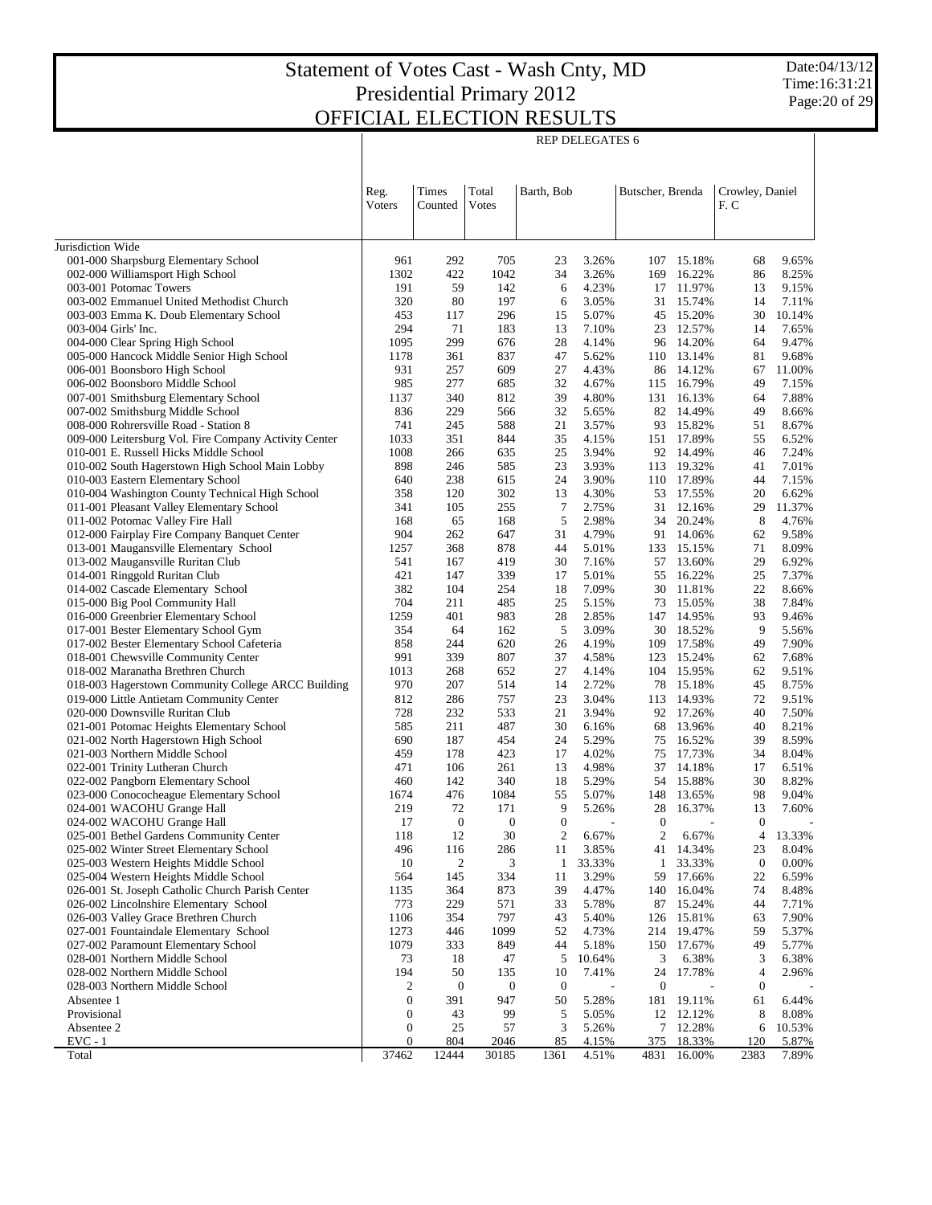# Statement of Votes Cast - Wash Cnty, MD
# Presidential Primary 2012
# OFFICIAL ELECTION RESULTS

Date:04/13/12
Time:16:31:21

REP DELEGATES 6

| | Reg. Voters | Times Counted | Total Votes | Barth, Bob | | Butscher, Brenda | | Crowley, Daniel F. C | |
|---|---|---|---|---|---|---|---|---|---|
| Jurisdiction Wide | | | | | | | | | |
| 001-000 Sharpsburg Elementary School | 961 | 292 | 705 | 23 | 3.26% | 107 | 15.18% | 68 | 9.65% |
| 002-000 Williamsport High School | 1302 | 422 | 1042 | 34 | 3.26% | 169 | 16.22% | 86 | 8.25% |
| 003-001 Potomac Towers | 191 | 59 | 142 | 6 | 4.23% | 17 | 11.97% | 13 | 9.15% |
| 003-002 Emmanuel United Methodist Church | 320 | 80 | 197 | 6 | 3.05% | 31 | 15.74% | 14 | 7.11% |
| 003-003 Emma K. Doub Elementary School | 453 | 117 | 296 | 15 | 5.07% | 45 | 15.20% | 30 | 10.14% |
| 003-004 Girls' Inc. | 294 | 71 | 183 | 13 | 7.10% | 23 | 12.57% | 14 | 7.65% |
| 004-000 Clear Spring High School | 1095 | 299 | 676 | 28 | 4.14% | 96 | 14.20% | 64 | 9.47% |
| 005-000 Hancock Middle Senior High School | 1178 | 361 | 837 | 47 | 5.62% | 110 | 13.14% | 81 | 9.68% |
| 006-001 Boonsboro High School | 931 | 257 | 609 | 27 | 4.43% | 86 | 14.12% | 67 | 11.00% |
| 006-002 Boonsboro Middle School | 985 | 277 | 685 | 32 | 4.67% | 115 | 16.79% | 49 | 7.15% |
| 007-001 Smithsburg Elementary School | 1137 | 340 | 812 | 39 | 4.80% | 131 | 16.13% | 64 | 7.88% |
| 007-002 Smithsburg Middle School | 836 | 229 | 566 | 32 | 5.65% | 82 | 14.49% | 49 | 8.66% |
| 008-000 Rohrersville Road - Station 8 | 741 | 245 | 588 | 21 | 3.57% | 93 | 15.82% | 51 | 8.67% |
| 009-000 Leitersburg Vol. Fire Company Activity Center | 1033 | 351 | 844 | 35 | 4.15% | 151 | 17.89% | 55 | 6.52% |
| 010-001 E. Russell Hicks Middle School | 1008 | 266 | 635 | 25 | 3.94% | 92 | 14.49% | 46 | 7.24% |
| 010-002 South Hagerstown High School Main Lobby | 898 | 246 | 585 | 23 | 3.93% | 113 | 19.32% | 41 | 7.01% |
| 010-003 Eastern Elementary School | 640 | 238 | 615 | 24 | 3.90% | 110 | 17.89% | 44 | 7.15% |
| 010-004 Washington County Technical High School | 358 | 120 | 302 | 13 | 4.30% | 53 | 17.55% | 20 | 6.62% |
| 011-001 Pleasant Valley Elementary School | 341 | 105 | 255 | 7 | 2.75% | 31 | 12.16% | 29 | 11.37% |
| 011-002 Potomac Valley Fire Hall | 168 | 65 | 168 | 5 | 2.98% | 34 | 20.24% | 8 | 4.76% |
| 012-000 Fairplay Fire Company Banquet Center | 904 | 262 | 647 | 31 | 4.79% | 91 | 14.06% | 62 | 9.58% |
| 013-001 Maugansville Elementary School | 1257 | 368 | 878 | 44 | 5.01% | 133 | 15.15% | 71 | 8.09% |
| 013-002 Maugansville Ruritan Club | 541 | 167 | 419 | 30 | 7.16% | 57 | 13.60% | 29 | 6.92% |
| 014-001 Ringgold Ruritan Club | 421 | 147 | 339 | 17 | 5.01% | 55 | 16.22% | 25 | 7.37% |
| 014-002 Cascade Elementary School | 382 | 104 | 254 | 18 | 7.09% | 30 | 11.81% | 22 | 8.66% |
| 015-000 Big Pool Community Hall | 704 | 211 | 485 | 25 | 5.15% | 73 | 15.05% | 38 | 7.84% |
| 016-000 Greenbrier Elementary School | 1259 | 401 | 983 | 28 | 2.85% | 147 | 14.95% | 93 | 9.46% |
| 017-001 Bester Elementary School Gym | 354 | 64 | 162 | 5 | 3.09% | 30 | 18.52% | 9 | 5.56% |
| 017-002 Bester Elementary School Cafeteria | 858 | 244 | 620 | 26 | 4.19% | 109 | 17.58% | 49 | 7.90% |
| 018-001 Chewsville Community Center | 991 | 339 | 807 | 37 | 4.58% | 123 | 15.24% | 62 | 7.68% |
| 018-002 Maranatha Brethren Church | 1013 | 268 | 652 | 27 | 4.14% | 104 | 15.95% | 62 | 9.51% |
| 018-003 Hagerstown Community College ARCC Building | 970 | 207 | 514 | 14 | 2.72% | 78 | 15.18% | 45 | 8.75% |
| 019-000 Little Antietam Community Center | 812 | 286 | 757 | 23 | 3.04% | 113 | 14.93% | 72 | 9.51% |
| 020-000 Downsville Ruritan Club | 728 | 232 | 533 | 21 | 3.94% | 92 | 17.26% | 40 | 7.50% |
| 021-001 Potomac Heights Elementary School | 585 | 211 | 487 | 30 | 6.16% | 68 | 13.96% | 40 | 8.21% |
| 021-002 North Hagerstown High School | 690 | 187 | 454 | 24 | 5.29% | 75 | 16.52% | 39 | 8.59% |
| 021-003 Northern Middle School | 459 | 178 | 423 | 17 | 4.02% | 75 | 17.73% | 34 | 8.04% |
| 022-001 Trinity Lutheran Church | 471 | 106 | 261 | 13 | 4.98% | 37 | 14.18% | 17 | 6.51% |
| 022-002 Pangborn Elementary School | 460 | 142 | 340 | 18 | 5.29% | 54 | 15.88% | 30 | 8.82% |
| 023-000 Conococheague Elementary School | 1674 | 476 | 1084 | 55 | 5.07% | 148 | 13.65% | 98 | 9.04% |
| 024-001 WACOHU Grange Hall | 219 | 72 | 171 | 9 | 5.26% | 28 | 16.37% | 13 | 7.60% |
| 024-002 WACOHU Grange Hall | 17 | 0 | 0 | 0 | - | 0 | - | 0 | - |
| 025-001 Bethel Gardens Community Center | 118 | 12 | 30 | 2 | 6.67% | 2 | 6.67% | 4 | 13.33% |
| 025-002 Winter Street Elementary School | 496 | 116 | 286 | 11 | 3.85% | 41 | 14.34% | 23 | 8.04% |
| 025-003 Western Heights Middle School | 10 | 2 | 3 | 1 | 33.33% | 1 | 33.33% | 0 | 0.00% |
| 025-004 Western Heights Middle School | 564 | 145 | 334 | 11 | 3.29% | 59 | 17.66% | 22 | 6.59% |
| 026-001 St. Joseph Catholic Church Parish Center | 1135 | 364 | 873 | 39 | 4.47% | 140 | 16.04% | 74 | 8.48% |
| 026-002 Lincolnshire Elementary School | 773 | 229 | 571 | 33 | 5.78% | 87 | 15.24% | 44 | 7.71% |
| 026-003 Valley Grace Brethren Church | 1106 | 354 | 797 | 43 | 5.40% | 126 | 15.81% | 63 | 7.90% |
| 027-001 Fountaindale Elementary School | 1273 | 446 | 1099 | 52 | 4.73% | 214 | 19.47% | 59 | 5.37% |
| 027-002 Paramount Elementary School | 1079 | 333 | 849 | 44 | 5.18% | 150 | 17.67% | 49 | 5.77% |
| 028-001 Northern Middle School | 73 | 18 | 47 | 5 | 10.64% | 3 | 6.38% | 3 | 6.38% |
| 028-002 Northern Middle School | 194 | 50 | 135 | 10 | 7.41% | 24 | 17.78% | 4 | 2.96% |
| 028-003 Northern Middle School | 2 | 0 | 0 | 0 | - | 0 | - | 0 | - |
| Absentee 1 | 0 | 391 | 947 | 50 | 5.28% | 181 | 19.11% | 61 | 6.44% |
| Provisional | 0 | 43 | 99 | 5 | 5.05% | 12 | 12.12% | 8 | 8.08% |
| Absentee 2 | 0 | 25 | 57 | 3 | 5.26% | 7 | 12.28% | 6 | 10.53% |
| EVC - 1 | 0 | 804 | 2046 | 85 | 4.15% | 375 | 18.33% | 120 | 5.87% |
| Total | 37462 | 12444 | 30185 | 1361 | 4.51% | 4831 | 16.00% | 2383 | 7.89% |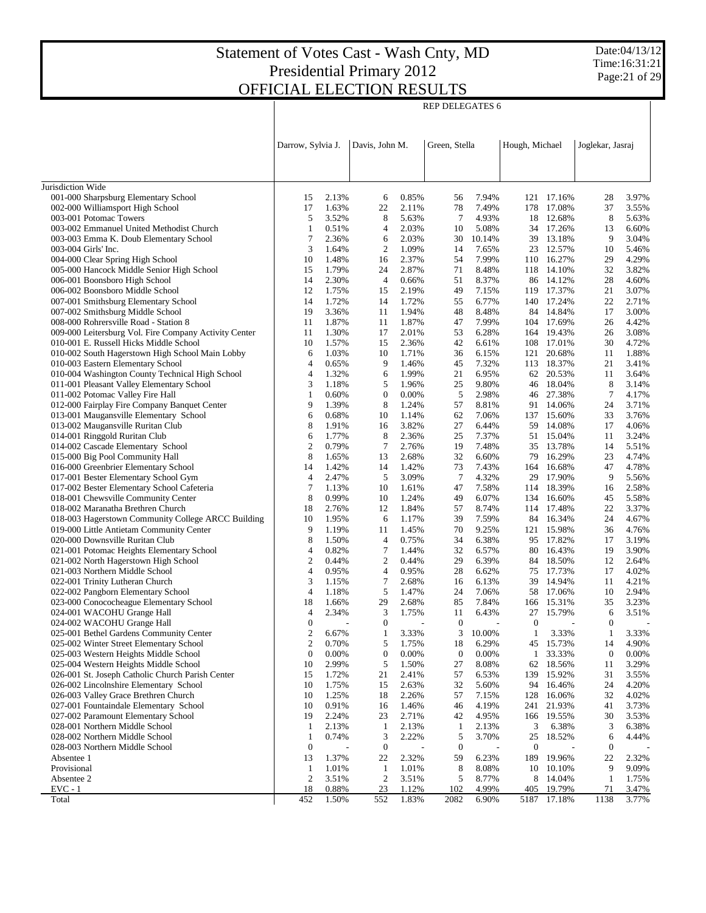# Statement of Votes Cast - Wash Cnty, MD
# Presidential Primary 2012
# OFFICIAL ELECTION RESULTS

Date:04/13/12
Time:16:31:21

| | REP DELEGATES 6 | | | | | | | | | |
|---|---|---|---|---|---|---|---|---|---|---|
| | Darrow, Sylvia J. | | Davis, John M. | | Green, Stella | | Hough, Michael | | Joglekar, Jasraj | |
| Jurisdiction Wide | | | | | | | | | | |
| 001-000 Sharpsburg Elementary School | 15 | 2.13% | 6 | 0.85% | 56 | 7.94% | 121 | 17.16% | 28 | 3.97% |
| 002-000 Williamsport High School | 17 | 1.63% | 22 | 2.11% | 78 | 7.49% | 178 | 17.08% | 37 | 3.55% |
| 003-001 Potomac Towers | 5 | 3.52% | 8 | 5.63% | 7 | 4.93% | 18 | 12.68% | 8 | 5.63% |
| 003-002 Emmanuel United Methodist Church | 1 | 0.51% | 4 | 2.03% | 10 | 5.08% | 34 | 17.26% | 13 | 6.60% |
| 003-003 Emma K. Doub Elementary School | 7 | 2.36% | 6 | 2.03% | 30 | 10.14% | 39 | 13.18% | 9 | 3.04% |
| 003-004 Girls' Inc. | 3 | 1.64% | 2 | 1.09% | 14 | 7.65% | 23 | 12.57% | 10 | 5.46% |
| 004-000 Clear Spring High School | 10 | 1.48% | 16 | 2.37% | 54 | 7.99% | 110 | 16.27% | 29 | 4.29% |
| 005-000 Hancock Middle Senior High School | 15 | 1.79% | 24 | 2.87% | 71 | 8.48% | 118 | 14.10% | 32 | 3.82% |
| 006-001 Boonsboro High School | 14 | 2.30% | 4 | 0.66% | 51 | 8.37% | 86 | 14.12% | 28 | 4.60% |
| 006-002 Boonsboro Middle School | 12 | 1.75% | 15 | 2.19% | 49 | 7.15% | 119 | 17.37% | 21 | 3.07% |
| 007-001 Smithsburg Elementary School | 14 | 1.72% | 14 | 1.72% | 55 | 6.77% | 140 | 17.24% | 22 | 2.71% |
| 007-002 Smithsburg Middle School | 19 | 3.36% | 11 | 1.94% | 48 | 8.48% | 84 | 14.84% | 17 | 3.00% |
| 008-000 Rohrersville Road - Station 8 | 11 | 1.87% | 11 | 1.87% | 47 | 7.99% | 104 | 17.69% | 26 | 4.42% |
| 009-000 Leitersburg Vol. Fire Company Activity Center | 11 | 1.30% | 17 | 2.01% | 53 | 6.28% | 164 | 19.43% | 26 | 3.08% |
| 010-001 E. Russell Hicks Middle School | 10 | 1.57% | 15 | 2.36% | 42 | 6.61% | 108 | 17.01% | 30 | 4.72% |
| 010-002 South Hagerstown High School Main Lobby | 6 | 1.03% | 10 | 1.71% | 36 | 6.15% | 121 | 20.68% | 11 | 1.88% |
| 010-003 Eastern Elementary School | 4 | 0.65% | 9 | 1.46% | 45 | 7.32% | 113 | 18.37% | 21 | 3.41% |
| 010-004 Washington County Technical High School | 4 | 1.32% | 6 | 1.99% | 21 | 6.95% | 62 | 20.53% | 11 | 3.64% |
| 011-001 Pleasant Valley Elementary School | 3 | 1.18% | 5 | 1.96% | 25 | 9.80% | 46 | 18.04% | 8 | 3.14% |
| 011-002 Potomac Valley Fire Hall | 1 | 0.60% | 0 | 0.00% | 5 | 2.98% | 46 | 27.38% | 7 | 4.17% |
| 012-000 Fairplay Fire Company Banquet Center | 9 | 1.39% | 8 | 1.24% | 57 | 8.81% | 91 | 14.06% | 24 | 3.71% |
| 013-001 Maugansville Elementary School | 6 | 0.68% | 10 | 1.14% | 62 | 7.06% | 137 | 15.60% | 33 | 3.76% |
| 013-002 Maugansville Ruritan Club | 8 | 1.91% | 16 | 3.82% | 27 | 6.44% | 59 | 14.08% | 17 | 4.06% |
| 014-001 Ringgold Ruritan Club | 6 | 1.77% | 8 | 2.36% | 25 | 7.37% | 51 | 15.04% | 11 | 3.24% |
| 014-002 Cascade Elementary School | 2 | 0.79% | 7 | 2.76% | 19 | 7.48% | 35 | 13.78% | 14 | 5.51% |
| 015-000 Big Pool Community Hall | 8 | 1.65% | 13 | 2.68% | 32 | 6.60% | 79 | 16.29% | 23 | 4.74% |
| 016-000 Greenbrier Elementary School | 14 | 1.42% | 14 | 1.42% | 73 | 7.43% | 164 | 16.68% | 47 | 4.78% |
| 017-001 Bester Elementary School Gym | 4 | 2.47% | 5 | 3.09% | 7 | 4.32% | 29 | 17.90% | 9 | 5.56% |
| 017-002 Bester Elementary School Cafeteria | 7 | 1.13% | 10 | 1.61% | 47 | 7.58% | 114 | 18.39% | 16 | 2.58% |
| 018-001 Chewsville Community Center | 8 | 0.99% | 10 | 1.24% | 49 | 6.07% | 134 | 16.60% | 45 | 5.58% |
| 018-002 Maranatha Brethren Church | 18 | 2.76% | 12 | 1.84% | 57 | 8.74% | 114 | 17.48% | 22 | 3.37% |
| 018-003 Hagerstown Community College ARCC Building | 10 | 1.95% | 6 | 1.17% | 39 | 7.59% | 84 | 16.34% | 24 | 4.67% |
| 019-000 Little Antietam Community Center | 9 | 1.19% | 11 | 1.45% | 70 | 9.25% | 121 | 15.98% | 36 | 4.76% |
| 020-000 Downsville Ruritan Club | 8 | 1.50% | 4 | 0.75% | 34 | 6.38% | 95 | 17.82% | 17 | 3.19% |
| 021-001 Potomac Heights Elementary School | 4 | 0.82% | 7 | 1.44% | 32 | 6.57% | 80 | 16.43% | 19 | 3.90% |
| 021-002 North Hagerstown High School | 2 | 0.44% | 2 | 0.44% | 29 | 6.39% | 84 | 18.50% | 12 | 2.64% |
| 021-003 Northern Middle School | 4 | 0.95% | 4 | 0.95% | 28 | 6.62% | 75 | 17.73% | 17 | 4.02% |
| 022-001 Trinity Lutheran Church | 3 | 1.15% | 7 | 2.68% | 16 | 6.13% | 39 | 14.94% | 11 | 4.21% |
| 022-002 Pangborn Elementary School | 4 | 1.18% | 5 | 1.47% | 24 | 7.06% | 58 | 17.06% | 10 | 2.94% |
| 023-000 Conococheague Elementary School | 18 | 1.66% | 29 | 2.68% | 85 | 7.84% | 166 | 15.31% | 35 | 3.23% |
| 024-001 WACOHU Grange Hall | 4 | 2.34% | 3 | 1.75% | 11 | 6.43% | 27 | 15.79% | 6 | 3.51% |
| 024-002 WACOHU Grange Hall | 0 | - | 0 | - | 0 | - | 0 | - | 0 | - |
| 025-001 Bethel Gardens Community Center | 2 | 6.67% | 1 | 3.33% | 3 | 10.00% | 1 | 3.33% | 1 | 3.33% |
| 025-002 Winter Street Elementary School | 2 | 0.70% | 5 | 1.75% | 18 | 6.29% | 45 | 15.73% | 14 | 4.90% |
| 025-003 Western Heights Middle School | 0 | 0.00% | 0 | 0.00% | 0 | 0.00% | 1 | 33.33% | 0 | 0.00% |
| 025-004 Western Heights Middle School | 10 | 2.99% | 5 | 1.50% | 27 | 8.08% | 62 | 18.56% | 11 | 3.29% |
| 026-001 St. Joseph Catholic Church Parish Center | 15 | 1.72% | 21 | 2.41% | 57 | 6.53% | 139 | 15.92% | 31 | 3.55% |
| 026-002 Lincolnshire Elementary School | 10 | 1.75% | 15 | 2.63% | 32 | 5.60% | 94 | 16.46% | 24 | 4.20% |
| 026-003 Valley Grace Brethren Church | 10 | 1.25% | 18 | 2.26% | 57 | 7.15% | 128 | 16.06% | 32 | 4.02% |
| 027-001 Fountaindale Elementary School | 10 | 0.91% | 16 | 1.46% | 46 | 4.19% | 241 | 21.93% | 41 | 3.73% |
| 027-002 Paramount Elementary School | 19 | 2.24% | 23 | 2.71% | 42 | 4.95% | 166 | 19.55% | 30 | 3.53% |
| 028-001 Northern Middle School | 1 | 2.13% | 1 | 2.13% | 1 | 2.13% | 3 | 6.38% | 3 | 6.38% |
| 028-002 Northern Middle School | 1 | 0.74% | 3 | 2.22% | 5 | 3.70% | 25 | 18.52% | 6 | 4.44% |
| 028-003 Northern Middle School | 0 | - | 0 | - | 0 | - | 0 | - | 0 | - |
| Absentee 1 | 13 | 1.37% | 22 | 2.32% | 59 | 6.23% | 189 | 19.96% | 22 | 2.32% |
| Provisional | 1 | 1.01% | 1 | 1.01% | 8 | 8.08% | 10 | 10.10% | 9 | 9.09% |
| Absentee 2 | 2 | 3.51% | 2 | 3.51% | 5 | 8.77% | 8 | 14.04% | 1 | 1.75% |
| EVC - 1 | 18 | 0.88% | 23 | 1.12% | 102 | 4.99% | 405 | 19.79% | 71 | 3.47% |
| Total | 452 | 1.50% | 552 | 1.83% | 2082 | 6.90% | 5187 | 17.18% | 1138 | 3.77% |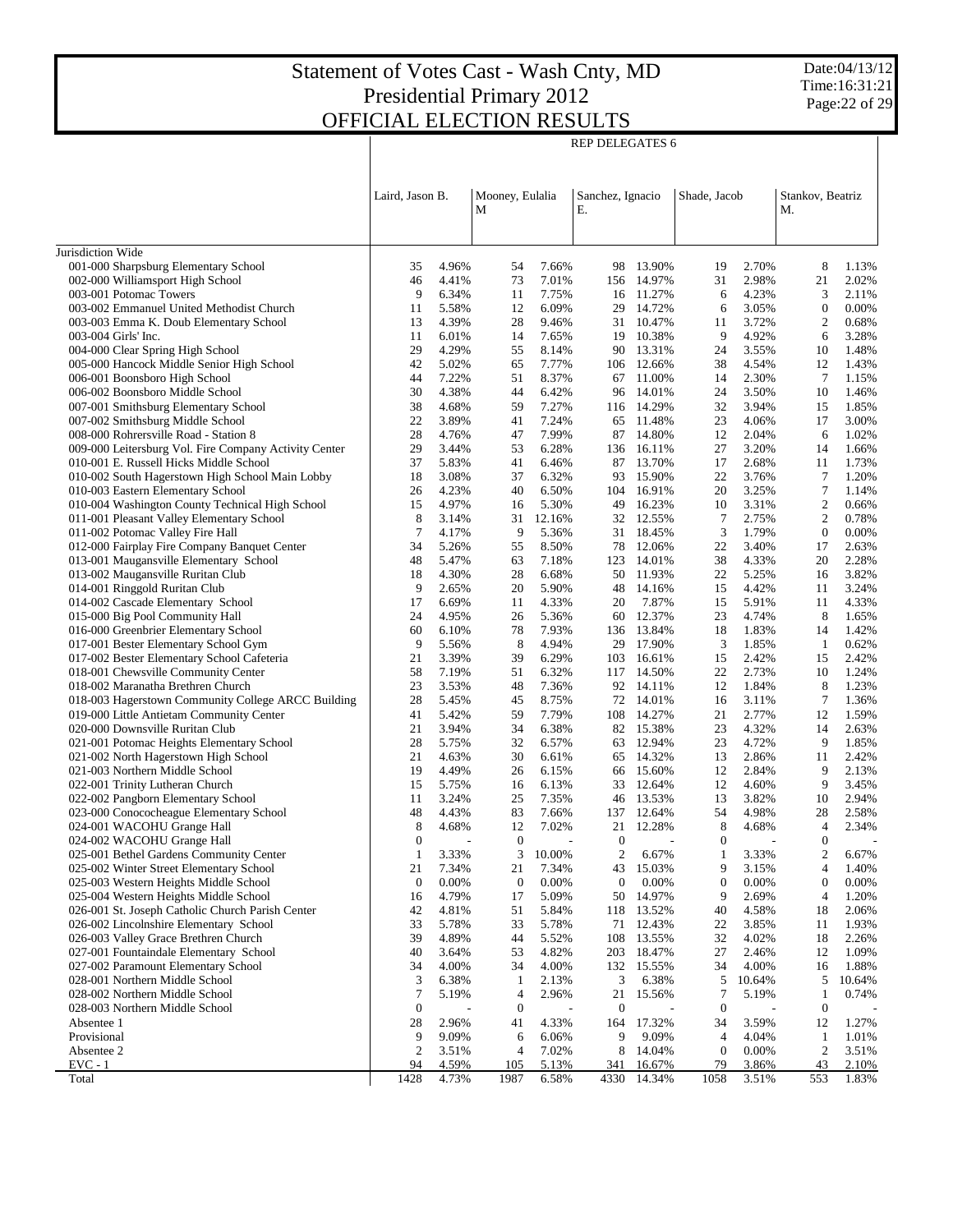# Statement of Votes Cast - Wash Cnty, MD
# Presidential Primary 2012
# OFFICIAL ELECTION RESULTS

Date:04/13/12
Time:16:31:21

REP DELEGATES 6

| | Laird, Jason B. | | Mooney, Eulalia M | | Sanchez, Ignacio E. | | Shade, Jacob | | Stankov, Beatriz M. | |
|---|---|---|---|---|---|---|---|---|---|---|
| Jurisdiction Wide | | | | | | | | | | |
| 001-000 Sharpsburg Elementary School | 35 | 4.96% | 54 | 7.66% | 98 | 13.90% | 19 | 2.70% | 8 | 1.13% |
| 002-000 Williamsport High School | 46 | 4.41% | 73 | 7.01% | 156 | 14.97% | 31 | 2.98% | 21 | 2.02% |
| 003-001 Potomac Towers | 9 | 6.34% | 11 | 7.75% | 16 | 11.27% | 6 | 4.23% | 3 | 2.11% |
| 003-002 Emmanuel United Methodist Church | 11 | 5.58% | 12 | 6.09% | 29 | 14.72% | 6 | 3.05% | 0 | 0.00% |
| 003-003 Emma K. Doub Elementary School | 13 | 4.39% | 28 | 9.46% | 31 | 10.47% | 11 | 3.72% | 2 | 0.68% |
| 003-004 Girls' Inc. | 11 | 6.01% | 14 | 7.65% | 19 | 10.38% | 9 | 4.92% | 6 | 3.28% |
| 004-000 Clear Spring High School | 29 | 4.29% | 55 | 8.14% | 90 | 13.31% | 24 | 3.55% | 10 | 1.48% |
| 005-000 Hancock Middle Senior High School | 42 | 5.02% | 65 | 7.77% | 106 | 12.66% | 38 | 4.54% | 12 | 1.43% |
| 006-001 Boonsboro High School | 44 | 7.22% | 51 | 8.37% | 67 | 11.00% | 14 | 2.30% | 7 | 1.15% |
| 006-002 Boonsboro Middle School | 30 | 4.38% | 44 | 6.42% | 96 | 14.01% | 24 | 3.50% | 10 | 1.46% |
| 007-001 Smithsburg Elementary School | 38 | 4.68% | 59 | 7.27% | 116 | 14.29% | 32 | 3.94% | 15 | 1.85% |
| 007-002 Smithsburg Middle School | 22 | 3.89% | 41 | 7.24% | 65 | 11.48% | 23 | 4.06% | 17 | 3.00% |
| 008-000 Rohrersville Road - Station 8 | 28 | 4.76% | 47 | 7.99% | 87 | 14.80% | 12 | 2.04% | 6 | 1.02% |
| 009-000 Leitersburg Vol. Fire Company Activity Center | 29 | 3.44% | 53 | 6.28% | 136 | 16.11% | 27 | 3.20% | 14 | 1.66% |
| 010-001 E. Russell Hicks Middle School | 37 | 5.83% | 41 | 6.46% | 87 | 13.70% | 17 | 2.68% | 11 | 1.73% |
| 010-002 South Hagerstown High School Main Lobby | 18 | 3.08% | 37 | 6.32% | 93 | 15.90% | 22 | 3.76% | 7 | 1.20% |
| 010-003 Eastern Elementary School | 26 | 4.23% | 40 | 6.50% | 104 | 16.91% | 20 | 3.25% | 7 | 1.14% |
| 010-004 Washington County Technical High School | 15 | 4.97% | 16 | 5.30% | 49 | 16.23% | 10 | 3.31% | 2 | 0.66% |
| 011-001 Pleasant Valley Elementary School | 8 | 3.14% | 31 | 12.16% | 32 | 12.55% | 7 | 2.75% | 2 | 0.78% |
| 011-002 Potomac Valley Fire Hall | 7 | 4.17% | 9 | 5.36% | 31 | 18.45% | 3 | 1.79% | 0 | 0.00% |
| 012-000 Fairplay Fire Company Banquet Center | 34 | 5.26% | 55 | 8.50% | 78 | 12.06% | 22 | 3.40% | 17 | 2.63% |
| 013-001 Maugansville Elementary School | 48 | 5.47% | 63 | 7.18% | 123 | 14.01% | 38 | 4.33% | 20 | 2.28% |
| 013-002 Maugansville Ruritan Club | 18 | 4.30% | 28 | 6.68% | 50 | 11.93% | 22 | 5.25% | 16 | 3.82% |
| 014-001 Ringgold Ruritan Club | 9 | 2.65% | 20 | 5.90% | 48 | 14.16% | 15 | 4.42% | 11 | 3.24% |
| 014-002 Cascade Elementary School | 17 | 6.69% | 11 | 4.33% | 20 | 7.87% | 15 | 5.91% | 11 | 4.33% |
| 015-000 Big Pool Community Hall | 24 | 4.95% | 26 | 5.36% | 60 | 12.37% | 23 | 4.74% | 8 | 1.65% |
| 016-000 Greenbrier Elementary School | 60 | 6.10% | 78 | 7.93% | 136 | 13.84% | 18 | 1.83% | 14 | 1.42% |
| 017-001 Bester Elementary School Gym | 9 | 5.56% | 8 | 4.94% | 29 | 17.90% | 3 | 1.85% | 1 | 0.62% |
| 017-002 Bester Elementary School Cafeteria | 21 | 3.39% | 39 | 6.29% | 103 | 16.61% | 15 | 2.42% | 15 | 2.42% |
| 018-001 Chewsville Community Center | 58 | 7.19% | 51 | 6.32% | 117 | 14.50% | 22 | 2.73% | 10 | 1.24% |
| 018-002 Maranatha Brethren Church | 23 | 3.53% | 48 | 7.36% | 92 | 14.11% | 12 | 1.84% | 8 | 1.23% |
| 018-003 Hagerstown Community College ARCC Building | 28 | 5.45% | 45 | 8.75% | 72 | 14.01% | 16 | 3.11% | 7 | 1.36% |
| 019-000 Little Antietam Community Center | 41 | 5.42% | 59 | 7.79% | 108 | 14.27% | 21 | 2.77% | 12 | 1.59% |
| 020-000 Downsville Ruritan Club | 21 | 3.94% | 34 | 6.38% | 82 | 15.38% | 23 | 4.32% | 14 | 2.63% |
| 021-001 Potomac Heights Elementary School | 28 | 5.75% | 32 | 6.57% | 63 | 12.94% | 23 | 4.72% | 9 | 1.85% |
| 021-002 North Hagerstown High School | 21 | 4.63% | 30 | 6.61% | 65 | 14.32% | 13 | 2.86% | 11 | 2.42% |
| 021-003 Northern Middle School | 19 | 4.49% | 26 | 6.15% | 66 | 15.60% | 12 | 2.84% | 9 | 2.13% |
| 022-001 Trinity Lutheran Church | 15 | 5.75% | 16 | 6.13% | 33 | 12.64% | 12 | 4.60% | 9 | 3.45% |
| 022-002 Pangborn Elementary School | 11 | 3.24% | 25 | 7.35% | 46 | 13.53% | 13 | 3.82% | 10 | 2.94% |
| 023-000 Conococheague Elementary School | 48 | 4.43% | 83 | 7.66% | 137 | 12.64% | 54 | 4.98% | 28 | 2.58% |
| 024-001 WACOHU Grange Hall | 8 | 4.68% | 12 | 7.02% | 21 | 12.28% | 8 | 4.68% | 4 | 2.34% |
| 024-002 WACOHU Grange Hall | 0 | - | 0 | - | 0 | - | 0 | - | 0 | - |
| 025-001 Bethel Gardens Community Center | 1 | 3.33% | 3 | 10.00% | 2 | 6.67% | 1 | 3.33% | 2 | 6.67% |
| 025-002 Winter Street Elementary School | 21 | 7.34% | 21 | 7.34% | 43 | 15.03% | 9 | 3.15% | 4 | 1.40% |
| 025-003 Western Heights Middle School | 0 | 0.00% | 0 | 0.00% | 0 | 0.00% | 0 | 0.00% | 0 | 0.00% |
| 025-004 Western Heights Middle School | 16 | 4.79% | 17 | 5.09% | 50 | 14.97% | 9 | 2.69% | 4 | 1.20% |
| 026-001 St. Joseph Catholic Church Parish Center | 42 | 4.81% | 51 | 5.84% | 118 | 13.52% | 40 | 4.58% | 18 | 2.06% |
| 026-002 Lincolnshire Elementary School | 33 | 5.78% | 33 | 5.78% | 71 | 12.43% | 22 | 3.85% | 11 | 1.93% |
| 026-003 Valley Grace Brethren Church | 39 | 4.89% | 44 | 5.52% | 108 | 13.55% | 32 | 4.02% | 18 | 2.26% |
| 027-001 Fountaindale Elementary School | 40 | 3.64% | 53 | 4.82% | 203 | 18.47% | 27 | 2.46% | 12 | 1.09% |
| 027-002 Paramount Elementary School | 34 | 4.00% | 34 | 4.00% | 132 | 15.55% | 34 | 4.00% | 16 | 1.88% |
| 028-001 Northern Middle School | 3 | 6.38% | 1 | 2.13% | 3 | 6.38% | 5 | 10.64% | 5 | 10.64% |
| 028-002 Northern Middle School | 7 | 5.19% | 4 | 2.96% | 21 | 15.56% | 7 | 5.19% | 1 | 0.74% |
| 028-003 Northern Middle School | 0 | - | 0 | - | 0 | - | 0 | - | 0 | - |
| Absentee 1 | 28 | 2.96% | 41 | 4.33% | 164 | 17.32% | 34 | 3.59% | 12 | 1.27% |
| Provisional | 9 | 9.09% | 6 | 6.06% | 9 | 9.09% | 4 | 4.04% | 1 | 1.01% |
| Absentee 2 | 2 | 3.51% | 4 | 7.02% | 8 | 14.04% | 0 | 0.00% | 2 | 3.51% |
| EVC - 1 | 94 | 4.59% | 105 | 5.13% | 341 | 16.67% | 79 | 3.86% | 43 | 2.10% |
| Total | 1428 | 4.73% | 1987 | 6.58% | 4330 | 14.34% | 1058 | 3.51% | 553 | 1.83% |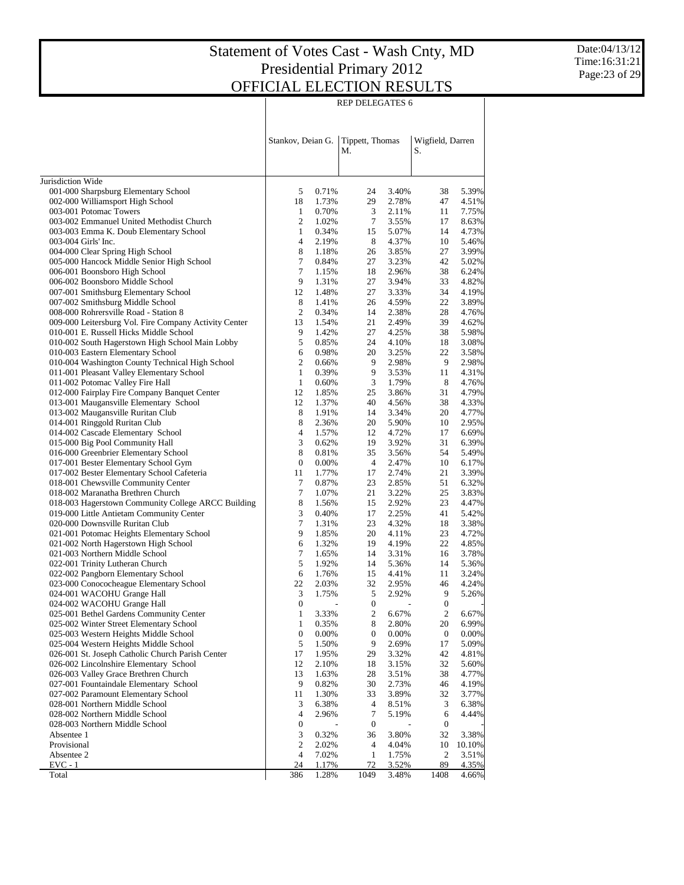# Statement of Votes Cast - Wash Cnty, MD
## Presidential Primary 2012
## OFFICIAL ELECTION RESULTS

Date:04/13/12
Time:16:31:21

| | REP DELEGATES 6 | | | | | |
|---|---|---|---|---|---|---|
| | Stankov, Deian G. | | Tippett, Thomas M. | | Wigfield, Darren S. | |
| Jurisdiction Wide | | | | | | |
| 001-000 Sharpsburg Elementary School | 5 | 0.71% | 24 | 3.40% | 38 | 5.39% |
| 002-000 Williamsport High School | 18 | 1.73% | 29 | 2.78% | 47 | 4.51% |
| 003-001 Potomac Towers | 1 | 0.70% | 3 | 2.11% | 11 | 7.75% |
| 003-002 Emmanuel United Methodist Church | 2 | 1.02% | 7 | 3.55% | 17 | 8.63% |
| 003-003 Emma K. Doub Elementary School | 1 | 0.34% | 15 | 5.07% | 14 | 4.73% |
| 003-004 Girls' Inc. | 4 | 2.19% | 8 | 4.37% | 10 | 5.46% |
| 004-000 Clear Spring High School | 8 | 1.18% | 26 | 3.85% | 27 | 3.99% |
| 005-000 Hancock Middle Senior High School | 7 | 0.84% | 27 | 3.23% | 42 | 5.02% |
| 006-001 Boonsboro High School | 7 | 1.15% | 18 | 2.96% | 38 | 6.24% |
| 006-002 Boonsboro Middle School | 9 | 1.31% | 27 | 3.94% | 33 | 4.82% |
| 007-001 Smithsburg Elementary School | 12 | 1.48% | 27 | 3.33% | 34 | 4.19% |
| 007-002 Smithsburg Middle School | 8 | 1.41% | 26 | 4.59% | 22 | 3.89% |
| 008-000 Rohrersville Road - Station 8 | 2 | 0.34% | 14 | 2.38% | 28 | 4.76% |
| 009-000 Leitersburg Vol. Fire Company Activity Center | 13 | 1.54% | 21 | 2.49% | 39 | 4.62% |
| 010-001 E. Russell Hicks Middle School | 9 | 1.42% | 27 | 4.25% | 38 | 5.98% |
| 010-002 South Hagerstown High School Main Lobby | 5 | 0.85% | 24 | 4.10% | 18 | 3.08% |
| 010-003 Eastern Elementary School | 6 | 0.98% | 20 | 3.25% | 22 | 3.58% |
| 010-004 Washington County Technical High School | 2 | 0.66% | 9 | 2.98% | 9 | 2.98% |
| 011-001 Pleasant Valley Elementary School | 1 | 0.39% | 9 | 3.53% | 11 | 4.31% |
| 011-002 Potomac Valley Fire Hall | 1 | 0.60% | 3 | 1.79% | 8 | 4.76% |
| 012-000 Fairplay Fire Company Banquet Center | 12 | 1.85% | 25 | 3.86% | 31 | 4.79% |
| 013-001 Maugansville Elementary School | 12 | 1.37% | 40 | 4.56% | 38 | 4.33% |
| 013-002 Maugansville Ruritan Club | 8 | 1.91% | 14 | 3.34% | 20 | 4.77% |
| 014-001 Ringgold Ruritan Club | 8 | 2.36% | 20 | 5.90% | 10 | 2.95% |
| 014-002 Cascade Elementary School | 4 | 1.57% | 12 | 4.72% | 17 | 6.69% |
| 015-000 Big Pool Community Hall | 3 | 0.62% | 19 | 3.92% | 31 | 6.39% |
| 016-000 Greenbrier Elementary School | 8 | 0.81% | 35 | 3.56% | 54 | 5.49% |
| 017-001 Bester Elementary School Gym | 0 | 0.00% | 4 | 2.47% | 10 | 6.17% |
| 017-002 Bester Elementary School Cafeteria | 11 | 1.77% | 17 | 2.74% | 21 | 3.39% |
| 018-001 Chewsville Community Center | 7 | 0.87% | 23 | 2.85% | 51 | 6.32% |
| 018-002 Maranatha Brethren Church | 7 | 1.07% | 21 | 3.22% | 25 | 3.83% |
| 018-003 Hagerstown Community College ARCC Building | 8 | 1.56% | 15 | 2.92% | 23 | 4.47% |
| 019-000 Little Antietam Community Center | 3 | 0.40% | 17 | 2.25% | 41 | 5.42% |
| 020-000 Downsville Ruritan Club | 7 | 1.31% | 23 | 4.32% | 18 | 3.38% |
| 021-001 Potomac Heights Elementary School | 9 | 1.85% | 20 | 4.11% | 23 | 4.72% |
| 021-002 North Hagerstown High School | 6 | 1.32% | 19 | 4.19% | 22 | 4.85% |
| 021-003 Northern Middle School | 7 | 1.65% | 14 | 3.31% | 16 | 3.78% |
| 022-001 Trinity Lutheran Church | 5 | 1.92% | 14 | 5.36% | 14 | 5.36% |
| 022-002 Pangborn Elementary School | 6 | 1.76% | 15 | 4.41% | 11 | 3.24% |
| 023-000 Conococheague Elementary School | 22 | 2.03% | 32 | 2.95% | 46 | 4.24% |
| 024-001 WACOHU Grange Hall | 3 | 1.75% | 5 | 2.92% | 9 | 5.26% |
| 024-002 WACOHU Grange Hall | 0 | - | 0 | - | 0 | - |
| 025-001 Bethel Gardens Community Center | 1 | 3.33% | 2 | 6.67% | 2 | 6.67% |
| 025-002 Winter Street Elementary School | 1 | 0.35% | 8 | 2.80% | 20 | 6.99% |
| 025-003 Western Heights Middle School | 0 | 0.00% | 0 | 0.00% | 0 | 0.00% |
| 025-004 Western Heights Middle School | 5 | 1.50% | 9 | 2.69% | 17 | 5.09% |
| 026-001 St. Joseph Catholic Church Parish Center | 17 | 1.95% | 29 | 3.32% | 42 | 4.81% |
| 026-002 Lincolnshire Elementary School | 12 | 2.10% | 18 | 3.15% | 32 | 5.60% |
| 026-003 Valley Grace Brethren Church | 13 | 1.63% | 28 | 3.51% | 38 | 4.77% |
| 027-001 Fountaindale Elementary School | 9 | 0.82% | 30 | 2.73% | 46 | 4.19% |
| 027-002 Paramount Elementary School | 11 | 1.30% | 33 | 3.89% | 32 | 3.77% |
| 028-001 Northern Middle School | 3 | 6.38% | 4 | 8.51% | 3 | 6.38% |
| 028-002 Northern Middle School | 4 | 2.96% | 7 | 5.19% | 6 | 4.44% |
| 028-003 Northern Middle School | 0 | - | 0 | - | 0 | - |
| Absentee 1 | 3 | 0.32% | 36 | 3.80% | 32 | 3.38% |
| Provisional | 2 | 2.02% | 4 | 4.04% | 10 | 10.10% |
| Absentee 2 | 4 | 7.02% | 1 | 1.75% | 2 | 3.51% |
| EVC - 1 | 24 | 1.17% | 72 | 3.52% | 89 | 4.35% |
| Total | 386 | 1.28% | 1049 | 3.48% | 1408 | 4.66% |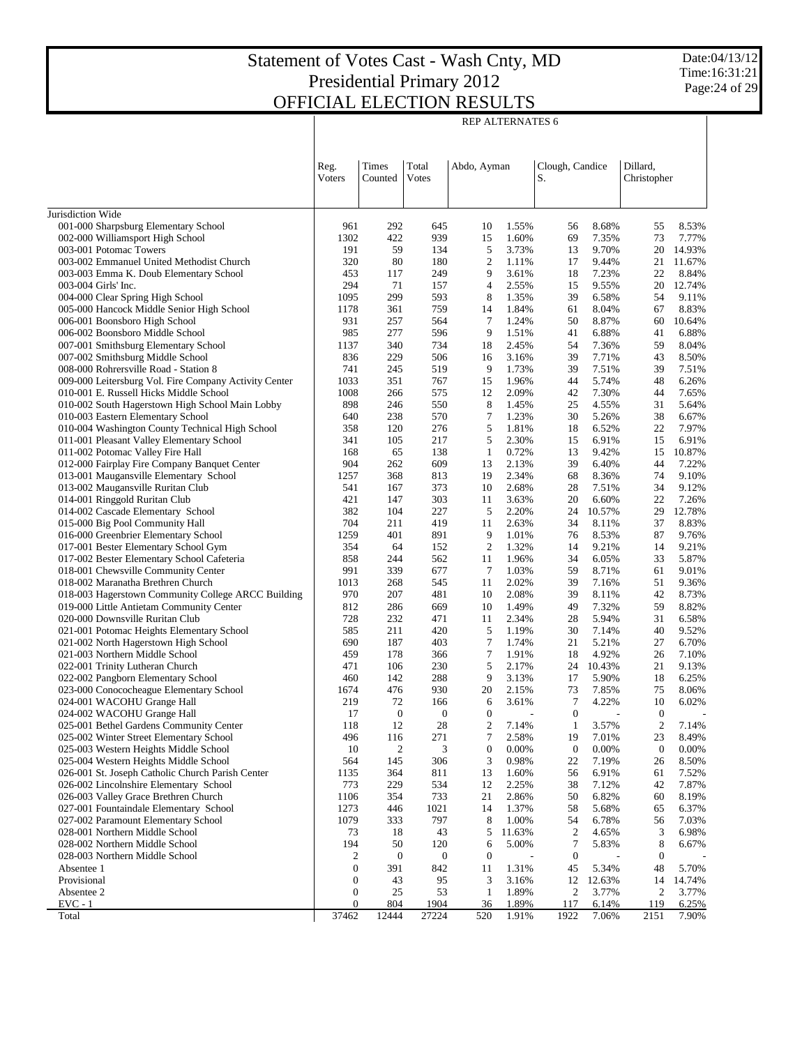# Statement of Votes Cast - Wash Cnty, MD
## Presidential Primary 2012
## OFFICIAL ELECTION RESULTS

Date:04/13/12
Time:16:31:21

| | REP ALTERNATES 6 | | | | | | | | |
|---|---|---|---|---|---|---|---|---|---|
| | Reg. Voters | Times Counted | Total Votes | Abdo, Ayman | | Clough, Candice S. | | Dillard, Christopher | |
| Jurisdiction Wide | | | | | | | | | |
| 001-000 Sharpsburg Elementary School | 961 | 292 | 645 | 10 | 1.55% | 56 | 8.68% | 55 | 8.53% |
| 002-000 Williamsport High School | 1302 | 422 | 939 | 15 | 1.60% | 69 | 7.35% | 73 | 7.77% |
| 003-001 Potomac Towers | 191 | 59 | 134 | 5 | 3.73% | 13 | 9.70% | 20 | 14.93% |
| 003-002 Emmanuel United Methodist Church | 320 | 80 | 180 | 2 | 1.11% | 17 | 9.44% | 21 | 11.67% |
| 003-003 Emma K. Doub Elementary School | 453 | 117 | 249 | 9 | 3.61% | 18 | 7.23% | 22 | 8.84% |
| 003-004 Girls' Inc. | 294 | 71 | 157 | 4 | 2.55% | 15 | 9.55% | 20 | 12.74% |
| 004-000 Clear Spring High School | 1095 | 299 | 593 | 8 | 1.35% | 39 | 6.58% | 54 | 9.11% |
| 005-000 Hancock Middle Senior High School | 1178 | 361 | 759 | 14 | 1.84% | 61 | 8.04% | 67 | 8.83% |
| 006-001 Boonsboro High School | 931 | 257 | 564 | 7 | 1.24% | 50 | 8.87% | 60 | 10.64% |
| 006-002 Boonsboro Middle School | 985 | 277 | 596 | 9 | 1.51% | 41 | 6.88% | 41 | 6.88% |
| 007-001 Smithsburg Elementary School | 1137 | 340 | 734 | 18 | 2.45% | 54 | 7.36% | 59 | 8.04% |
| 007-002 Smithsburg Middle School | 836 | 229 | 506 | 16 | 3.16% | 39 | 7.71% | 43 | 8.50% |
| 008-000 Rohrersville Road - Station 8 | 741 | 245 | 519 | 9 | 1.73% | 39 | 7.51% | 39 | 7.51% |
| 009-000 Leitersburg Vol. Fire Company Activity Center | 1033 | 351 | 767 | 15 | 1.96% | 44 | 5.74% | 48 | 6.26% |
| 010-001 E. Russell Hicks Middle School | 1008 | 266 | 575 | 12 | 2.09% | 42 | 7.30% | 44 | 7.65% |
| 010-002 South Hagerstown High School Main Lobby | 898 | 246 | 550 | 8 | 1.45% | 25 | 4.55% | 31 | 5.64% |
| 010-003 Eastern Elementary School | 640 | 238 | 570 | 7 | 1.23% | 30 | 5.26% | 38 | 6.67% |
| 010-004 Washington County Technical High School | 358 | 120 | 276 | 5 | 1.81% | 18 | 6.52% | 22 | 7.97% |
| 011-001 Pleasant Valley Elementary School | 341 | 105 | 217 | 5 | 2.30% | 15 | 6.91% | 15 | 6.91% |
| 011-002 Potomac Valley Fire Hall | 168 | 65 | 138 | 1 | 0.72% | 13 | 9.42% | 15 | 10.87% |
| 012-000 Fairplay Fire Company Banquet Center | 904 | 262 | 609 | 13 | 2.13% | 39 | 6.40% | 44 | 7.22% |
| 013-001 Maugansville Elementary School | 1257 | 368 | 813 | 19 | 2.34% | 68 | 8.36% | 74 | 9.10% |
| 013-002 Maugansville Ruritan Club | 541 | 167 | 373 | 10 | 2.68% | 28 | 7.51% | 34 | 9.12% |
| 014-001 Ringgold Ruritan Club | 421 | 147 | 303 | 11 | 3.63% | 20 | 6.60% | 22 | 7.26% |
| 014-002 Cascade Elementary School | 382 | 104 | 227 | 5 | 2.20% | 24 | 10.57% | 29 | 12.78% |
| 015-000 Big Pool Community Hall | 704 | 211 | 419 | 11 | 2.63% | 34 | 8.11% | 37 | 8.83% |
| 016-000 Greenbrier Elementary School | 1259 | 401 | 891 | 9 | 1.01% | 76 | 8.53% | 87 | 9.76% |
| 017-001 Bester Elementary School Gym | 354 | 64 | 152 | 2 | 1.32% | 14 | 9.21% | 14 | 9.21% |
| 017-002 Bester Elementary School Cafeteria | 858 | 244 | 562 | 11 | 1.96% | 34 | 6.05% | 33 | 5.87% |
| 018-001 Chewsville Community Center | 991 | 339 | 677 | 7 | 1.03% | 59 | 8.71% | 61 | 9.01% |
| 018-002 Maranatha Brethren Church | 1013 | 268 | 545 | 11 | 2.02% | 39 | 7.16% | 51 | 9.36% |
| 018-003 Hagerstown Community College ARCC Building | 970 | 207 | 481 | 10 | 2.08% | 39 | 8.11% | 42 | 8.73% |
| 019-000 Little Antietam Community Center | 812 | 286 | 669 | 10 | 1.49% | 49 | 7.32% | 59 | 8.82% |
| 020-000 Downsville Ruritan Club | 728 | 232 | 471 | 11 | 2.34% | 28 | 5.94% | 31 | 6.58% |
| 021-001 Potomac Heights Elementary School | 585 | 211 | 420 | 5 | 1.19% | 30 | 7.14% | 40 | 9.52% |
| 021-002 North Hagerstown High School | 690 | 187 | 403 | 7 | 1.74% | 21 | 5.21% | 27 | 6.70% |
| 021-003 Northern Middle School | 459 | 178 | 366 | 7 | 1.91% | 18 | 4.92% | 26 | 7.10% |
| 022-001 Trinity Lutheran Church | 471 | 106 | 230 | 5 | 2.17% | 24 | 10.43% | 21 | 9.13% |
| 022-002 Pangborn Elementary School | 460 | 142 | 288 | 9 | 3.13% | 17 | 5.90% | 18 | 6.25% |
| 023-000 Conococheague Elementary School | 1674 | 476 | 930 | 20 | 2.15% | 73 | 7.85% | 75 | 8.06% |
| 024-001 WACOHU Grange Hall | 219 | 72 | 166 | 6 | 3.61% | 7 | 4.22% | 10 | 6.02% |
| 024-002 WACOHU Grange Hall | 17 | 0 | 0 | 0 | - | 0 | - | 0 | - |
| 025-001 Bethel Gardens Community Center | 118 | 12 | 28 | 2 | 7.14% | 1 | 3.57% | 2 | 7.14% |
| 025-002 Winter Street Elementary School | 496 | 116 | 271 | 7 | 2.58% | 19 | 7.01% | 23 | 8.49% |
| 025-003 Western Heights Middle School | 10 | 2 | 3 | 0 | 0.00% | 0 | 0.00% | 0 | 0.00% |
| 025-004 Western Heights Middle School | 564 | 145 | 306 | 3 | 0.98% | 22 | 7.19% | 26 | 8.50% |
| 026-001 St. Joseph Catholic Church Parish Center | 1135 | 364 | 811 | 13 | 1.60% | 56 | 6.91% | 61 | 7.52% |
| 026-002 Lincolnshire Elementary School | 773 | 229 | 534 | 12 | 2.25% | 38 | 7.12% | 42 | 7.87% |
| 026-003 Valley Grace Brethren Church | 1106 | 354 | 733 | 21 | 2.86% | 50 | 6.82% | 60 | 8.19% |
| 027-001 Fountaindale Elementary School | 1273 | 446 | 1021 | 14 | 1.37% | 58 | 5.68% | 65 | 6.37% |
| 027-002 Paramount Elementary School | 1079 | 333 | 797 | 8 | 1.00% | 54 | 6.78% | 56 | 7.03% |
| 028-001 Northern Middle School | 73 | 18 | 43 | 5 | 11.63% | 2 | 4.65% | 3 | 6.98% |
| 028-002 Northern Middle School | 194 | 50 | 120 | 6 | 5.00% | 7 | 5.83% | 8 | 6.67% |
| 028-003 Northern Middle School | 2 | 0 | 0 | 0 | - | 0 | - | 0 | - |
| Absentee 1 | 0 | 391 | 842 | 11 | 1.31% | 45 | 5.34% | 48 | 5.70% |
| Provisional | 0 | 43 | 95 | 3 | 3.16% | 12 | 12.63% | 14 | 14.74% |
| Absentee 2 | 0 | 25 | 53 | 1 | 1.89% | 2 | 3.77% | 2 | 3.77% |
| EVC - 1 | 0 | 804 | 1904 | 36 | 1.89% | 117 | 6.14% | 119 | 6.25% |
| Total | 37462 | 12444 | 27224 | 520 | 1.91% | 1922 | 7.06% | 2151 | 7.90% |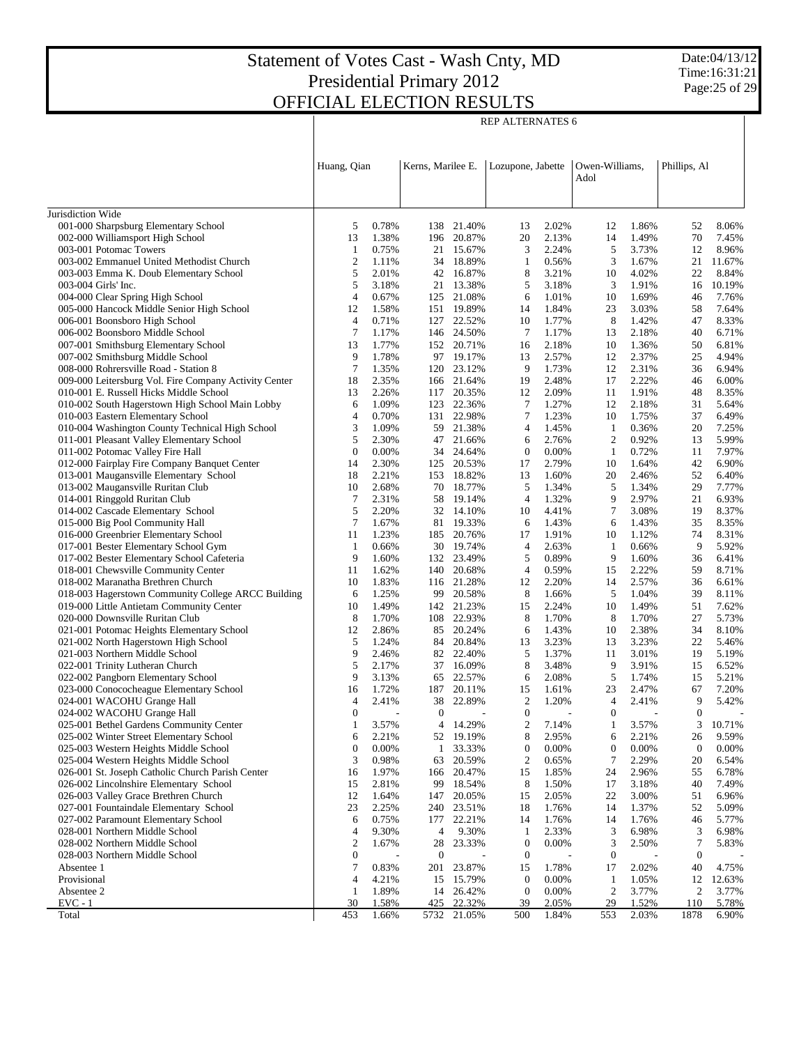# Statement of Votes Cast - Wash Cnty, MD
## Presidential Primary 2012
## OFFICIAL ELECTION RESULTS

Date:04/13/12
Time:16:31:21

| | REP ALTERNATES 6 | | | | | | | | | |
|---|---|---|---|---|---|---|---|---|---|---|
| | Huang, Qian | | Kerns, Marilee E. | | Lozupone, Jabette | | Owen-Williams, Adol | | Phillips, Al | |
| Jurisdiction Wide | | | | | | | | | | |
| 001-000 Sharpsburg Elementary School | 5 | 0.78% | 138 | 21.40% | 13 | 2.02% | 12 | 1.86% | 52 | 8.06% |
| 002-000 Williamsport High School | 13 | 1.38% | 196 | 20.87% | 20 | 2.13% | 14 | 1.49% | 70 | 7.45% |
| 003-001 Potomac Towers | 1 | 0.75% | 21 | 15.67% | 3 | 2.24% | 5 | 3.73% | 12 | 8.96% |
| 003-002 Emmanuel United Methodist Church | 2 | 1.11% | 34 | 18.89% | 1 | 0.56% | 3 | 1.67% | 21 | 11.67% |
| 003-003 Emma K. Doub Elementary School | 5 | 2.01% | 42 | 16.87% | 8 | 3.21% | 10 | 4.02% | 22 | 8.84% |
| 003-004 Girls' Inc. | 5 | 3.18% | 21 | 13.38% | 5 | 3.18% | 3 | 1.91% | 16 | 10.19% |
| 004-000 Clear Spring High School | 4 | 0.67% | 125 | 21.08% | 6 | 1.01% | 10 | 1.69% | 46 | 7.76% |
| 005-000 Hancock Middle Senior High School | 12 | 1.58% | 151 | 19.89% | 14 | 1.84% | 23 | 3.03% | 58 | 7.64% |
| 006-001 Boonsboro High School | 4 | 0.71% | 127 | 22.52% | 10 | 1.77% | 8 | 1.42% | 47 | 8.33% |
| 006-002 Boonsboro Middle School | 7 | 1.17% | 146 | 24.50% | 7 | 1.17% | 13 | 2.18% | 40 | 6.71% |
| 007-001 Smithsburg Elementary School | 13 | 1.77% | 152 | 20.71% | 16 | 2.18% | 10 | 1.36% | 50 | 6.81% |
| 007-002 Smithsburg Middle School | 9 | 1.78% | 97 | 19.17% | 13 | 2.57% | 12 | 2.37% | 25 | 4.94% |
| 008-000 Rohrersville Road - Station 8 | 7 | 1.35% | 120 | 23.12% | 9 | 1.73% | 12 | 2.31% | 36 | 6.94% |
| 009-000 Leitersburg Vol. Fire Company Activity Center | 18 | 2.35% | 166 | 21.64% | 19 | 2.48% | 17 | 2.22% | 46 | 6.00% |
| 010-001 E. Russell Hicks Middle School | 13 | 2.26% | 117 | 20.35% | 12 | 2.09% | 11 | 1.91% | 48 | 8.35% |
| 010-002 South Hagerstown High School Main Lobby | 6 | 1.09% | 123 | 22.36% | 7 | 1.27% | 12 | 2.18% | 31 | 5.64% |
| 010-003 Eastern Elementary School | 4 | 0.70% | 131 | 22.98% | 7 | 1.23% | 10 | 1.75% | 37 | 6.49% |
| 010-004 Washington County Technical High School | 3 | 1.09% | 59 | 21.38% | 4 | 1.45% | 1 | 0.36% | 20 | 7.25% |
| 011-001 Pleasant Valley Elementary School | 5 | 2.30% | 47 | 21.66% | 6 | 2.76% | 2 | 0.92% | 13 | 5.99% |
| 011-002 Potomac Valley Fire Hall | 0 | 0.00% | 34 | 24.64% | 0 | 0.00% | 1 | 0.72% | 11 | 7.97% |
| 012-000 Fairplay Fire Company Banquet Center | 14 | 2.30% | 125 | 20.53% | 17 | 2.79% | 10 | 1.64% | 42 | 6.90% |
| 013-001 Maugansville Elementary School | 18 | 2.21% | 153 | 18.82% | 13 | 1.60% | 20 | 2.46% | 52 | 6.40% |
| 013-002 Maugansville Ruritan Club | 10 | 2.68% | 70 | 18.77% | 5 | 1.34% | 5 | 1.34% | 29 | 7.77% |
| 014-001 Ringgold Ruritan Club | 7 | 2.31% | 58 | 19.14% | 4 | 1.32% | 9 | 2.97% | 21 | 6.93% |
| 014-002 Cascade Elementary School | 5 | 2.20% | 32 | 14.10% | 10 | 4.41% | 7 | 3.08% | 19 | 8.37% |
| 015-000 Big Pool Community Hall | 7 | 1.67% | 81 | 19.33% | 6 | 1.43% | 6 | 1.43% | 35 | 8.35% |
| 016-000 Greenbrier Elementary School | 11 | 1.23% | 185 | 20.76% | 17 | 1.91% | 10 | 1.12% | 74 | 8.31% |
| 017-001 Bester Elementary School Gym | 1 | 0.66% | 30 | 19.74% | 4 | 2.63% | 1 | 0.66% | 9 | 5.92% |
| 017-002 Bester Elementary School Cafeteria | 9 | 1.60% | 132 | 23.49% | 5 | 0.89% | 9 | 1.60% | 36 | 6.41% |
| 018-001 Chewsville Community Center | 11 | 1.62% | 140 | 20.68% | 4 | 0.59% | 15 | 2.22% | 59 | 8.71% |
| 018-002 Maranatha Brethren Church | 10 | 1.83% | 116 | 21.28% | 12 | 2.20% | 14 | 2.57% | 36 | 6.61% |
| 018-003 Hagerstown Community College ARCC Building | 6 | 1.25% | 99 | 20.58% | 8 | 1.66% | 5 | 1.04% | 39 | 8.11% |
| 019-000 Little Antietam Community Center | 10 | 1.49% | 142 | 21.23% | 15 | 2.24% | 10 | 1.49% | 51 | 7.62% |
| 020-000 Downsville Ruritan Club | 8 | 1.70% | 108 | 22.93% | 8 | 1.70% | 8 | 1.70% | 27 | 5.73% |
| 021-001 Potomac Heights Elementary School | 12 | 2.86% | 85 | 20.24% | 6 | 1.43% | 10 | 2.38% | 34 | 8.10% |
| 021-002 North Hagerstown High School | 5 | 1.24% | 84 | 20.84% | 13 | 3.23% | 13 | 3.23% | 22 | 5.46% |
| 021-003 Northern Middle School | 9 | 2.46% | 82 | 22.40% | 5 | 1.37% | 11 | 3.01% | 19 | 5.19% |
| 022-001 Trinity Lutheran Church | 5 | 2.17% | 37 | 16.09% | 8 | 3.48% | 9 | 3.91% | 15 | 6.52% |
| 022-002 Pangborn Elementary School | 9 | 3.13% | 65 | 22.57% | 6 | 2.08% | 5 | 1.74% | 15 | 5.21% |
| 023-000 Conococheague Elementary School | 16 | 1.72% | 187 | 20.11% | 15 | 1.61% | 23 | 2.47% | 67 | 7.20% |
| 024-001 WACOHU Grange Hall | 4 | 2.41% | 38 | 22.89% | 2 | 1.20% | 4 | 2.41% | 9 | 5.42% |
| 024-002 WACOHU Grange Hall | 0 | - | 0 | - | 0 | - | 0 | - | 0 | - |
| 025-001 Bethel Gardens Community Center | 1 | 3.57% | 4 | 14.29% | 2 | 7.14% | 1 | 3.57% | 3 | 10.71% |
| 025-002 Winter Street Elementary School | 6 | 2.21% | 52 | 19.19% | 8 | 2.95% | 6 | 2.21% | 26 | 9.59% |
| 025-003 Western Heights Middle School | 0 | 0.00% | 1 | 33.33% | 0 | 0.00% | 0 | 0.00% | 0 | 0.00% |
| 025-004 Western Heights Middle School | 3 | 0.98% | 63 | 20.59% | 2 | 0.65% | 7 | 2.29% | 20 | 6.54% |
| 026-001 St. Joseph Catholic Church Parish Center | 16 | 1.97% | 166 | 20.47% | 15 | 1.85% | 24 | 2.96% | 55 | 6.78% |
| 026-002 Lincolnshire Elementary School | 15 | 2.81% | 99 | 18.54% | 8 | 1.50% | 17 | 3.18% | 40 | 7.49% |
| 026-003 Valley Grace Brethren Church | 12 | 1.64% | 147 | 20.05% | 15 | 2.05% | 22 | 3.00% | 51 | 6.96% |
| 027-001 Fountaindale Elementary School | 23 | 2.25% | 240 | 23.51% | 18 | 1.76% | 14 | 1.37% | 52 | 5.09% |
| 027-002 Paramount Elementary School | 6 | 0.75% | 177 | 22.21% | 14 | 1.76% | 14 | 1.76% | 46 | 5.77% |
| 028-001 Northern Middle School | 4 | 9.30% | 4 | 9.30% | 1 | 2.33% | 3 | 6.98% | 3 | 6.98% |
| 028-002 Northern Middle School | 2 | 1.67% | 28 | 23.33% | 0 | 0.00% | 3 | 2.50% | 7 | 5.83% |
| 028-003 Northern Middle School | 0 | - | 0 | - | 0 | - | 0 | - | 0 | - |
| Absentee 1 | 7 | 0.83% | 201 | 23.87% | 15 | 1.78% | 17 | 2.02% | 40 | 4.75% |
| Provisional | 4 | 4.21% | 15 | 15.79% | 0 | 0.00% | 1 | 1.05% | 12 | 12.63% |
| Absentee 2 | 1 | 1.89% | 14 | 26.42% | 0 | 0.00% | 2 | 3.77% | 2 | 3.77% |
| EVC - 1 | 30 | 1.58% | 425 | 22.32% | 39 | 2.05% | 29 | 1.52% | 110 | 5.78% |
| Total | 453 | 1.66% | 5732 | 21.05% | 500 | 1.84% | 553 | 2.03% | 1878 | 6.90% |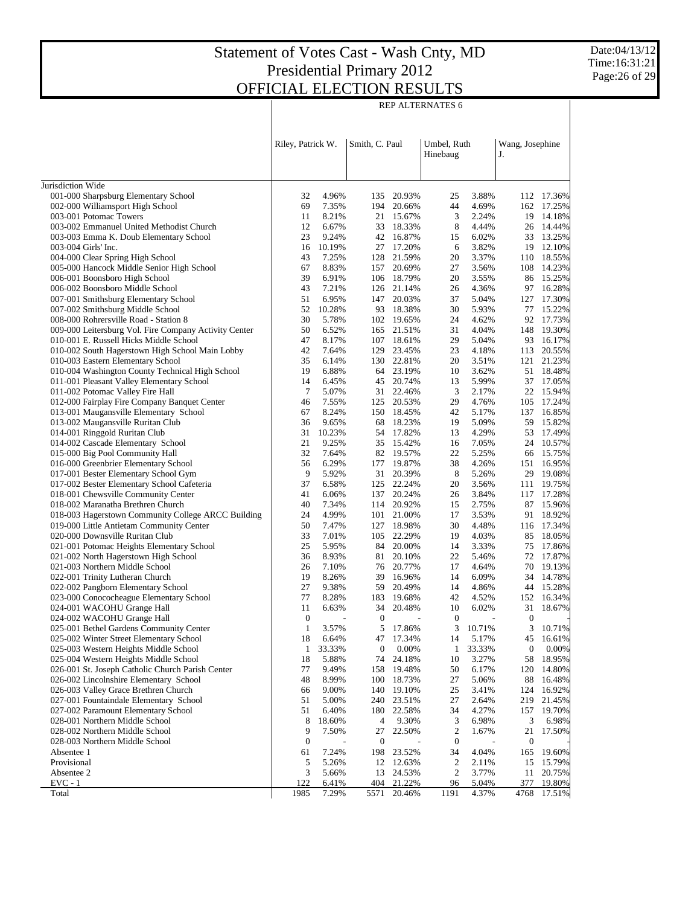# Statement of Votes Cast - Wash Cnty, MD
# Presidential Primary 2012
# OFFICIAL ELECTION RESULTS

Date:04/13/12
Time:16:31:21

| | REP ALTERNATES 6 | | | | | | | |
|---|---|---|---|---|---|---|---|---|
| | Riley, Patrick W. | | Smith, C. Paul | | Umbel, Ruth Hinebaug | | Wang, Josephine J. | |
| Jurisdiction Wide | | | | | | | | |
| 001-000 Sharpsburg Elementary School | 32 | 4.96% | 135 | 20.93% | 25 | 3.88% | 112 | 17.36% |
| 002-000 Williamsport High School | 69 | 7.35% | 194 | 20.66% | 44 | 4.69% | 162 | 17.25% |
| 003-001 Potomac Towers | 11 | 8.21% | 21 | 15.67% | 3 | 2.24% | 19 | 14.18% |
| 003-002 Emmanuel United Methodist Church | 12 | 6.67% | 33 | 18.33% | 8 | 4.44% | 26 | 14.44% |
| 003-003 Emma K. Doub Elementary School | 23 | 9.24% | 42 | 16.87% | 15 | 6.02% | 33 | 13.25% |
| 003-004 Girls' Inc. | 16 | 10.19% | 27 | 17.20% | 6 | 3.82% | 19 | 12.10% |
| 004-000 Clear Spring High School | 43 | 7.25% | 128 | 21.59% | 20 | 3.37% | 110 | 18.55% |
| 005-000 Hancock Middle Senior High School | 67 | 8.83% | 157 | 20.69% | 27 | 3.56% | 108 | 14.23% |
| 006-001 Boonsboro High School | 39 | 6.91% | 106 | 18.79% | 20 | 3.55% | 86 | 15.25% |
| 006-002 Boonsboro Middle School | 43 | 7.21% | 126 | 21.14% | 26 | 4.36% | 97 | 16.28% |
| 007-001 Smithsburg Elementary School | 51 | 6.95% | 147 | 20.03% | 37 | 5.04% | 127 | 17.30% |
| 007-002 Smithsburg Middle School | 52 | 10.28% | 93 | 18.38% | 30 | 5.93% | 77 | 15.22% |
| 008-000 Rohrersville Road - Station 8 | 30 | 5.78% | 102 | 19.65% | 24 | 4.62% | 92 | 17.73% |
| 009-000 Leitersburg Vol. Fire Company Activity Center | 50 | 6.52% | 165 | 21.51% | 31 | 4.04% | 148 | 19.30% |
| 010-001 E. Russell Hicks Middle School | 47 | 8.17% | 107 | 18.61% | 29 | 5.04% | 93 | 16.17% |
| 010-002 South Hagerstown High School Main Lobby | 42 | 7.64% | 129 | 23.45% | 23 | 4.18% | 113 | 20.55% |
| 010-003 Eastern Elementary School | 35 | 6.14% | 130 | 22.81% | 20 | 3.51% | 121 | 21.23% |
| 010-004 Washington County Technical High School | 19 | 6.88% | 64 | 23.19% | 10 | 3.62% | 51 | 18.48% |
| 011-001 Pleasant Valley Elementary School | 14 | 6.45% | 45 | 20.74% | 13 | 5.99% | 37 | 17.05% |
| 011-002 Potomac Valley Fire Hall | 7 | 5.07% | 31 | 22.46% | 3 | 2.17% | 22 | 15.94% |
| 012-000 Fairplay Fire Company Banquet Center | 46 | 7.55% | 125 | 20.53% | 29 | 4.76% | 105 | 17.24% |
| 013-001 Maugansville Elementary School | 67 | 8.24% | 150 | 18.45% | 42 | 5.17% | 137 | 16.85% |
| 013-002 Maugansville Ruritan Club | 36 | 9.65% | 68 | 18.23% | 19 | 5.09% | 59 | 15.82% |
| 014-001 Ringgold Ruritan Club | 31 | 10.23% | 54 | 17.82% | 13 | 4.29% | 53 | 17.49% |
| 014-002 Cascade Elementary School | 21 | 9.25% | 35 | 15.42% | 16 | 7.05% | 24 | 10.57% |
| 015-000 Big Pool Community Hall | 32 | 7.64% | 82 | 19.57% | 22 | 5.25% | 66 | 15.75% |
| 016-000 Greenbrier Elementary School | 56 | 6.29% | 177 | 19.87% | 38 | 4.26% | 151 | 16.95% |
| 017-001 Bester Elementary School Gym | 9 | 5.92% | 31 | 20.39% | 8 | 5.26% | 29 | 19.08% |
| 017-002 Bester Elementary School Cafeteria | 37 | 6.58% | 125 | 22.24% | 20 | 3.56% | 111 | 19.75% |
| 018-001 Chewsville Community Center | 41 | 6.06% | 137 | 20.24% | 26 | 3.84% | 117 | 17.28% |
| 018-002 Maranatha Brethren Church | 40 | 7.34% | 114 | 20.92% | 15 | 2.75% | 87 | 15.96% |
| 018-003 Hagerstown Community College ARCC Building | 24 | 4.99% | 101 | 21.00% | 17 | 3.53% | 91 | 18.92% |
| 019-000 Little Antietam Community Center | 50 | 7.47% | 127 | 18.98% | 30 | 4.48% | 116 | 17.34% |
| 020-000 Downsville Ruritan Club | 33 | 7.01% | 105 | 22.29% | 19 | 4.03% | 85 | 18.05% |
| 021-001 Potomac Heights Elementary School | 25 | 5.95% | 84 | 20.00% | 14 | 3.33% | 75 | 17.86% |
| 021-002 North Hagerstown High School | 36 | 8.93% | 81 | 20.10% | 22 | 5.46% | 72 | 17.87% |
| 021-003 Northern Middle School | 26 | 7.10% | 76 | 20.77% | 17 | 4.64% | 70 | 19.13% |
| 022-001 Trinity Lutheran Church | 19 | 8.26% | 39 | 16.96% | 14 | 6.09% | 34 | 14.78% |
| 022-002 Pangborn Elementary School | 27 | 9.38% | 59 | 20.49% | 14 | 4.86% | 44 | 15.28% |
| 023-000 Conococheague Elementary School | 77 | 8.28% | 183 | 19.68% | 42 | 4.52% | 152 | 16.34% |
| 024-001 WACOHU Grange Hall | 11 | 6.63% | 34 | 20.48% | 10 | 6.02% | 31 | 18.67% |
| 024-002 WACOHU Grange Hall | 0 | - | 0 | - | 0 | - | 0 | - |
| 025-001 Bethel Gardens Community Center | 1 | 3.57% | 5 | 17.86% | 3 | 10.71% | 3 | 10.71% |
| 025-002 Winter Street Elementary School | 18 | 6.64% | 47 | 17.34% | 14 | 5.17% | 45 | 16.61% |
| 025-003 Western Heights Middle School | 1 | 33.33% | 0 | 0.00% | 1 | 33.33% | 0 | 0.00% |
| 025-004 Western Heights Middle School | 18 | 5.88% | 74 | 24.18% | 10 | 3.27% | 58 | 18.95% |
| 026-001 St. Joseph Catholic Church Parish Center | 77 | 9.49% | 158 | 19.48% | 50 | 6.17% | 120 | 14.80% |
| 026-002 Lincolnshire Elementary School | 48 | 8.99% | 100 | 18.73% | 27 | 5.06% | 88 | 16.48% |
| 026-003 Valley Grace Brethren Church | 66 | 9.00% | 140 | 19.10% | 25 | 3.41% | 124 | 16.92% |
| 027-001 Fountaindale Elementary School | 51 | 5.00% | 240 | 23.51% | 27 | 2.64% | 219 | 21.45% |
| 027-002 Paramount Elementary School | 51 | 6.40% | 180 | 22.58% | 34 | 4.27% | 157 | 19.70% |
| 028-001 Northern Middle School | 8 | 18.60% | 4 | 9.30% | 3 | 6.98% | 3 | 6.98% |
| 028-002 Northern Middle School | 9 | 7.50% | 27 | 22.50% | 2 | 1.67% | 21 | 17.50% |
| 028-003 Northern Middle School | 0 | - | 0 | - | 0 | - | 0 | - |
| Absentee 1 | 61 | 7.24% | 198 | 23.52% | 34 | 4.04% | 165 | 19.60% |
| Provisional | 5 | 5.26% | 12 | 12.63% | 2 | 2.11% | 15 | 15.79% |
| Absentee 2 | 3 | 5.66% | 13 | 24.53% | 2 | 3.77% | 11 | 20.75% |
| EVC - 1 | 122 | 6.41% | 404 | 21.22% | 96 | 5.04% | 377 | 19.80% |
| Total | 1985 | 7.29% | 5571 | 20.46% | 1191 | 4.37% | 4768 | 17.51% |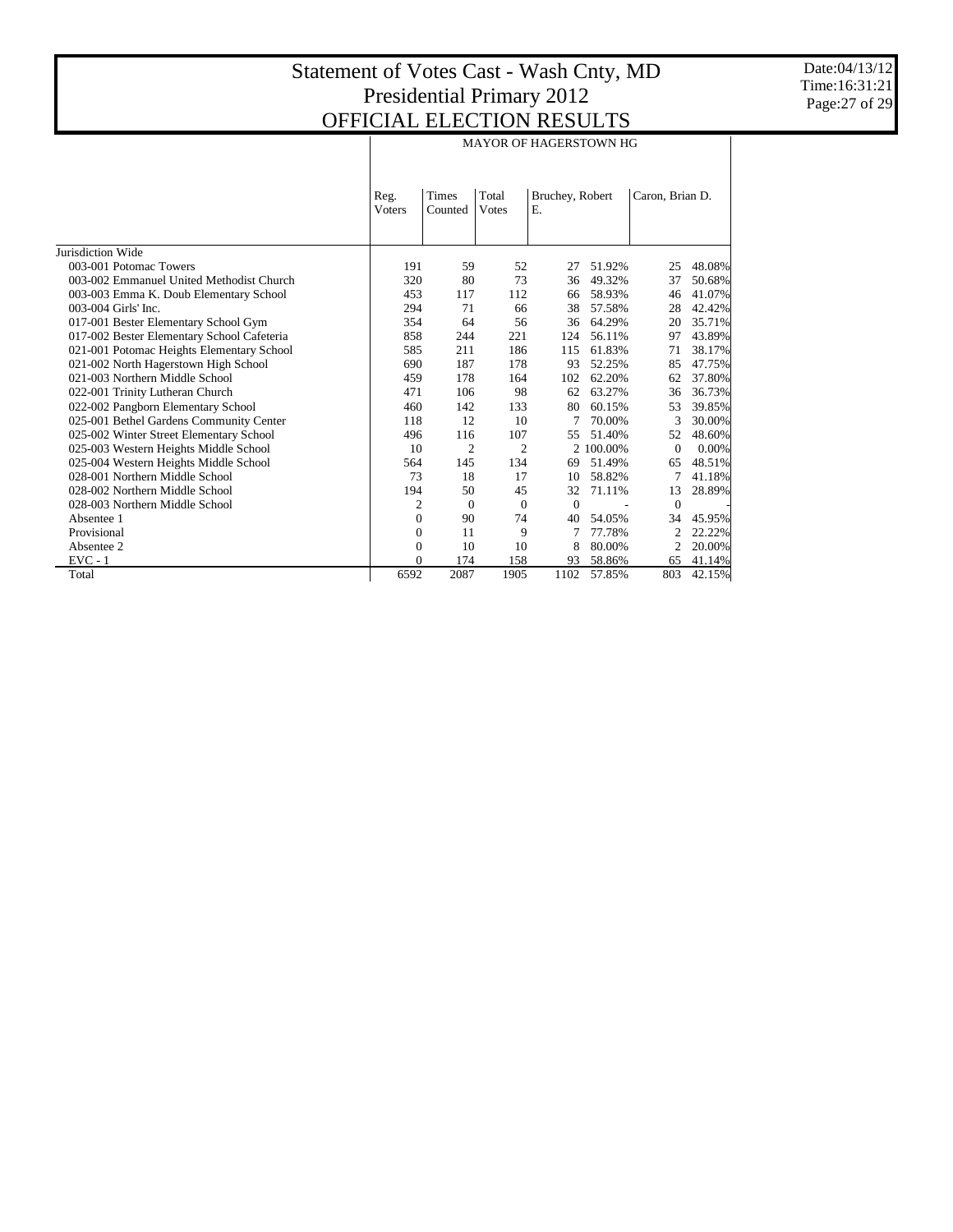# Statement of Votes Cast - Wash Cnty, MD
## Presidential Primary 2012
## OFFICIAL ELECTION RESULTS

Date:04/13/12
Time:16:31:21

MAYOR OF HAGERSTOWN HG

| | Reg. Voters | Times Counted | Total Votes | Bruchey, Robert E. | | Caron, Brian D. | |
|---|---|---|---|---|---|---|---|
| Jurisdiction Wide | | | | | | | |
| 003-001 Potomac Towers | 191 | 59 | 52 | 27 | 51.92% | 25 | 48.08% |
| 003-002 Emmanuel United Methodist Church | 320 | 80 | 73 | 36 | 49.32% | 37 | 50.68% |
| 003-003 Emma K. Doub Elementary School | 453 | 117 | 112 | 66 | 58.93% | 46 | 41.07% |
| 003-004 Girls' Inc. | 294 | 71 | 66 | 38 | 57.58% | 28 | 42.42% |
| 017-001 Bester Elementary School Gym | 354 | 64 | 56 | 36 | 64.29% | 20 | 35.71% |
| 017-002 Bester Elementary School Cafeteria | 858 | 244 | 221 | 124 | 56.11% | 97 | 43.89% |
| 021-001 Potomac Heights Elementary School | 585 | 211 | 186 | 115 | 61.83% | 71 | 38.17% |
| 021-002 North Hagerstown High School | 690 | 187 | 178 | 93 | 52.25% | 85 | 47.75% |
| 021-003 Northern Middle School | 459 | 178 | 164 | 102 | 62.20% | 62 | 37.80% |
| 022-001 Trinity Lutheran Church | 471 | 106 | 98 | 62 | 63.27% | 36 | 36.73% |
| 022-002 Pangborn Elementary School | 460 | 142 | 133 | 80 | 60.15% | 53 | 39.85% |
| 025-001 Bethel Gardens Community Center | 118 | 12 | 10 | 7 | 70.00% | 3 | 30.00% |
| 025-002 Winter Street Elementary School | 496 | 116 | 107 | 55 | 51.40% | 52 | 48.60% |
| 025-003 Western Heights Middle School | 10 | 2 | 2 | 2 | 100.00% | 0 | 0.00% |
| 025-004 Western Heights Middle School | 564 | 145 | 134 | 69 | 51.49% | 65 | 48.51% |
| 028-001 Northern Middle School | 73 | 18 | 17 | 10 | 58.82% | 7 | 41.18% |
| 028-002 Northern Middle School | 194 | 50 | 45 | 32 | 71.11% | 13 | 28.89% |
| 028-003 Northern Middle School | 2 | 0 | 0 | 0 | - | 0 | - |
| Absentee 1 | 0 | 90 | 74 | 40 | 54.05% | 34 | 45.95% |
| Provisional | 0 | 11 | 9 | 7 | 77.78% | 2 | 22.22% |
| Absentee 2 | 0 | 10 | 10 | 8 | 80.00% | 2 | 20.00% |
| EVC - 1 | 0 | 174 | 158 | 93 | 58.86% | 65 | 41.14% |
| Total | 6592 | 2087 | 1905 | 1102 | 57.85% | 803 | 42.15% |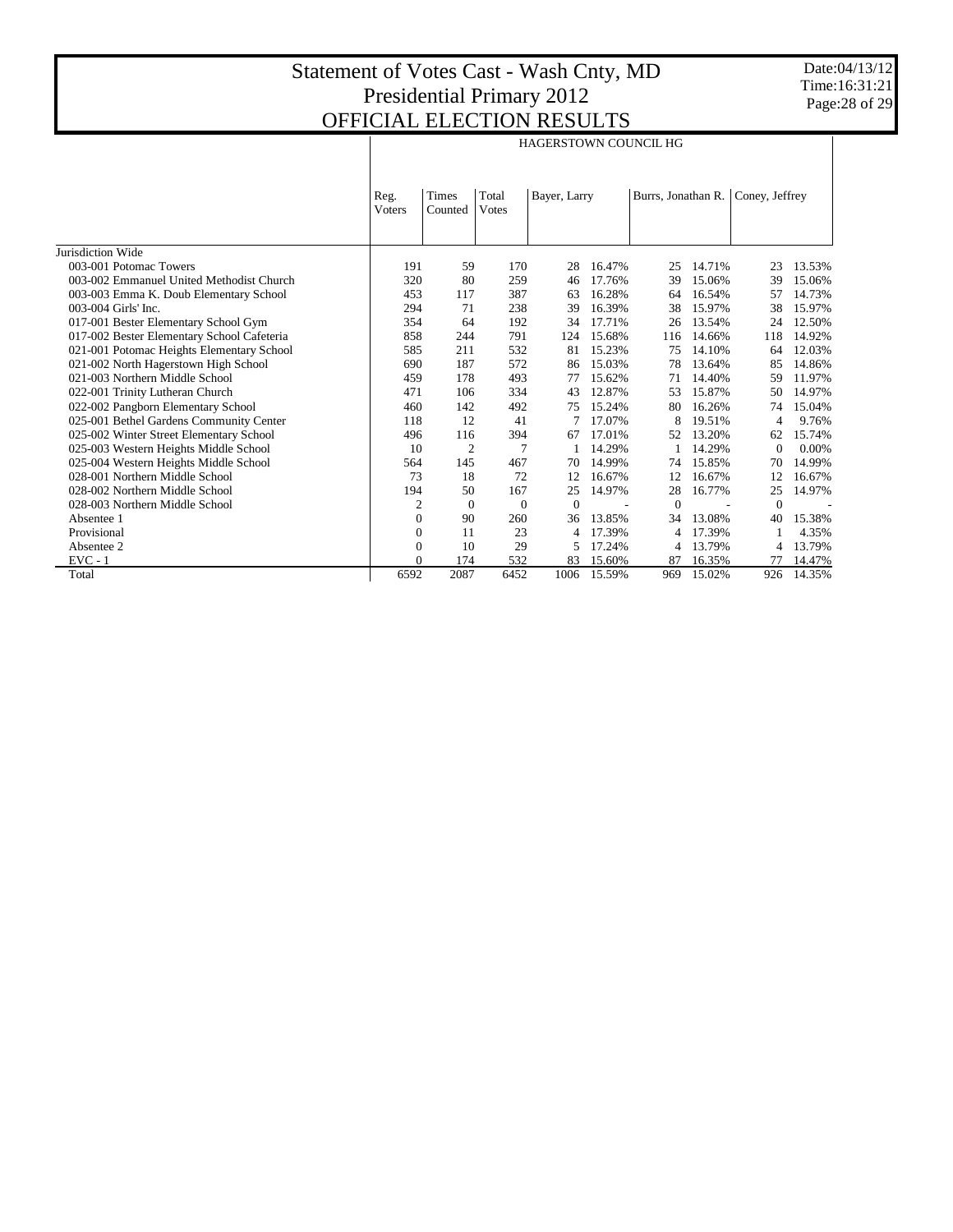# Statement of Votes Cast - Wash Cnty, MD
## Presidential Primary 2012
## OFFICIAL ELECTION RESULTS

Date:04/13/12
Time:16:31:21

| | HAGERSTOWN COUNCIL HG | | | | | | | | |
|---|---|---|---|---|---|---|---|---|---|
| | Reg. Voters | Times Counted | Total Votes | Bayer, Larry | | Burrs, Jonathan R. | | Coney, Jeffrey | |
| Jurisdiction Wide | | | | | | | | | |
| 003-001 Potomac Towers | 191 | 59 | 170 | 28 | 16.47% | 25 | 14.71% | 23 | 13.53% |
| 003-002 Emmanuel United Methodist Church | 320 | 80 | 259 | 46 | 17.76% | 39 | 15.06% | 39 | 15.06% |
| 003-003 Emma K. Doub Elementary School | 453 | 117 | 387 | 63 | 16.28% | 64 | 16.54% | 57 | 14.73% |
| 003-004 Girls' Inc. | 294 | 71 | 238 | 39 | 16.39% | 38 | 15.97% | 38 | 15.97% |
| 017-001 Bester Elementary School Gym | 354 | 64 | 192 | 34 | 17.71% | 26 | 13.54% | 24 | 12.50% |
| 017-002 Bester Elementary School Cafeteria | 858 | 244 | 791 | 124 | 15.68% | 116 | 14.66% | 118 | 14.92% |
| 021-001 Potomac Heights Elementary School | 585 | 211 | 532 | 81 | 15.23% | 75 | 14.10% | 64 | 12.03% |
| 021-002 North Hagerstown High School | 690 | 187 | 572 | 86 | 15.03% | 78 | 13.64% | 85 | 14.86% |
| 021-003 Northern Middle School | 459 | 178 | 493 | 77 | 15.62% | 71 | 14.40% | 59 | 11.97% |
| 022-001 Trinity Lutheran Church | 471 | 106 | 334 | 43 | 12.87% | 53 | 15.87% | 50 | 14.97% |
| 022-002 Pangborn Elementary School | 460 | 142 | 492 | 75 | 15.24% | 80 | 16.26% | 74 | 15.04% |
| 025-001 Bethel Gardens Community Center | 118 | 12 | 41 | 7 | 17.07% | 8 | 19.51% | 4 | 9.76% |
| 025-002 Winter Street Elementary School | 496 | 116 | 394 | 67 | 17.01% | 52 | 13.20% | 62 | 15.74% |
| 025-003 Western Heights Middle School | 10 | 2 | 7 | 1 | 14.29% | 1 | 14.29% | 0 | 0.00% |
| 025-004 Western Heights Middle School | 564 | 145 | 467 | 70 | 14.99% | 74 | 15.85% | 70 | 14.99% |
| 028-001 Northern Middle School | 73 | 18 | 72 | 12 | 16.67% | 12 | 16.67% | 12 | 16.67% |
| 028-002 Northern Middle School | 194 | 50 | 167 | 25 | 14.97% | 28 | 16.77% | 25 | 14.97% |
| 028-003 Northern Middle School | 2 | 0 | 0 | 0 | - | 0 | - | 0 | - |
| Absentee 1 | 0 | 90 | 260 | 36 | 13.85% | 34 | 13.08% | 40 | 15.38% |
| Provisional | 0 | 11 | 23 | 4 | 17.39% | 4 | 17.39% | 1 | 4.35% |
| Absentee 2 | 0 | 10 | 29 | 5 | 17.24% | 4 | 13.79% | 4 | 13.79% |
| EVC - 1 | 0 | 174 | 532 | 83 | 15.60% | 87 | 16.35% | 77 | 14.47% |
| Total | 6592 | 2087 | 6452 | 1006 | 15.59% | 969 | 15.02% | 926 | 14.35% |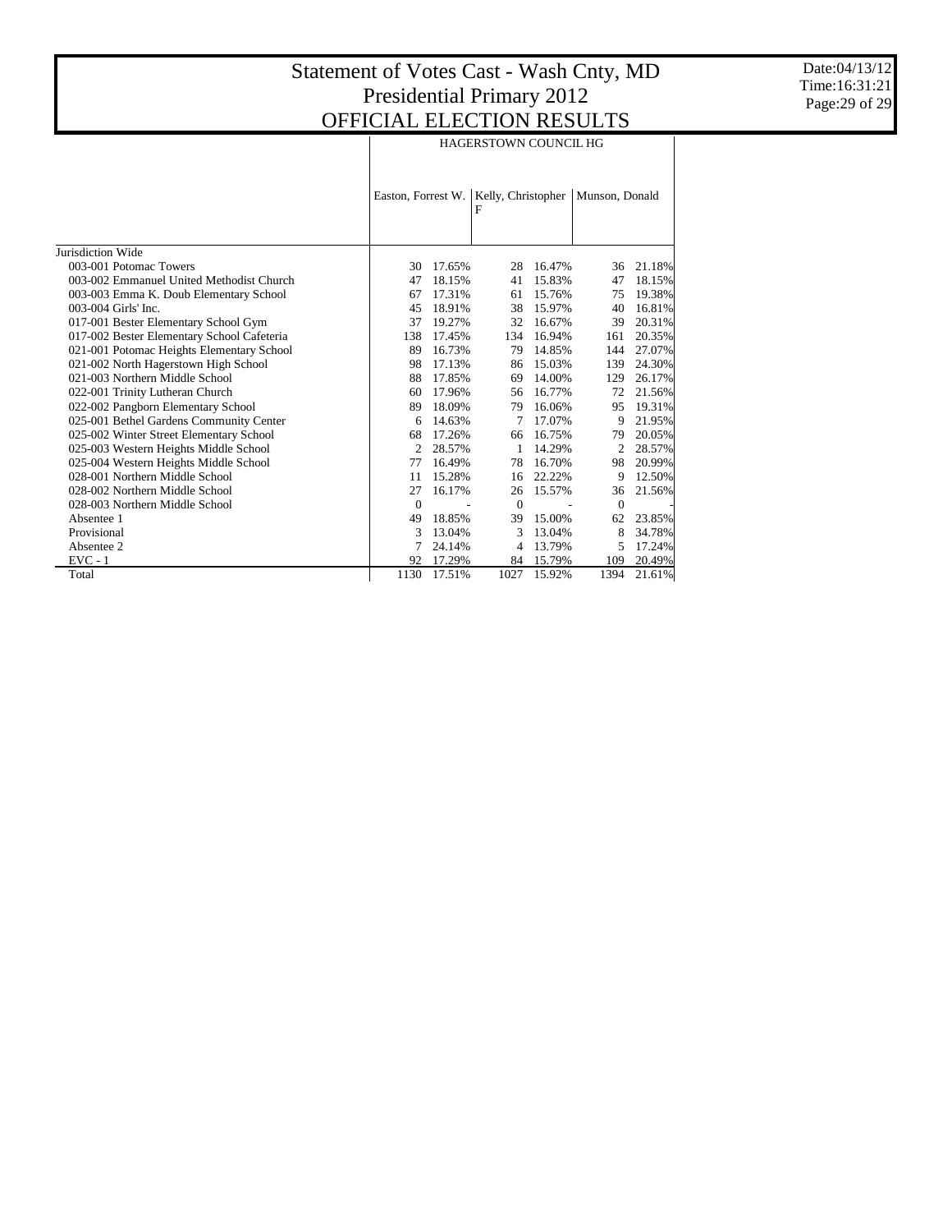# Statement of Votes Cast - Wash Cnty, MD
## Presidential Primary 2012
## OFFICIAL ELECTION RESULTS

Date:04/13/12
Time:16:31:21

| | HAGERSTOWN COUNCIL HG | | | | | |
|---|---|---|---|---|---|---|
| | Easton, Forrest W. | | Kelly, Christopher F | | Munson, Donald | |
| Jurisdiction Wide | | | | | | |
| 003-001 Potomac Towers | 30 | 17.65% | 28 | 16.47% | 36 | 21.18% |
| 003-002 Emmanuel United Methodist Church | 47 | 18.15% | 41 | 15.83% | 47 | 18.15% |
| 003-003 Emma K. Doub Elementary School | 67 | 17.31% | 61 | 15.76% | 75 | 19.38% |
| 003-004 Girls' Inc. | 45 | 18.91% | 38 | 15.97% | 40 | 16.81% |
| 017-001 Bester Elementary School Gym | 37 | 19.27% | 32 | 16.67% | 39 | 20.31% |
| 017-002 Bester Elementary School Cafeteria | 138 | 17.45% | 134 | 16.94% | 161 | 20.35% |
| 021-001 Potomac Heights Elementary School | 89 | 16.73% | 79 | 14.85% | 144 | 27.07% |
| 021-002 North Hagerstown High School | 98 | 17.13% | 86 | 15.03% | 139 | 24.30% |
| 021-003 Northern Middle School | 88 | 17.85% | 69 | 14.00% | 129 | 26.17% |
| 022-001 Trinity Lutheran Church | 60 | 17.96% | 56 | 16.77% | 72 | 21.56% |
| 022-002 Pangborn Elementary School | 89 | 18.09% | 79 | 16.06% | 95 | 19.31% |
| 025-001 Bethel Gardens Community Center | 6 | 14.63% | 7 | 17.07% | 9 | 21.95% |
| 025-002 Winter Street Elementary School | 68 | 17.26% | 66 | 16.75% | 79 | 20.05% |
| 025-003 Western Heights Middle School | 2 | 28.57% | 1 | 14.29% | 2 | 28.57% |
| 025-004 Western Heights Middle School | 77 | 16.49% | 78 | 16.70% | 98 | 20.99% |
| 028-001 Northern Middle School | 11 | 15.28% | 16 | 22.22% | 9 | 12.50% |
| 028-002 Northern Middle School | 27 | 16.17% | 26 | 15.57% | 36 | 21.56% |
| 028-003 Northern Middle School | 0 | - | 0 | - | 0 | - |
| Absentee 1 | 49 | 18.85% | 39 | 15.00% | 62 | 23.85% |
| Provisional | 3 | 13.04% | 3 | 13.04% | 8 | 34.78% |
| Absentee 2 | 7 | 24.14% | 4 | 13.79% | 5 | 17.24% |
| EVC - 1 | 92 | 17.29% | 84 | 15.79% | 109 | 20.49% |
| Total | 1130 | 17.51% | 1027 | 15.92% | 1394 | 21.61% |